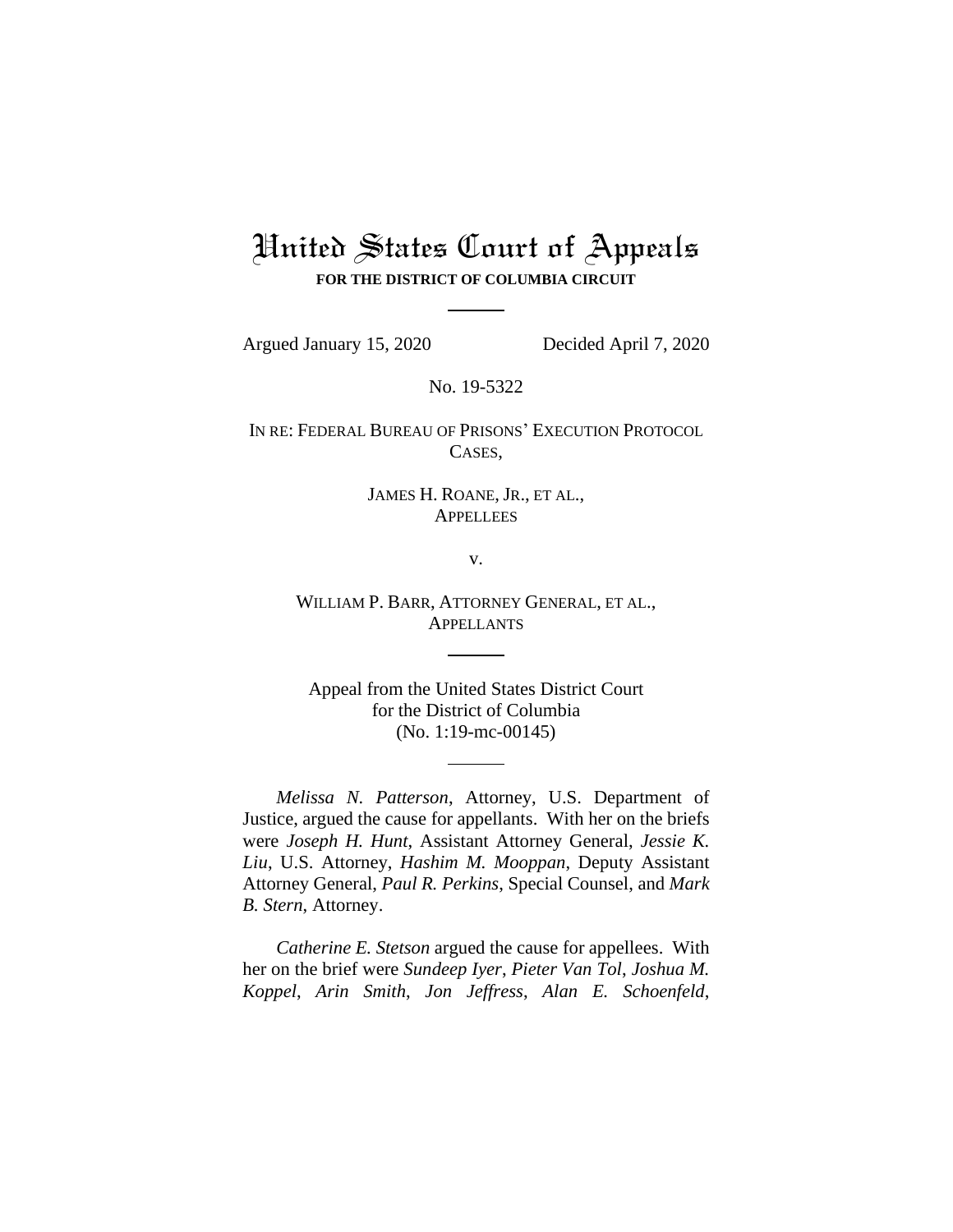# United States Court of Appeals

**FOR THE DISTRICT OF COLUMBIA CIRCUIT**

Argued January 15, 2020 Decided April 7, 2020

No. 19-5322

IN RE: FEDERAL BUREAU OF PRISONS' EXECUTION PROTOCOL CASES,

JAMES H. ROANE, JR., ET AL.,
APPELLEES

v.

WILLIAM P. BARR, ATTORNEY GENERAL, ET AL.,
APPELLANTS

Appeal from the United States District Court
for the District of Columbia
(No. 1:19-mc-00145)

*Melissa N. Patterson*, Attorney, U.S. Department of Justice, argued the cause for appellants. With her on the briefs were *Joseph H. Hunt*, Assistant Attorney General, *Jessie K. Liu*, U.S. Attorney, *Hashim M. Mooppan*, Deputy Assistant Attorney General, *Paul R. Perkins*, Special Counsel, and *Mark B. Stern*, Attorney.

*Catherine E. Stetson* argued the cause for appellees. With her on the brief were *Sundeep Iyer*, *Pieter Van Tol*, *Joshua M. Koppel*, *Arin Smith*, *Jon Jeffress*, *Alan E. Schoenfeld*,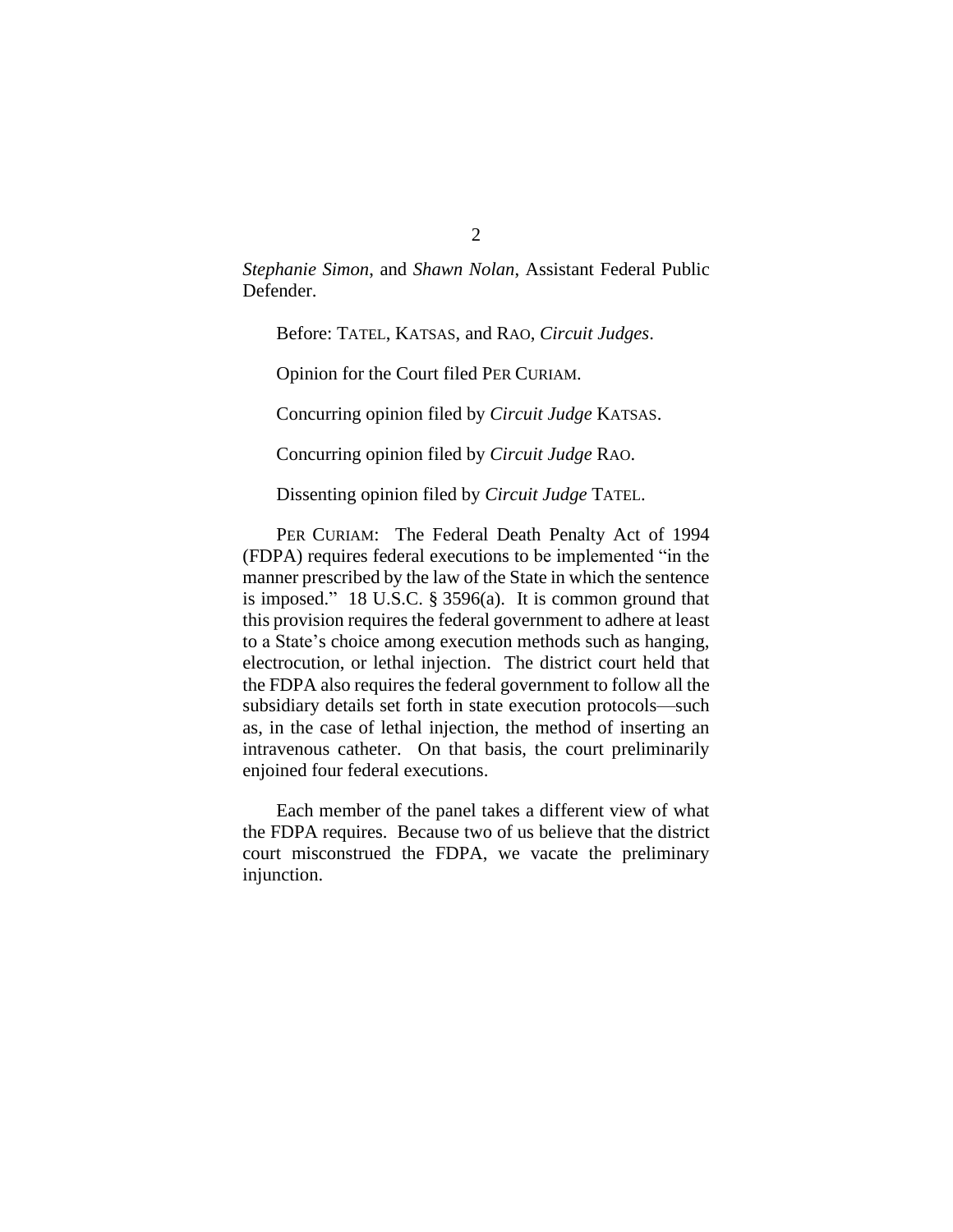*Stephanie Simon*, and *Shawn Nolan*, Assistant Federal Public Defender.

Before: TATEL, KATSAS, and RAO, *Circuit Judges*.

Opinion for the Court filed PER CURIAM.

Concurring opinion filed by *Circuit Judge* KATSAS.

Concurring opinion filed by *Circuit Judge* RAO.

Dissenting opinion filed by *Circuit Judge* TATEL.

PER CURIAM: The Federal Death Penalty Act of 1994 (FDPA) requires federal executions to be implemented "in the manner prescribed by the law of the State in which the sentence is imposed." 18 U.S.C. § 3596(a). It is common ground that this provision requires the federal government to adhere at least to a State's choice among execution methods such as hanging, electrocution, or lethal injection. The district court held that the FDPA also requires the federal government to follow all the subsidiary details set forth in state execution protocols—such as, in the case of lethal injection, the method of inserting an intravenous catheter. On that basis, the court preliminarily enjoined four federal executions.

Each member of the panel takes a different view of what the FDPA requires. Because two of us believe that the district court misconstrued the FDPA, we vacate the preliminary injunction.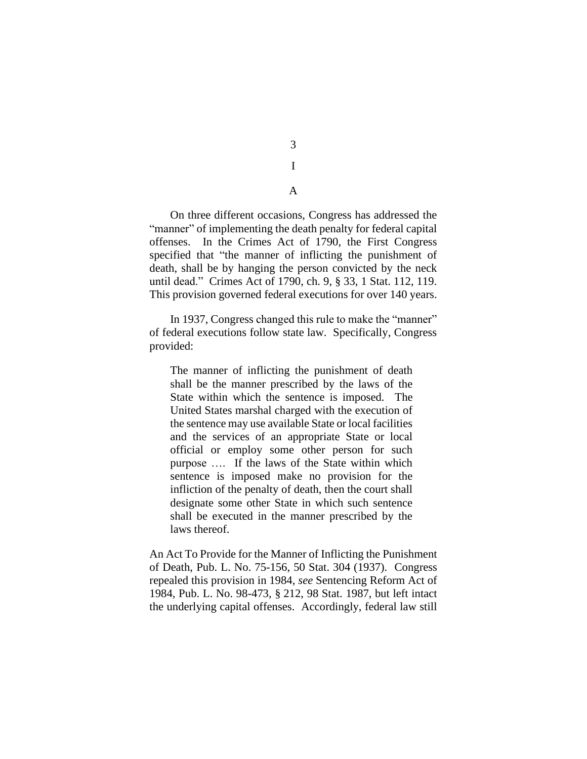# I

## A

On three different occasions, Congress has addressed the "manner" of implementing the death penalty for federal capital offenses. In the Crimes Act of 1790, the First Congress specified that "the manner of inflicting the punishment of death, shall be by hanging the person convicted by the neck until dead." Crimes Act of 1790, ch. 9, § 33, 1 Stat. 112, 119. This provision governed federal executions for over 140 years.

In 1937, Congress changed this rule to make the "manner" of federal executions follow state law. Specifically, Congress provided:

> The manner of inflicting the punishment of death shall be the manner prescribed by the laws of the State within which the sentence is imposed. The United States marshal charged with the execution of the sentence may use available State or local facilities and the services of an appropriate State or local official or employ some other person for such purpose …. If the laws of the State within which sentence is imposed make no provision for the infliction of the penalty of death, then the court shall designate some other State in which such sentence shall be executed in the manner prescribed by the laws thereof.

An Act To Provide for the Manner of Inflicting the Punishment of Death, Pub. L. No. 75-156, 50 Stat. 304 (1937). Congress repealed this provision in 1984, *see* Sentencing Reform Act of 1984, Pub. L. No. 98-473, § 212, 98 Stat. 1987, but left intact the underlying capital offenses. Accordingly, federal law still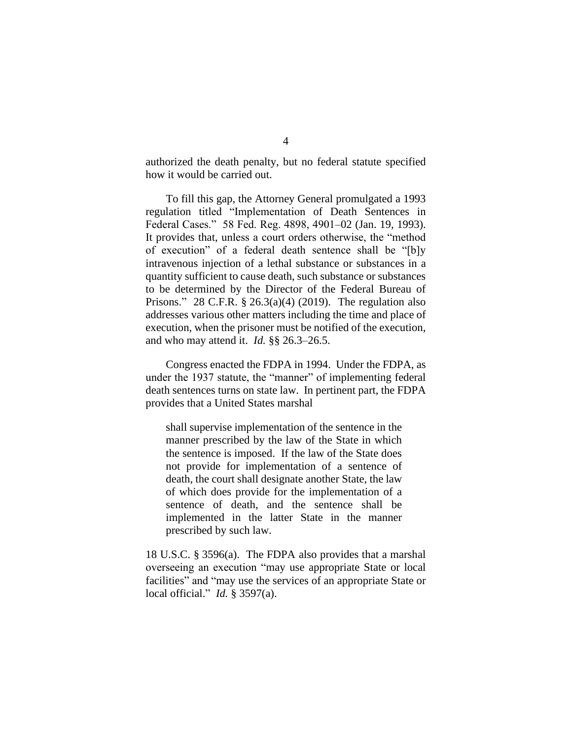authorized the death penalty, but no federal statute specified how it would be carried out.

To fill this gap, the Attorney General promulgated a 1993 regulation titled "Implementation of Death Sentences in Federal Cases." 58 Fed. Reg. 4898, 4901–02 (Jan. 19, 1993). It provides that, unless a court orders otherwise, the "method of execution" of a federal death sentence shall be "[b]y intravenous injection of a lethal substance or substances in a quantity sufficient to cause death, such substance or substances to be determined by the Director of the Federal Bureau of Prisons." 28 C.F.R. § 26.3(a)(4) (2019). The regulation also addresses various other matters including the time and place of execution, when the prisoner must be notified of the execution, and who may attend it. *Id.* §§ 26.3–26.5.

Congress enacted the FDPA in 1994. Under the FDPA, as under the 1937 statute, the "manner" of implementing federal death sentences turns on state law. In pertinent part, the FDPA provides that a United States marshal

> shall supervise implementation of the sentence in the manner prescribed by the law of the State in which the sentence is imposed. If the law of the State does not provide for implementation of a sentence of death, the court shall designate another State, the law of which does provide for the implementation of a sentence of death, and the sentence shall be implemented in the latter State in the manner prescribed by such law.

18 U.S.C. § 3596(a). The FDPA also provides that a marshal overseeing an execution "may use appropriate State or local facilities" and "may use the services of an appropriate State or local official." *Id.* § 3597(a).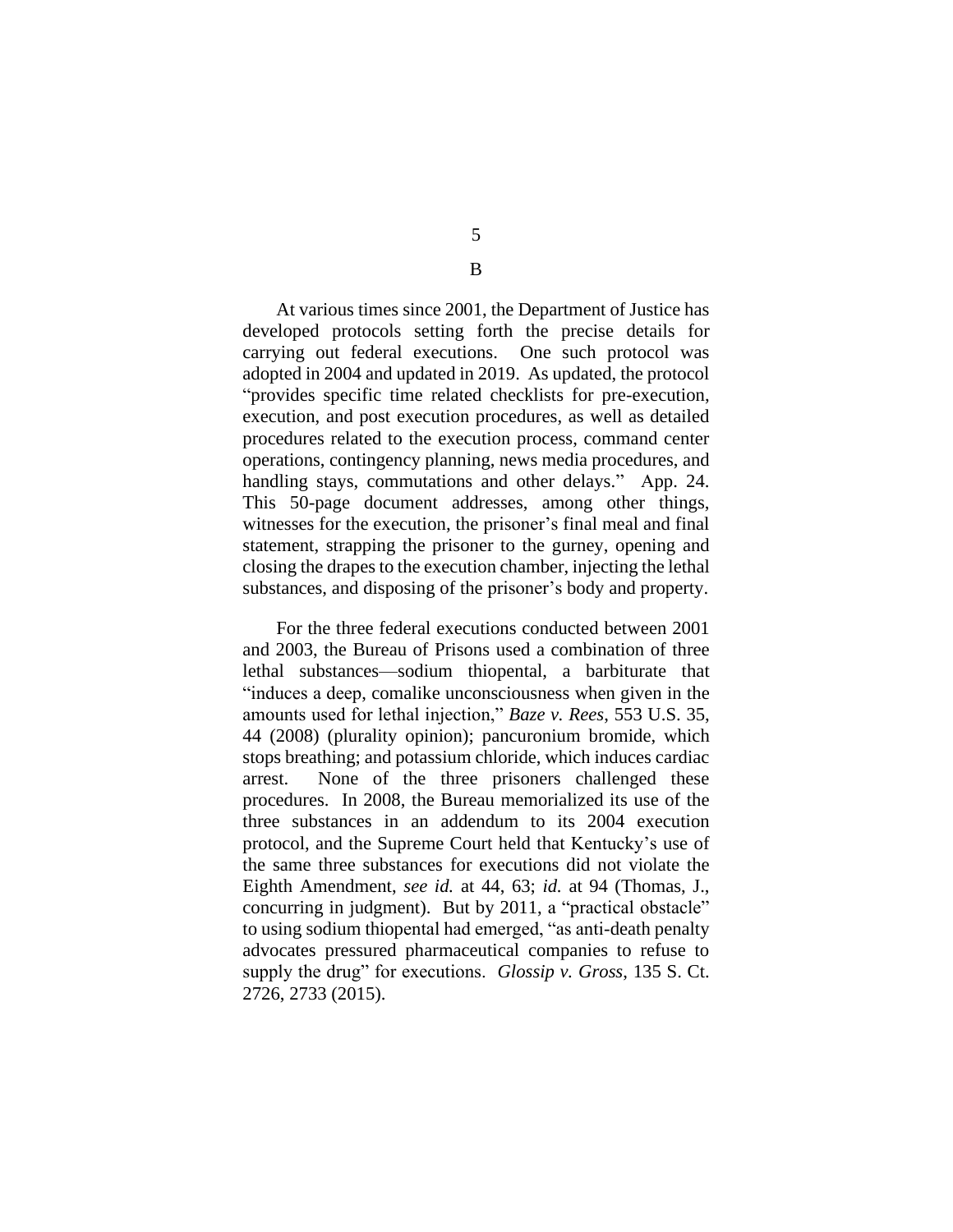## B

At various times since 2001, the Department of Justice has developed protocols setting forth the precise details for carrying out federal executions. One such protocol was adopted in 2004 and updated in 2019. As updated, the protocol "provides specific time related checklists for pre-execution, execution, and post execution procedures, as well as detailed procedures related to the execution process, command center operations, contingency planning, news media procedures, and handling stays, commutations and other delays." App. 24. This 50-page document addresses, among other things, witnesses for the execution, the prisoner's final meal and final statement, strapping the prisoner to the gurney, opening and closing the drapes to the execution chamber, injecting the lethal substances, and disposing of the prisoner's body and property.

For the three federal executions conducted between 2001 and 2003, the Bureau of Prisons used a combination of three lethal substances—sodium thiopental, a barbiturate that "induces a deep, comalike unconsciousness when given in the amounts used for lethal injection," *Baze v. Rees*, 553 U.S. 35, 44 (2008) (plurality opinion); pancuronium bromide, which stops breathing; and potassium chloride, which induces cardiac arrest. None of the three prisoners challenged these procedures. In 2008, the Bureau memorialized its use of the three substances in an addendum to its 2004 execution protocol, and the Supreme Court held that Kentucky's use of the same three substances for executions did not violate the Eighth Amendment, *see id.* at 44, 63; *id.* at 94 (Thomas, J., concurring in judgment). But by 2011, a "practical obstacle" to using sodium thiopental had emerged, "as anti-death penalty advocates pressured pharmaceutical companies to refuse to supply the drug" for executions. *Glossip v. Gross*, 135 S. Ct. 2726, 2733 (2015).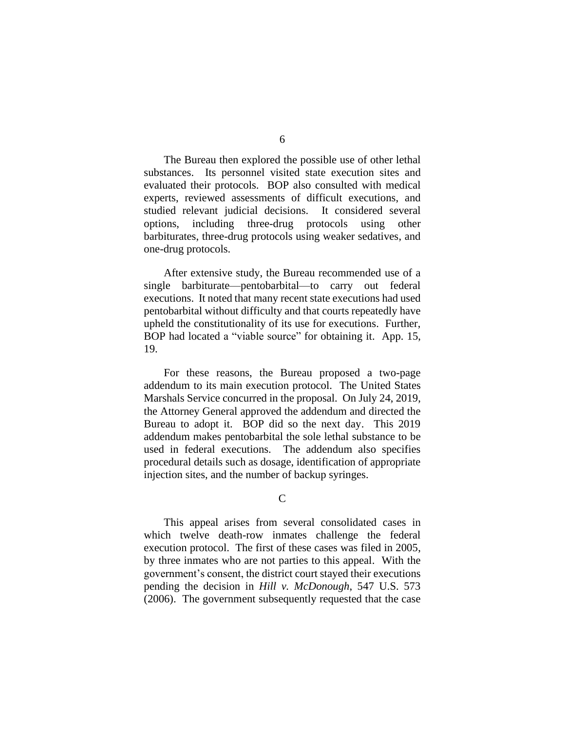The Bureau then explored the possible use of other lethal substances. Its personnel visited state execution sites and evaluated their protocols. BOP also consulted with medical experts, reviewed assessments of difficult executions, and studied relevant judicial decisions. It considered several options, including three-drug protocols using other barbiturates, three-drug protocols using weaker sedatives, and one-drug protocols.

After extensive study, the Bureau recommended use of a single barbiturate—pentobarbital—to carry out federal executions. It noted that many recent state executions had used pentobarbital without difficulty and that courts repeatedly have upheld the constitutionality of its use for executions. Further, BOP had located a "viable source" for obtaining it. App. 15, 19.

For these reasons, the Bureau proposed a two-page addendum to its main execution protocol. The United States Marshals Service concurred in the proposal. On July 24, 2019, the Attorney General approved the addendum and directed the Bureau to adopt it. BOP did so the next day. This 2019 addendum makes pentobarbital the sole lethal substance to be used in federal executions. The addendum also specifies procedural details such as dosage, identification of appropriate injection sites, and the number of backup syringes.

### C

This appeal arises from several consolidated cases in which twelve death-row inmates challenge the federal execution protocol. The first of these cases was filed in 2005, by three inmates who are not parties to this appeal. With the government's consent, the district court stayed their executions pending the decision in *Hill v. McDonough*, 547 U.S. 573 (2006). The government subsequently requested that the case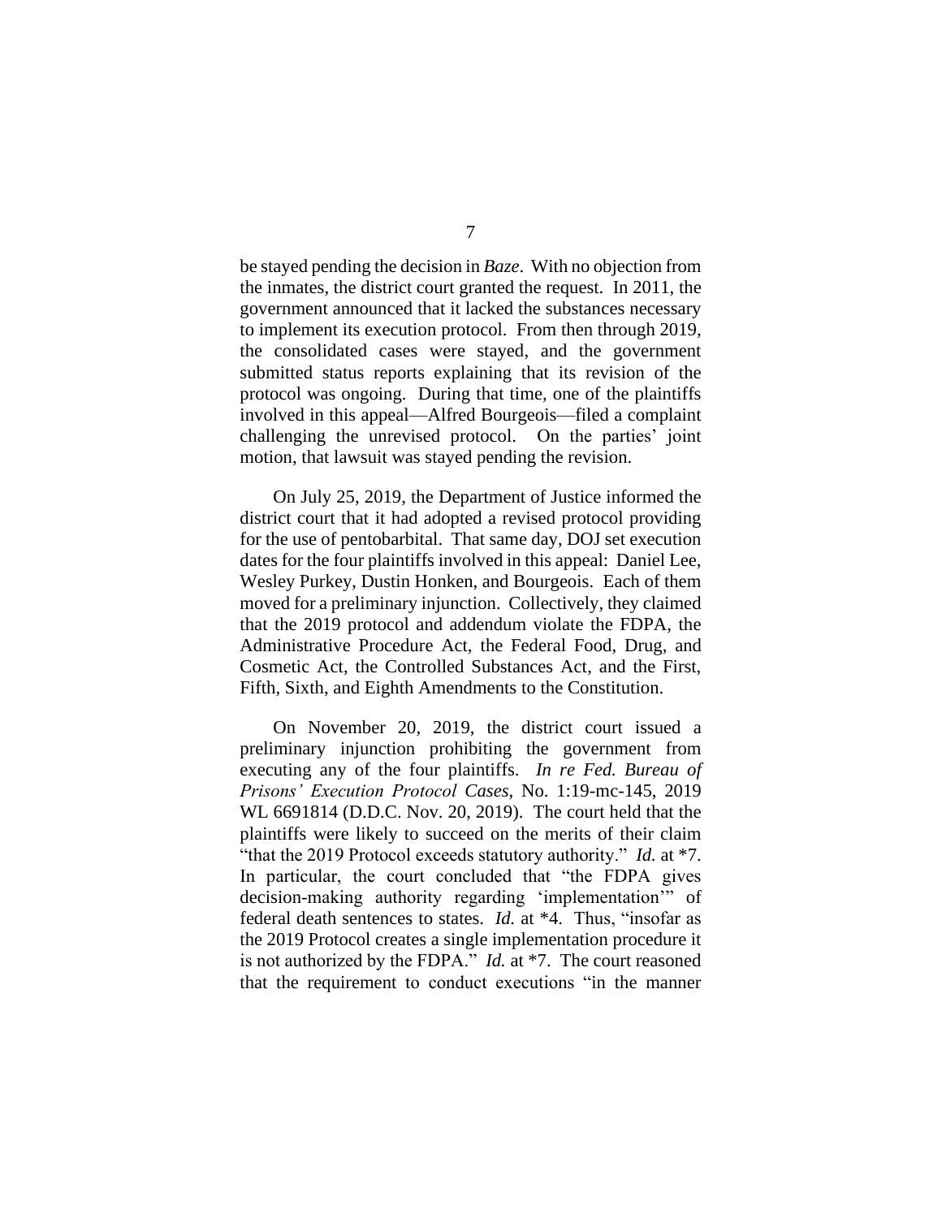be stayed pending the decision in *Baze*. With no objection from the inmates, the district court granted the request. In 2011, the government announced that it lacked the substances necessary to implement its execution protocol. From then through 2019, the consolidated cases were stayed, and the government submitted status reports explaining that its revision of the protocol was ongoing. During that time, one of the plaintiffs involved in this appeal—Alfred Bourgeois—filed a complaint challenging the unrevised protocol. On the parties' joint motion, that lawsuit was stayed pending the revision.

On July 25, 2019, the Department of Justice informed the district court that it had adopted a revised protocol providing for the use of pentobarbital. That same day, DOJ set execution dates for the four plaintiffs involved in this appeal: Daniel Lee, Wesley Purkey, Dustin Honken, and Bourgeois. Each of them moved for a preliminary injunction. Collectively, they claimed that the 2019 protocol and addendum violate the FDPA, the Administrative Procedure Act, the Federal Food, Drug, and Cosmetic Act, the Controlled Substances Act, and the First, Fifth, Sixth, and Eighth Amendments to the Constitution.

On November 20, 2019, the district court issued a preliminary injunction prohibiting the government from executing any of the four plaintiffs. *In re Fed. Bureau of Prisons' Execution Protocol Cases*, No. 1:19-mc-145, 2019 WL 6691814 (D.D.C. Nov. 20, 2019). The court held that the plaintiffs were likely to succeed on the merits of their claim "that the 2019 Protocol exceeds statutory authority." *Id.* at *7. In particular, the court concluded that "the FDPA gives decision-making authority regarding 'implementation'" of federal death sentences to states. *Id.* at *4. Thus, "insofar as the 2019 Protocol creates a single implementation procedure it is not authorized by the FDPA." *Id.* at *7. The court reasoned that the requirement to conduct executions "in the manner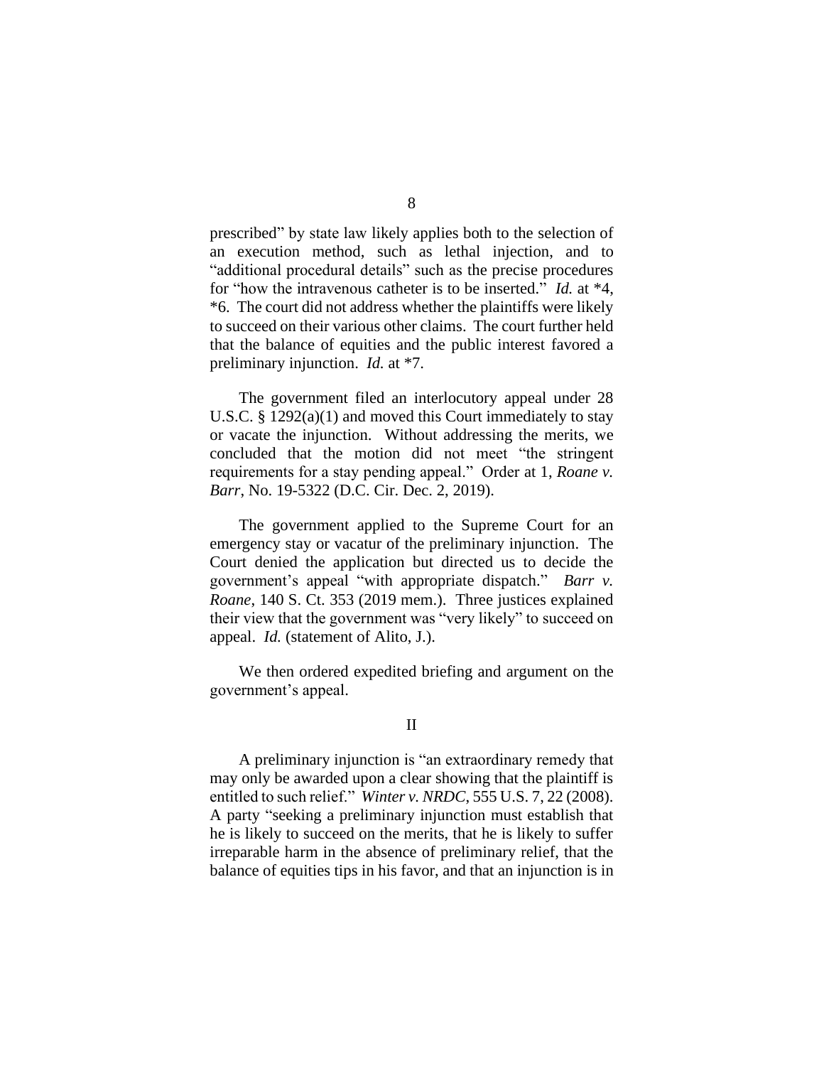prescribed" by state law likely applies both to the selection of an execution method, such as lethal injection, and to "additional procedural details" such as the precise procedures for "how the intravenous catheter is to be inserted." *Id.* at *4, *6. The court did not address whether the plaintiffs were likely to succeed on their various other claims. The court further held that the balance of equities and the public interest favored a preliminary injunction. *Id.* at *7.

The government filed an interlocutory appeal under 28 U.S.C. § 1292(a)(1) and moved this Court immediately to stay or vacate the injunction. Without addressing the merits, we concluded that the motion did not meet "the stringent requirements for a stay pending appeal." Order at 1, *Roane v. Barr*, No. 19-5322 (D.C. Cir. Dec. 2, 2019).

The government applied to the Supreme Court for an emergency stay or vacatur of the preliminary injunction. The Court denied the application but directed us to decide the government's appeal "with appropriate dispatch." *Barr v. Roane*, 140 S. Ct. 353 (2019 mem.). Three justices explained their view that the government was "very likely" to succeed on appeal. *Id.* (statement of Alito, J.).

We then ordered expedited briefing and argument on the government's appeal.

## II

A preliminary injunction is "an extraordinary remedy that may only be awarded upon a clear showing that the plaintiff is entitled to such relief." *Winter v. NRDC*, 555 U.S. 7, 22 (2008). A party "seeking a preliminary injunction must establish that he is likely to succeed on the merits, that he is likely to suffer irreparable harm in the absence of preliminary relief, that the balance of equities tips in his favor, and that an injunction is in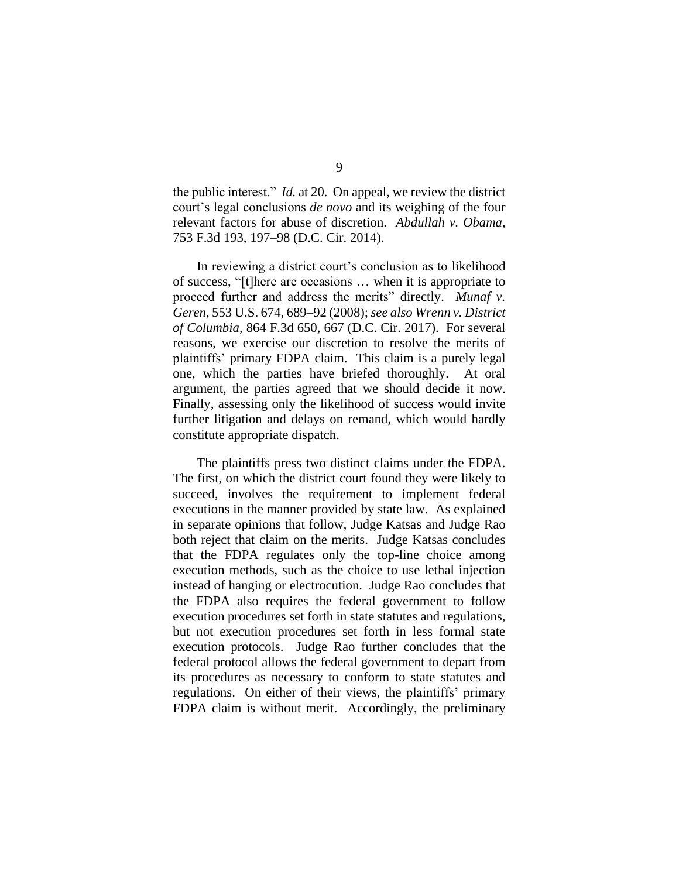the public interest." *Id.* at 20. On appeal, we review the district court's legal conclusions *de novo* and its weighing of the four relevant factors for abuse of discretion. *Abdullah v. Obama*, 753 F.3d 193, 197–98 (D.C. Cir. 2014).

In reviewing a district court's conclusion as to likelihood of success, "[t]here are occasions … when it is appropriate to proceed further and address the merits" directly. *Munaf v. Geren*, 553 U.S. 674, 689–92 (2008); *see also Wrenn v. District of Columbia*, 864 F.3d 650, 667 (D.C. Cir. 2017). For several reasons, we exercise our discretion to resolve the merits of plaintiffs' primary FDPA claim. This claim is a purely legal one, which the parties have briefed thoroughly. At oral argument, the parties agreed that we should decide it now. Finally, assessing only the likelihood of success would invite further litigation and delays on remand, which would hardly constitute appropriate dispatch.

The plaintiffs press two distinct claims under the FDPA. The first, on which the district court found they were likely to succeed, involves the requirement to implement federal executions in the manner provided by state law. As explained in separate opinions that follow, Judge Katsas and Judge Rao both reject that claim on the merits. Judge Katsas concludes that the FDPA regulates only the top-line choice among execution methods, such as the choice to use lethal injection instead of hanging or electrocution. Judge Rao concludes that the FDPA also requires the federal government to follow execution procedures set forth in state statutes and regulations, but not execution procedures set forth in less formal state execution protocols. Judge Rao further concludes that the federal protocol allows the federal government to depart from its procedures as necessary to conform to state statutes and regulations. On either of their views, the plaintiffs' primary FDPA claim is without merit. Accordingly, the preliminary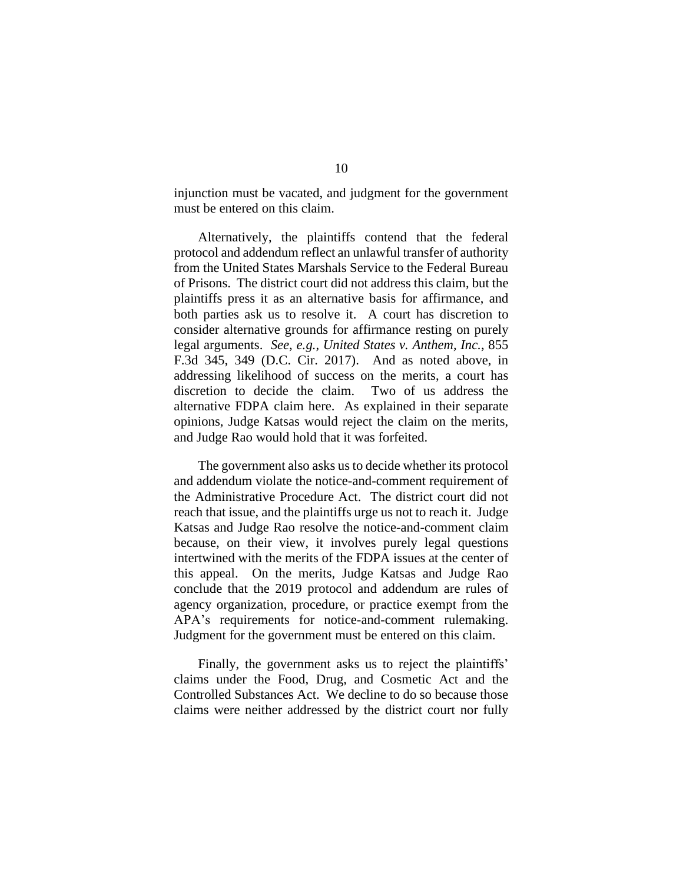injunction must be vacated, and judgment for the government must be entered on this claim.

Alternatively, the plaintiffs contend that the federal protocol and addendum reflect an unlawful transfer of authority from the United States Marshals Service to the Federal Bureau of Prisons. The district court did not address this claim, but the plaintiffs press it as an alternative basis for affirmance, and both parties ask us to resolve it. A court has discretion to consider alternative grounds for affirmance resting on purely legal arguments. *See, e.g.*, *United States v. Anthem, Inc.*, 855 F.3d 345, 349 (D.C. Cir. 2017). And as noted above, in addressing likelihood of success on the merits, a court has discretion to decide the claim. Two of us address the alternative FDPA claim here. As explained in their separate opinions, Judge Katsas would reject the claim on the merits, and Judge Rao would hold that it was forfeited.

The government also asks us to decide whether its protocol and addendum violate the notice-and-comment requirement of the Administrative Procedure Act. The district court did not reach that issue, and the plaintiffs urge us not to reach it. Judge Katsas and Judge Rao resolve the notice-and-comment claim because, on their view, it involves purely legal questions intertwined with the merits of the FDPA issues at the center of this appeal. On the merits, Judge Katsas and Judge Rao conclude that the 2019 protocol and addendum are rules of agency organization, procedure, or practice exempt from the APA's requirements for notice-and-comment rulemaking. Judgment for the government must be entered on this claim.

Finally, the government asks us to reject the plaintiffs' claims under the Food, Drug, and Cosmetic Act and the Controlled Substances Act. We decline to do so because those claims were neither addressed by the district court nor fully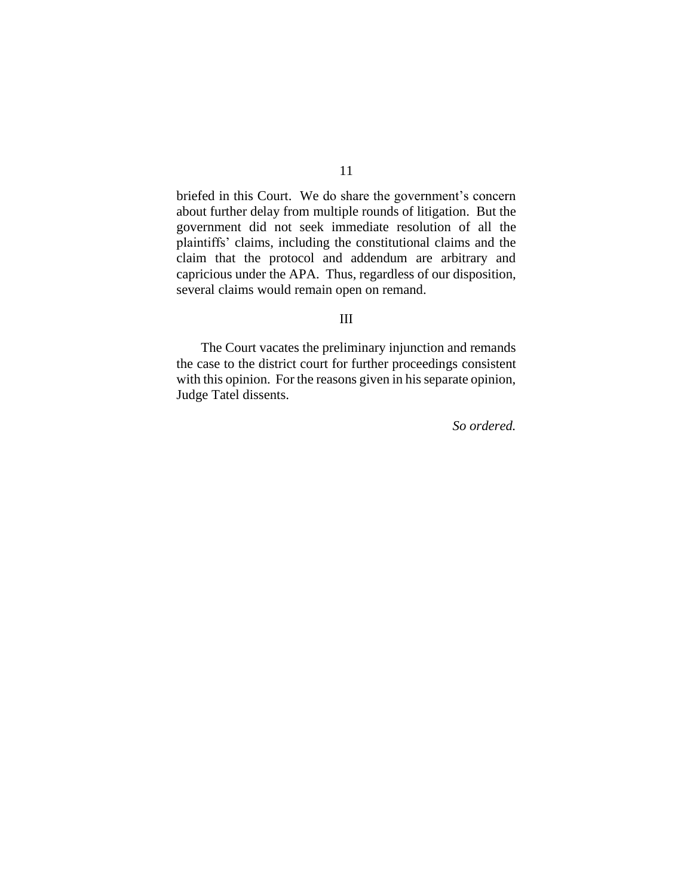briefed in this Court. We do share the government's concern about further delay from multiple rounds of litigation. But the government did not seek immediate resolution of all the plaintiffs' claims, including the constitutional claims and the claim that the protocol and addendum are arbitrary and capricious under the APA. Thus, regardless of our disposition, several claims would remain open on remand.

## III

The Court vacates the preliminary injunction and remands the case to the district court for further proceedings consistent with this opinion. For the reasons given in his separate opinion, Judge Tatel dissents.

*So ordered.*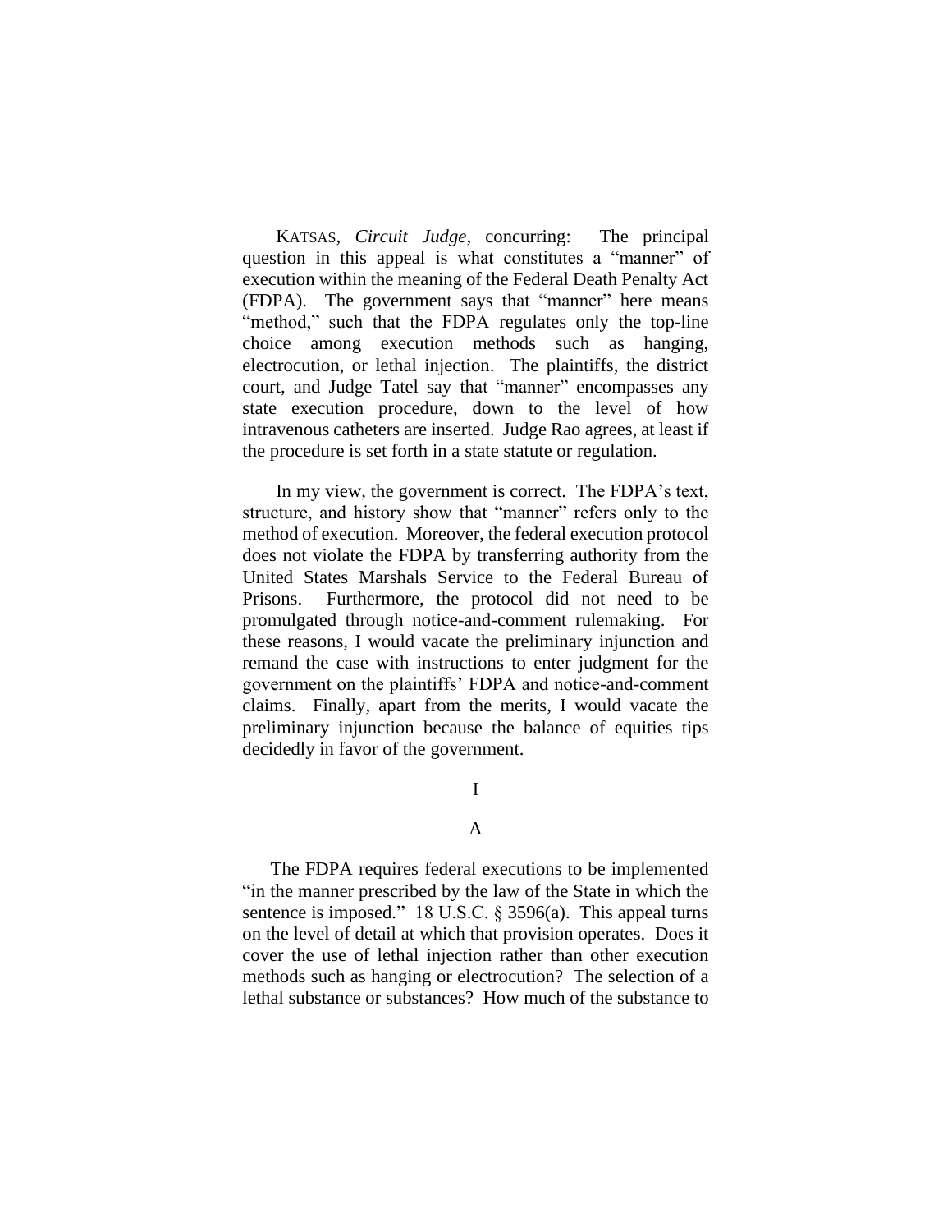KATSAS, *Circuit Judge*, concurring: The principal question in this appeal is what constitutes a "manner" of execution within the meaning of the Federal Death Penalty Act (FDPA). The government says that "manner" here means "method," such that the FDPA regulates only the top-line choice among execution methods such as hanging, electrocution, or lethal injection. The plaintiffs, the district court, and Judge Tatel say that "manner" encompasses any state execution procedure, down to the level of how intravenous catheters are inserted. Judge Rao agrees, at least if the procedure is set forth in a state statute or regulation.

In my view, the government is correct. The FDPA's text, structure, and history show that "manner" refers only to the method of execution. Moreover, the federal execution protocol does not violate the FDPA by transferring authority from the United States Marshals Service to the Federal Bureau of Prisons. Furthermore, the protocol did not need to be promulgated through notice-and-comment rulemaking. For these reasons, I would vacate the preliminary injunction and remand the case with instructions to enter judgment for the government on the plaintiffs' FDPA and notice-and-comment claims. Finally, apart from the merits, I would vacate the preliminary injunction because the balance of equities tips decidedly in favor of the government.

# I

## A

The FDPA requires federal executions to be implemented "in the manner prescribed by the law of the State in which the sentence is imposed." 18 U.S.C. § 3596(a). This appeal turns on the level of detail at which that provision operates. Does it cover the use of lethal injection rather than other execution methods such as hanging or electrocution? The selection of a lethal substance or substances? How much of the substance to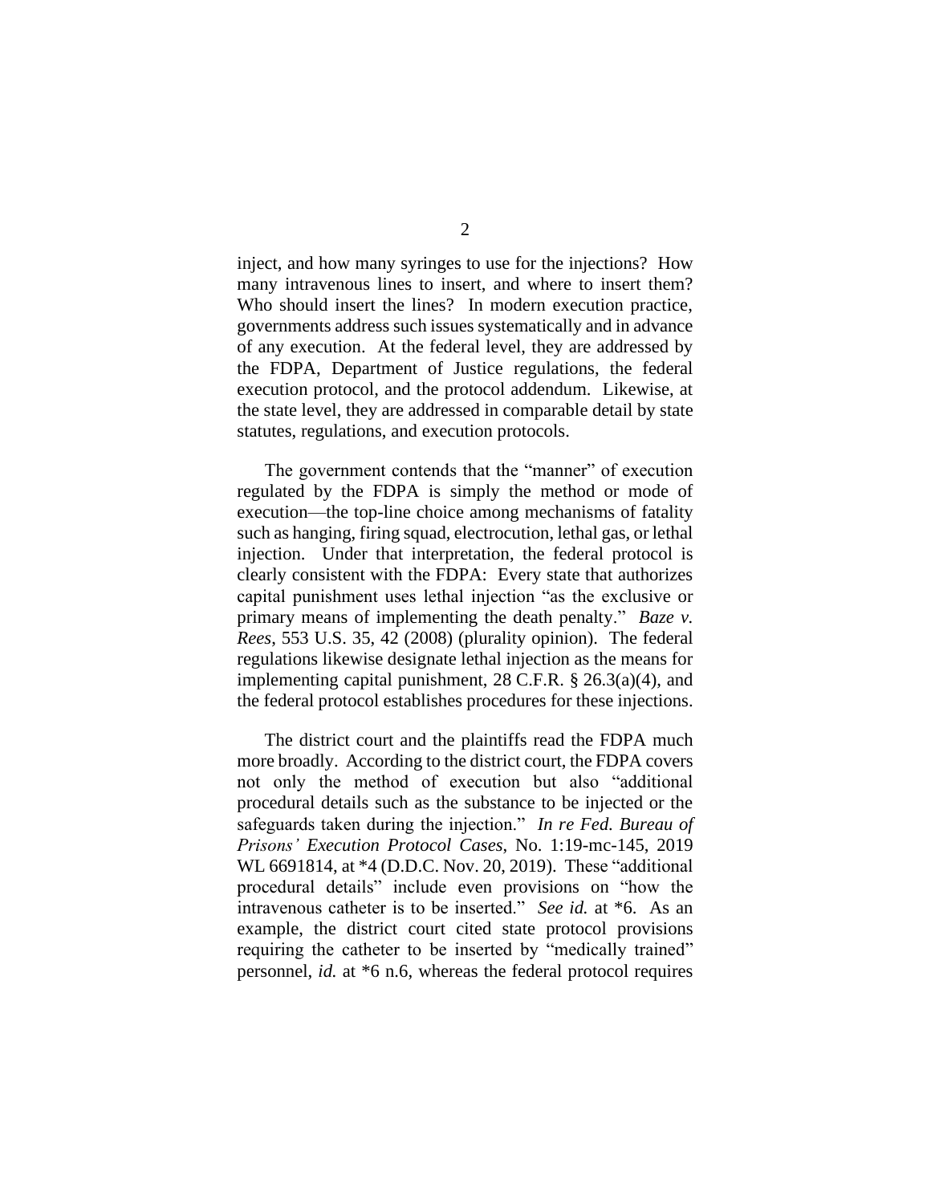inject, and how many syringes to use for the injections? How many intravenous lines to insert, and where to insert them? Who should insert the lines? In modern execution practice, governments address such issues systematically and in advance of any execution. At the federal level, they are addressed by the FDPA, Department of Justice regulations, the federal execution protocol, and the protocol addendum. Likewise, at the state level, they are addressed in comparable detail by state statutes, regulations, and execution protocols.

The government contends that the "manner" of execution regulated by the FDPA is simply the method or mode of execution—the top-line choice among mechanisms of fatality such as hanging, firing squad, electrocution, lethal gas, or lethal injection. Under that interpretation, the federal protocol is clearly consistent with the FDPA: Every state that authorizes capital punishment uses lethal injection "as the exclusive or primary means of implementing the death penalty." *Baze v. Rees*, 553 U.S. 35, 42 (2008) (plurality opinion). The federal regulations likewise designate lethal injection as the means for implementing capital punishment, 28 C.F.R. § 26.3(a)(4), and the federal protocol establishes procedures for these injections.

The district court and the plaintiffs read the FDPA much more broadly. According to the district court, the FDPA covers not only the method of execution but also "additional procedural details such as the substance to be injected or the safeguards taken during the injection." *In re Fed. Bureau of Prisons' Execution Protocol Cases*, No. 1:19-mc-145, 2019 WL 6691814, at *4 (D.D.C. Nov. 20, 2019). These "additional procedural details" include even provisions on "how the intravenous catheter is to be inserted." *See id.* at *6. As an example, the district court cited state protocol provisions requiring the catheter to be inserted by "medically trained" personnel, *id.* at *6 n.6, whereas the federal protocol requires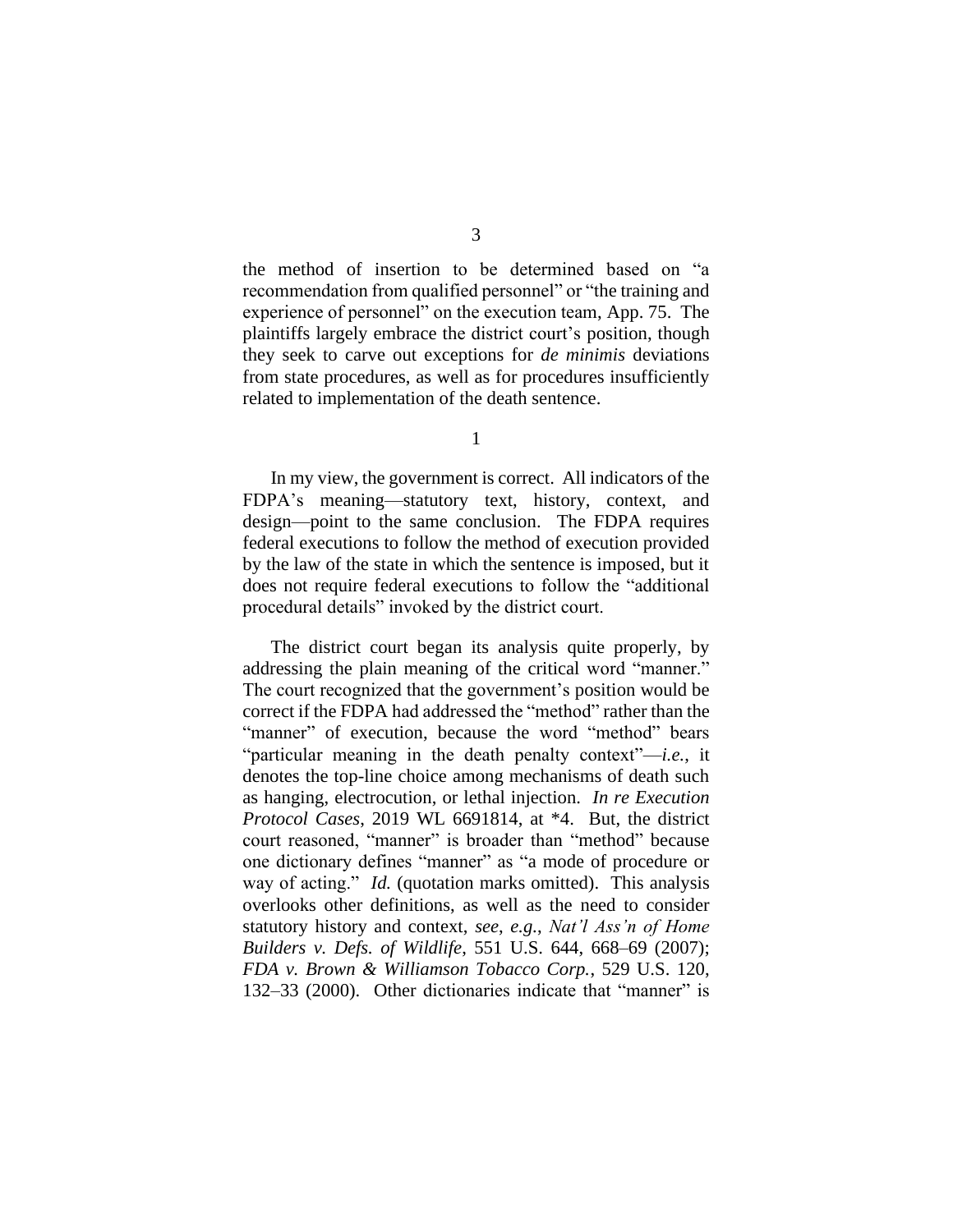the method of insertion to be determined based on "a recommendation from qualified personnel" or "the training and experience of personnel" on the execution team, App. 75. The plaintiffs largely embrace the district court's position, though they seek to carve out exceptions for *de minimis* deviations from state procedures, as well as for procedures insufficiently related to implementation of the death sentence.

1

In my view, the government is correct. All indicators of the FDPA's meaning—statutory text, history, context, and design—point to the same conclusion. The FDPA requires federal executions to follow the method of execution provided by the law of the state in which the sentence is imposed, but it does not require federal executions to follow the "additional procedural details" invoked by the district court.

The district court began its analysis quite properly, by addressing the plain meaning of the critical word "manner." The court recognized that the government's position would be correct if the FDPA had addressed the "method" rather than the "manner" of execution, because the word "method" bears "particular meaning in the death penalty context"—*i.e.*, it denotes the top-line choice among mechanisms of death such as hanging, electrocution, or lethal injection. *In re Execution Protocol Cases*, 2019 WL 6691814, at *4. But, the district court reasoned, "manner" is broader than "method" because one dictionary defines "manner" as "a mode of procedure or way of acting." *Id.* (quotation marks omitted). This analysis overlooks other definitions, as well as the need to consider statutory history and context, *see, e.g.*, *Nat'l Ass'n of Home Builders v. Defs. of Wildlife*, 551 U.S. 644, 668–69 (2007); *FDA v. Brown & Williamson Tobacco Corp.*, 529 U.S. 120, 132–33 (2000). Other dictionaries indicate that "manner" is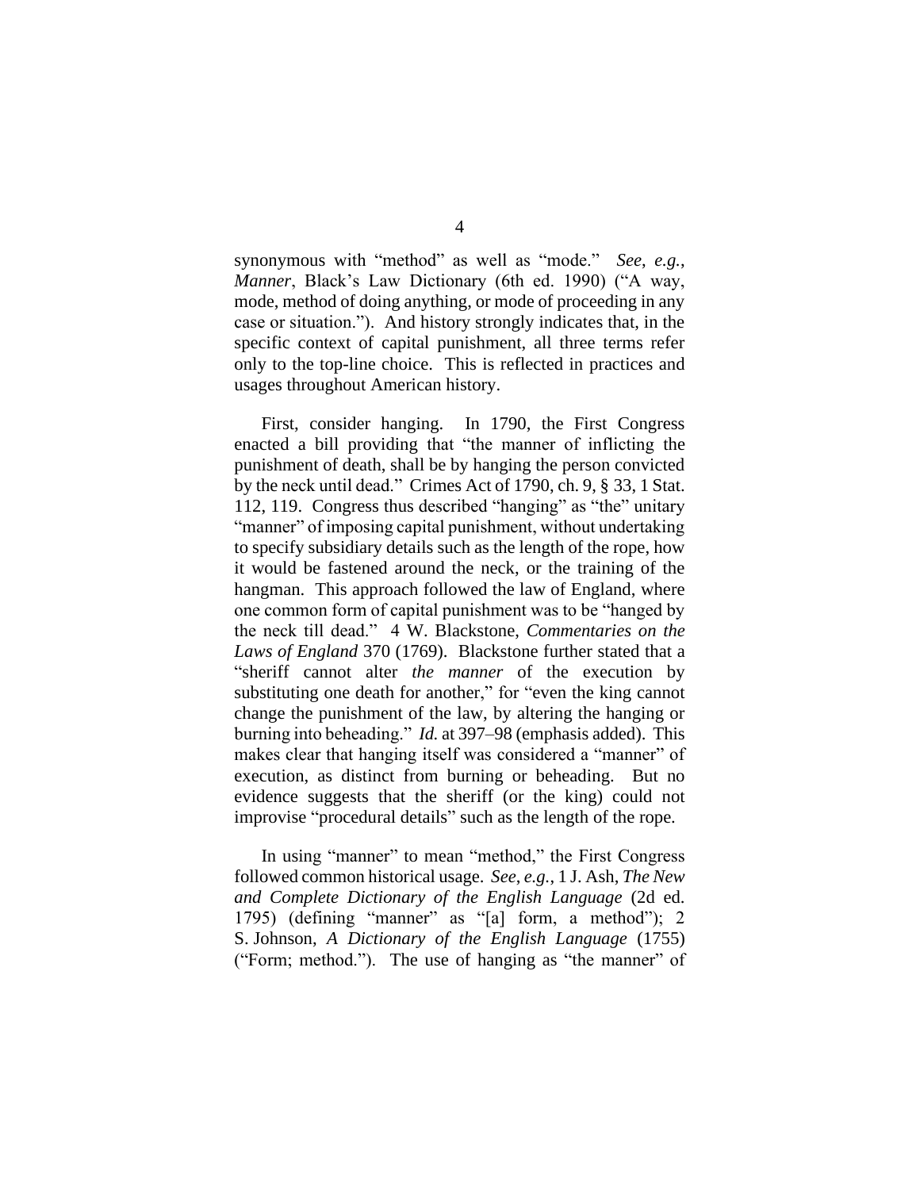synonymous with "method" as well as "mode." *See, e.g.*, *Manner*, Black's Law Dictionary (6th ed. 1990) ("A way, mode, method of doing anything, or mode of proceeding in any case or situation."). And history strongly indicates that, in the specific context of capital punishment, all three terms refer only to the top-line choice. This is reflected in practices and usages throughout American history.

First, consider hanging. In 1790, the First Congress enacted a bill providing that "the manner of inflicting the punishment of death, shall be by hanging the person convicted by the neck until dead." Crimes Act of 1790, ch. 9, § 33, 1 Stat. 112, 119. Congress thus described "hanging" as "the" unitary "manner" of imposing capital punishment, without undertaking to specify subsidiary details such as the length of the rope, how it would be fastened around the neck, or the training of the hangman. This approach followed the law of England, where one common form of capital punishment was to be "hanged by the neck till dead." 4 W. Blackstone, *Commentaries on the Laws of England* 370 (1769). Blackstone further stated that a "sheriff cannot alter *the manner* of the execution by substituting one death for another," for "even the king cannot change the punishment of the law, by altering the hanging or burning into beheading." *Id.* at 397–98 (emphasis added). This makes clear that hanging itself was considered a "manner" of execution, as distinct from burning or beheading. But no evidence suggests that the sheriff (or the king) could not improvise "procedural details" such as the length of the rope.

In using "manner" to mean "method," the First Congress followed common historical usage. *See, e.g.*, 1 J. Ash, *The New and Complete Dictionary of the English Language* (2d ed. 1795) (defining "manner" as "[a] form, a method"); 2 S. Johnson, *A Dictionary of the English Language* (1755) ("Form; method."). The use of hanging as "the manner" of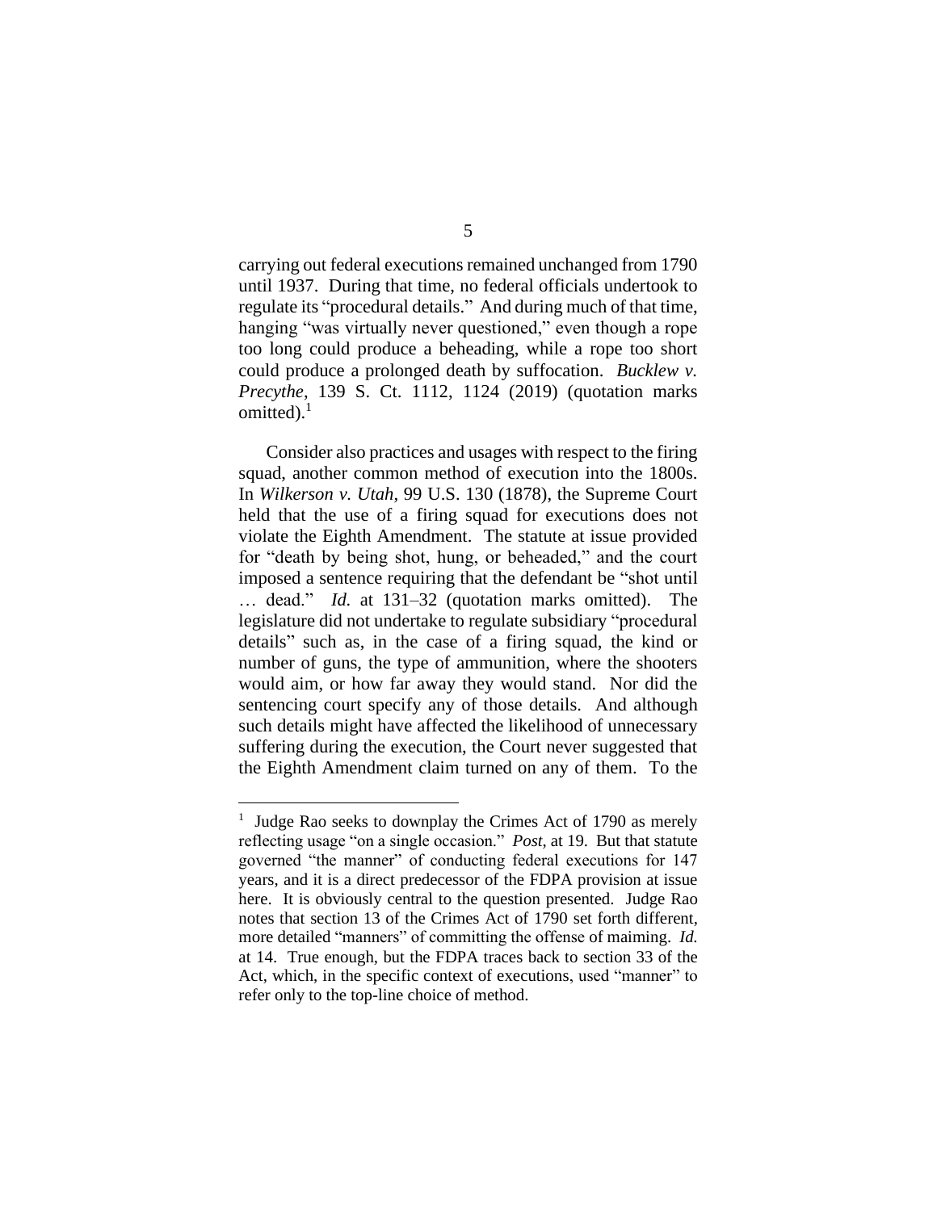carrying out federal executions remained unchanged from 1790 until 1937. During that time, no federal officials undertook to regulate its "procedural details." And during much of that time, hanging "was virtually never questioned," even though a rope too long could produce a beheading, while a rope too short could produce a prolonged death by suffocation. *Bucklew v. Precythe*, 139 S. Ct. 1112, 1124 (2019) (quotation marks omitted).[1]

Consider also practices and usages with respect to the firing squad, another common method of execution into the 1800s. In *Wilkerson v. Utah*, 99 U.S. 130 (1878), the Supreme Court held that the use of a firing squad for executions does not violate the Eighth Amendment. The statute at issue provided for "death by being shot, hung, or beheaded," and the court imposed a sentence requiring that the defendant be "shot until … dead." *Id.* at 131–32 (quotation marks omitted). The legislature did not undertake to regulate subsidiary "procedural details" such as, in the case of a firing squad, the kind or number of guns, the type of ammunition, where the shooters would aim, or how far away they would stand. Nor did the sentencing court specify any of those details. And although such details might have affected the likelihood of unnecessary suffering during the execution, the Court never suggested that the Eighth Amendment claim turned on any of them. To the

---

[1] Judge Rao seeks to downplay the Crimes Act of 1790 as merely reflecting usage "on a single occasion." *Post*, at 19. But that statute governed "the manner" of conducting federal executions for 147 years, and it is a direct predecessor of the FDPA provision at issue here. It is obviously central to the question presented. Judge Rao notes that section 13 of the Crimes Act of 1790 set forth different, more detailed "manners" of committing the offense of maiming. *Id.* at 14. True enough, but the FDPA traces back to section 33 of the Act, which, in the specific context of executions, used "manner" to refer only to the top-line choice of method.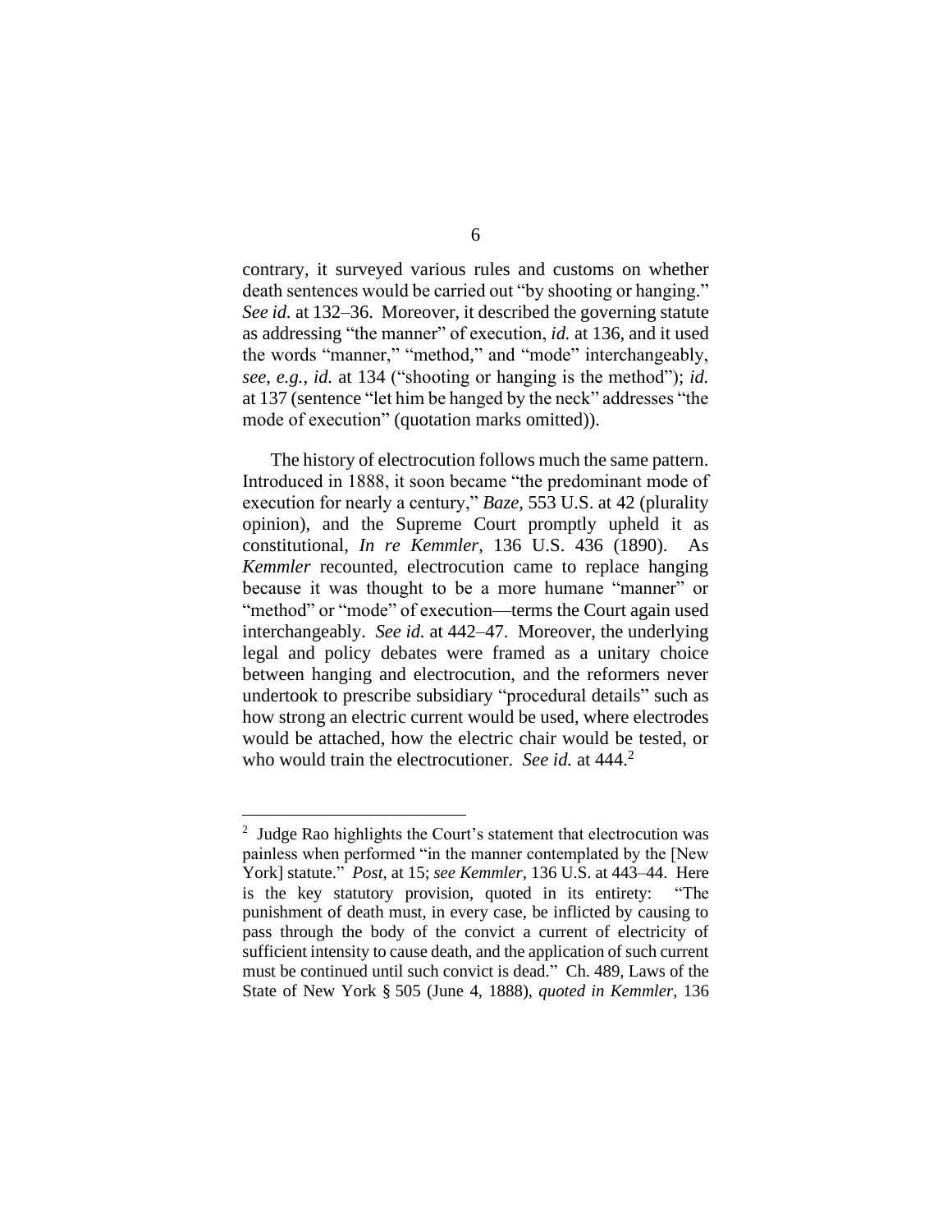contrary, it surveyed various rules and customs on whether death sentences would be carried out "by shooting or hanging." *See id.* at 132–36. Moreover, it described the governing statute as addressing "the manner" of execution, *id.* at 136, and it used the words "manner," "method," and "mode" interchangeably, *see*, *e.g.*, *id.* at 134 ("shooting or hanging is the method"); *id.* at 137 (sentence "let him be hanged by the neck" addresses "the mode of execution" (quotation marks omitted)).

The history of electrocution follows much the same pattern. Introduced in 1888, it soon became "the predominant mode of execution for nearly a century," *Baze*, 553 U.S. at 42 (plurality opinion), and the Supreme Court promptly upheld it as constitutional, *In re Kemmler*, 136 U.S. 436 (1890). As *Kemmler* recounted, electrocution came to replace hanging because it was thought to be a more humane "manner" or "method" or "mode" of execution—terms the Court again used interchangeably. *See id.* at 442–47. Moreover, the underlying legal and policy debates were framed as a unitary choice between hanging and electrocution, and the reformers never undertook to prescribe subsidiary "procedural details" such as how strong an electric current would be used, where electrodes would be attached, how the electric chair would be tested, or who would train the electrocutioner. *See id.* at 444.[2]

---

[2] Judge Rao highlights the Court's statement that electrocution was painless when performed "in the manner contemplated by the [New York] statute." *Post*, at 15; *see Kemmler*, 136 U.S. at 443–44. Here is the key statutory provision, quoted in its entirety: "The punishment of death must, in every case, be inflicted by causing to pass through the body of the convict a current of electricity of sufficient intensity to cause death, and the application of such current must be continued until such convict is dead." Ch. 489, Laws of the State of New York § 505 (June 4, 1888), *quoted in Kemmler*, 136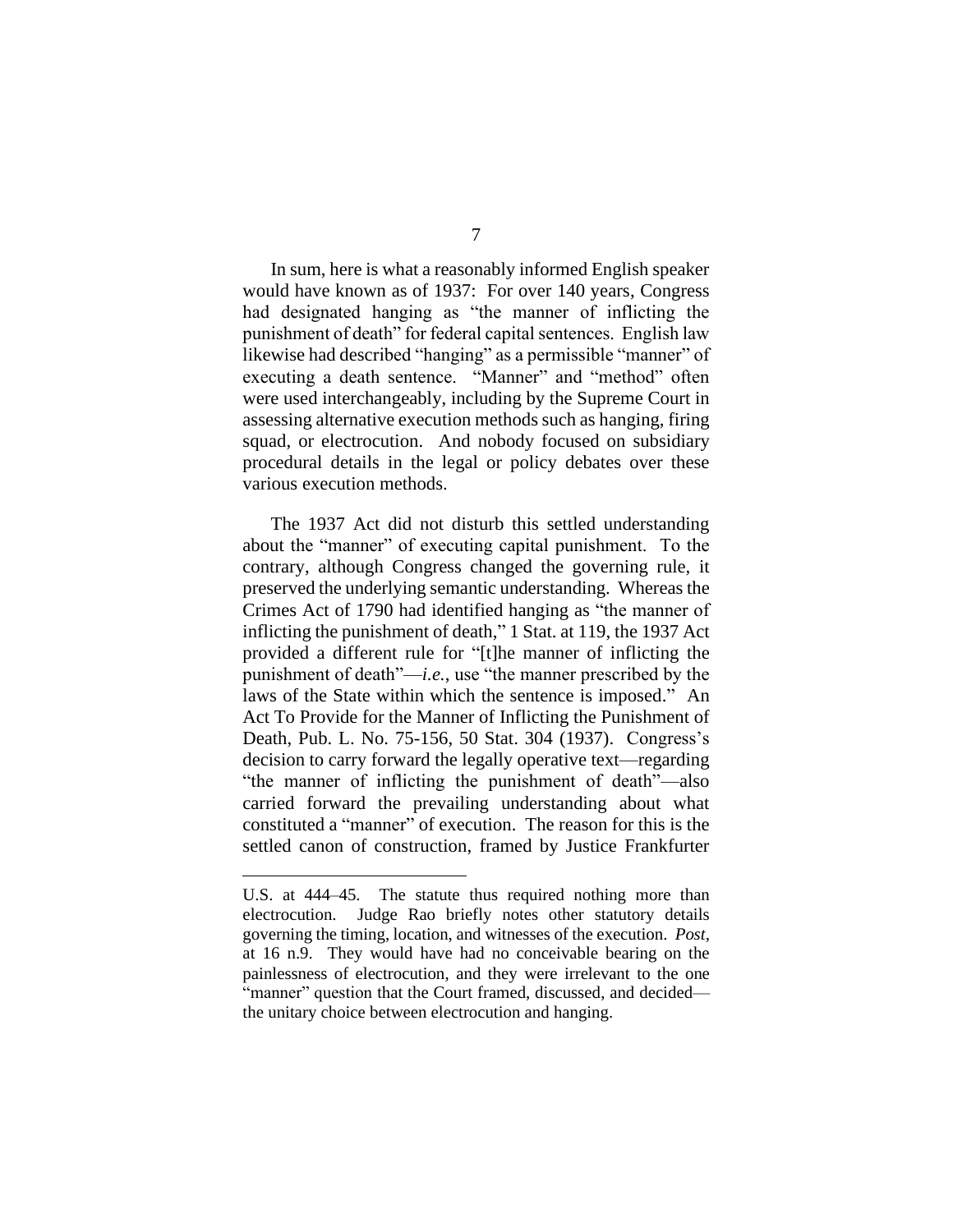In sum, here is what a reasonably informed English speaker would have known as of 1937: For over 140 years, Congress had designated hanging as "the manner of inflicting the punishment of death" for federal capital sentences. English law likewise had described "hanging" as a permissible "manner" of executing a death sentence. "Manner" and "method" often were used interchangeably, including by the Supreme Court in assessing alternative execution methods such as hanging, firing squad, or electrocution. And nobody focused on subsidiary procedural details in the legal or policy debates over these various execution methods.

The 1937 Act did not disturb this settled understanding about the "manner" of executing capital punishment. To the contrary, although Congress changed the governing rule, it preserved the underlying semantic understanding. Whereas the Crimes Act of 1790 had identified hanging as "the manner of inflicting the punishment of death," 1 Stat. at 119, the 1937 Act provided a different rule for "[t]he manner of inflicting the punishment of death"—*i.e.*, use "the manner prescribed by the laws of the State within which the sentence is imposed." An Act To Provide for the Manner of Inflicting the Punishment of Death, Pub. L. No. 75-156, 50 Stat. 304 (1937). Congress's decision to carry forward the legally operative text—regarding "the manner of inflicting the punishment of death"—also carried forward the prevailing understanding about what constituted a "manner" of execution. The reason for this is the settled canon of construction, framed by Justice Frankfurter

---

U.S. at 444–45. The statute thus required nothing more than electrocution. Judge Rao briefly notes other statutory details governing the timing, location, and witnesses of the execution. *Post*, at 16 n.9. They would have had no conceivable bearing on the painlessness of electrocution, and they were irrelevant to the one "manner" question that the Court framed, discussed, and decided—the unitary choice between electrocution and hanging.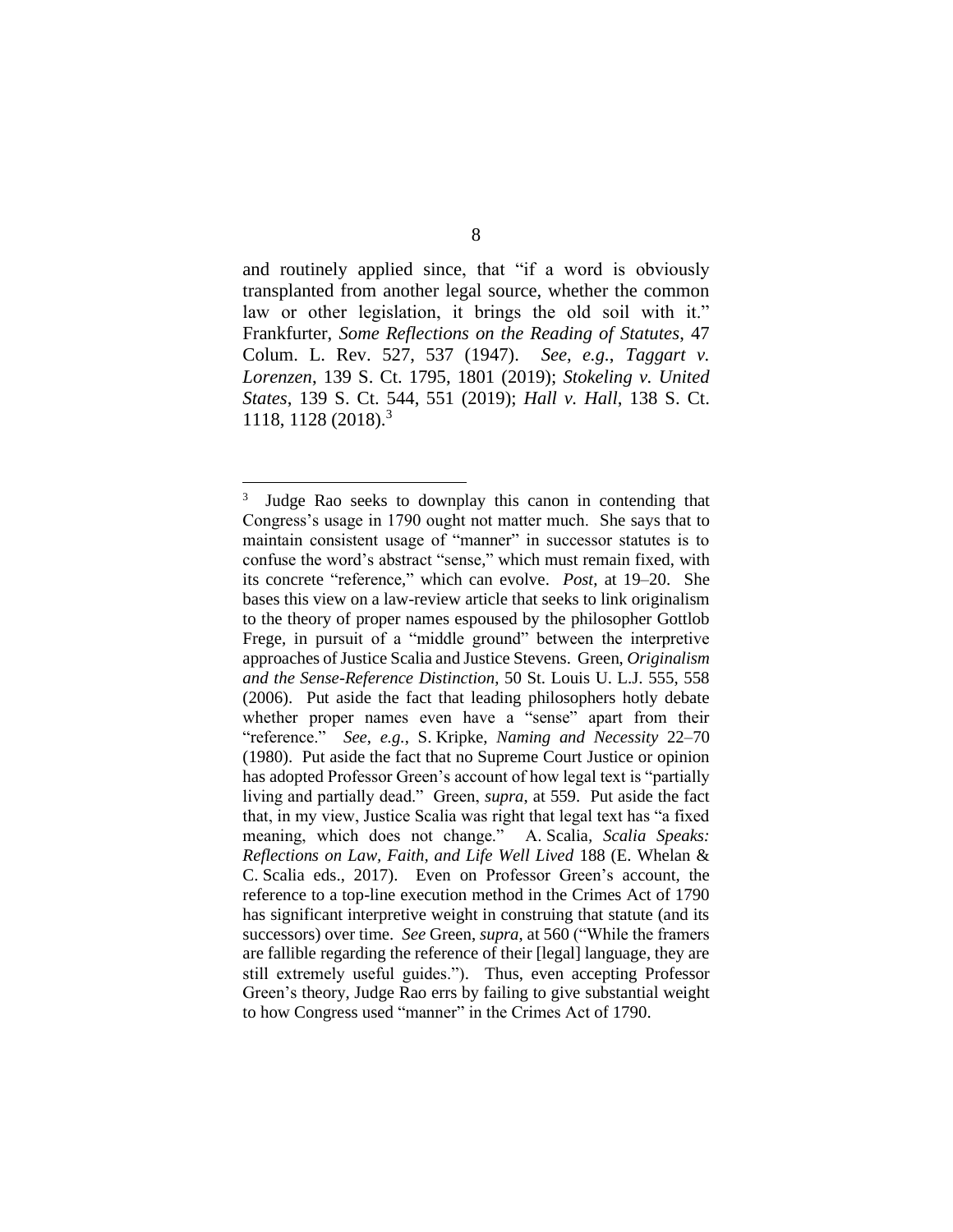and routinely applied since, that "if a word is obviously transplanted from another legal source, whether the common law or other legislation, it brings the old soil with it." Frankfurter, *Some Reflections on the Reading of Statutes*, 47 Colum. L. Rev. 527, 537 (1947). *See, e.g.*, *Taggart v. Lorenzen*, 139 S. Ct. 1795, 1801 (2019); *Stokeling v. United States*, 139 S. Ct. 544, 551 (2019); *Hall v. Hall*, 138 S. Ct. 1118, 1128 (2018).[3]

---

[3] Judge Rao seeks to downplay this canon in contending that Congress's usage in 1790 ought not matter much. She says that to maintain consistent usage of "manner" in successor statutes is to confuse the word's abstract "sense," which must remain fixed, with its concrete "reference," which can evolve. *Post*, at 19–20. She bases this view on a law-review article that seeks to link originalism to the theory of proper names espoused by the philosopher Gottlob Frege, in pursuit of a "middle ground" between the interpretive approaches of Justice Scalia and Justice Stevens. Green, *Originalism and the Sense-Reference Distinction*, 50 St. Louis U. L.J. 555, 558 (2006). Put aside the fact that leading philosophers hotly debate whether proper names even have a "sense" apart from their "reference." *See, e.g.*, S. Kripke, *Naming and Necessity* 22–70 (1980). Put aside the fact that no Supreme Court Justice or opinion has adopted Professor Green's account of how legal text is "partially living and partially dead." Green, *supra*, at 559. Put aside the fact that, in my view, Justice Scalia was right that legal text has "a fixed meaning, which does not change." A. Scalia, *Scalia Speaks: Reflections on Law, Faith, and Life Well Lived* 188 (E. Whelan & C. Scalia eds., 2017). Even on Professor Green's account, the reference to a top-line execution method in the Crimes Act of 1790 has significant interpretive weight in construing that statute (and its successors) over time. *See* Green, *supra*, at 560 ("While the framers are fallible regarding the reference of their [legal] language, they are still extremely useful guides."). Thus, even accepting Professor Green's theory, Judge Rao errs by failing to give substantial weight to how Congress used "manner" in the Crimes Act of 1790.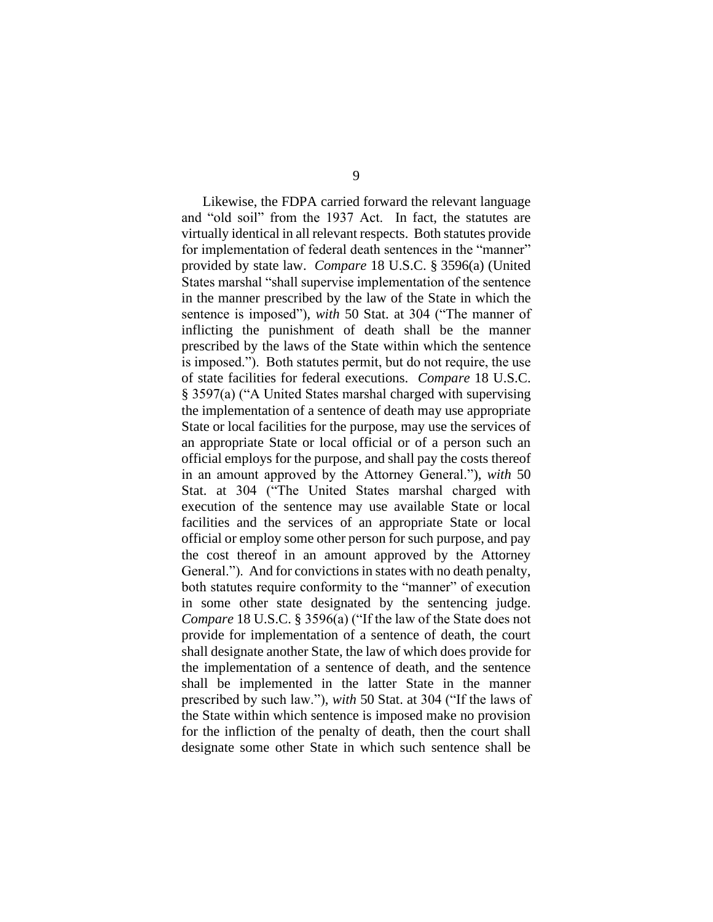Likewise, the FDPA carried forward the relevant language and "old soil" from the 1937 Act. In fact, the statutes are virtually identical in all relevant respects. Both statutes provide for implementation of federal death sentences in the "manner" provided by state law. *Compare* 18 U.S.C. § 3596(a) (United States marshal "shall supervise implementation of the sentence in the manner prescribed by the law of the State in which the sentence is imposed"), *with* 50 Stat. at 304 ("The manner of inflicting the punishment of death shall be the manner prescribed by the laws of the State within which the sentence is imposed."). Both statutes permit, but do not require, the use of state facilities for federal executions. *Compare* 18 U.S.C. § 3597(a) ("A United States marshal charged with supervising the implementation of a sentence of death may use appropriate State or local facilities for the purpose, may use the services of an appropriate State or local official or of a person such an official employs for the purpose, and shall pay the costs thereof in an amount approved by the Attorney General."), *with* 50 Stat. at 304 ("The United States marshal charged with execution of the sentence may use available State or local facilities and the services of an appropriate State or local official or employ some other person for such purpose, and pay the cost thereof in an amount approved by the Attorney General."). And for convictions in states with no death penalty, both statutes require conformity to the "manner" of execution in some other state designated by the sentencing judge. *Compare* 18 U.S.C. § 3596(a) ("If the law of the State does not provide for implementation of a sentence of death, the court shall designate another State, the law of which does provide for the implementation of a sentence of death, and the sentence shall be implemented in the latter State in the manner prescribed by such law."), *with* 50 Stat. at 304 ("If the laws of the State within which sentence is imposed make no provision for the infliction of the penalty of death, then the court shall designate some other State in which such sentence shall be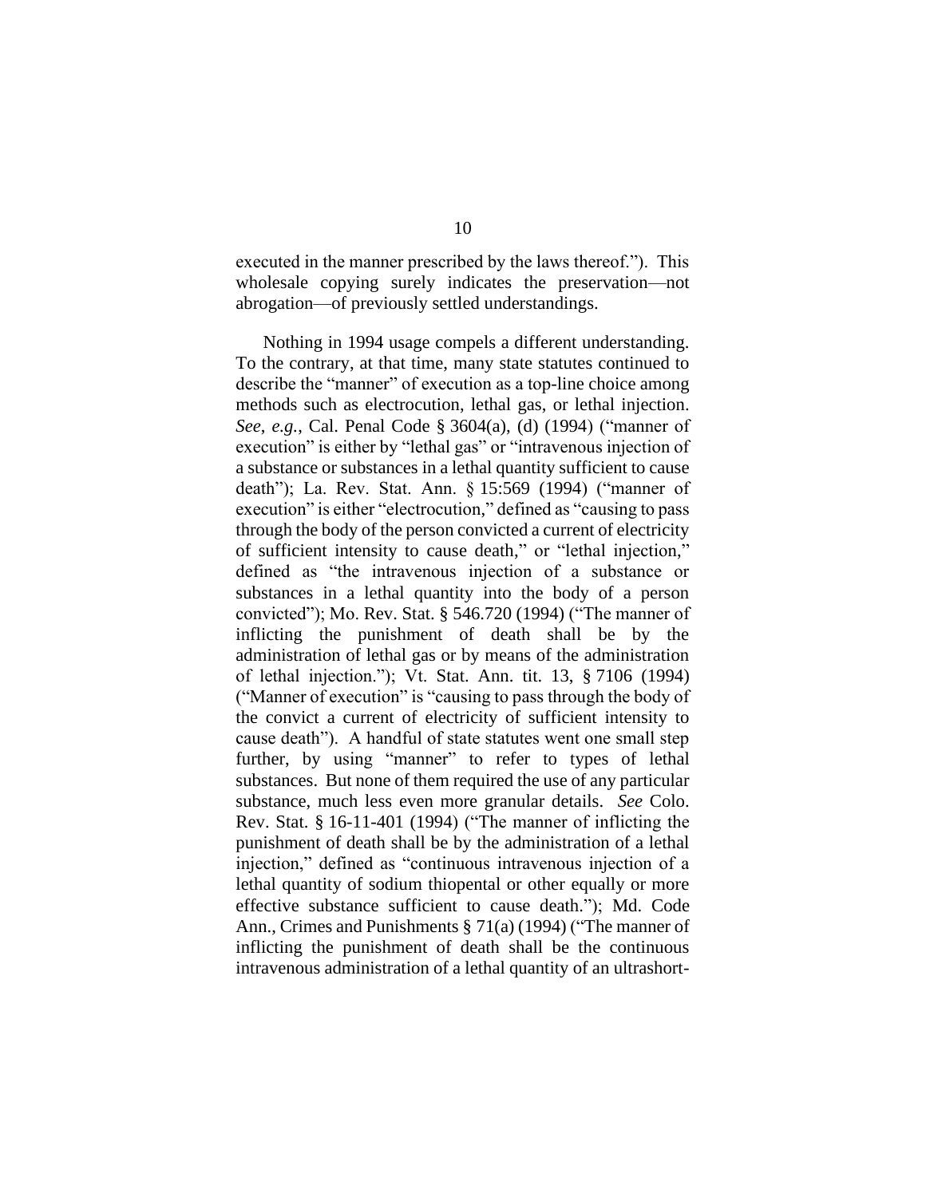executed in the manner prescribed by the laws thereof."). This wholesale copying surely indicates the preservation—not abrogation—of previously settled understandings.

Nothing in 1994 usage compels a different understanding. To the contrary, at that time, many state statutes continued to describe the "manner" of execution as a top-line choice among methods such as electrocution, lethal gas, or lethal injection. *See*, *e.g.*, Cal. Penal Code § 3604(a), (d) (1994) ("manner of execution" is either by "lethal gas" or "intravenous injection of a substance or substances in a lethal quantity sufficient to cause death"); La. Rev. Stat. Ann. § 15:569 (1994) ("manner of execution" is either "electrocution," defined as "causing to pass through the body of the person convicted a current of electricity of sufficient intensity to cause death," or "lethal injection," defined as "the intravenous injection of a substance or substances in a lethal quantity into the body of a person convicted"); Mo. Rev. Stat. § 546.720 (1994) ("The manner of inflicting the punishment of death shall be by the administration of lethal gas or by means of the administration of lethal injection."); Vt. Stat. Ann. tit. 13, § 7106 (1994) ("Manner of execution" is "causing to pass through the body of the convict a current of electricity of sufficient intensity to cause death"). A handful of state statutes went one small step further, by using "manner" to refer to types of lethal substances. But none of them required the use of any particular substance, much less even more granular details. *See* Colo. Rev. Stat. § 16-11-401 (1994) ("The manner of inflicting the punishment of death shall be by the administration of a lethal injection," defined as "continuous intravenous injection of a lethal quantity of sodium thiopental or other equally or more effective substance sufficient to cause death."); Md. Code Ann., Crimes and Punishments § 71(a) (1994) ("The manner of inflicting the punishment of death shall be the continuous intravenous administration of a lethal quantity of an ultrashort-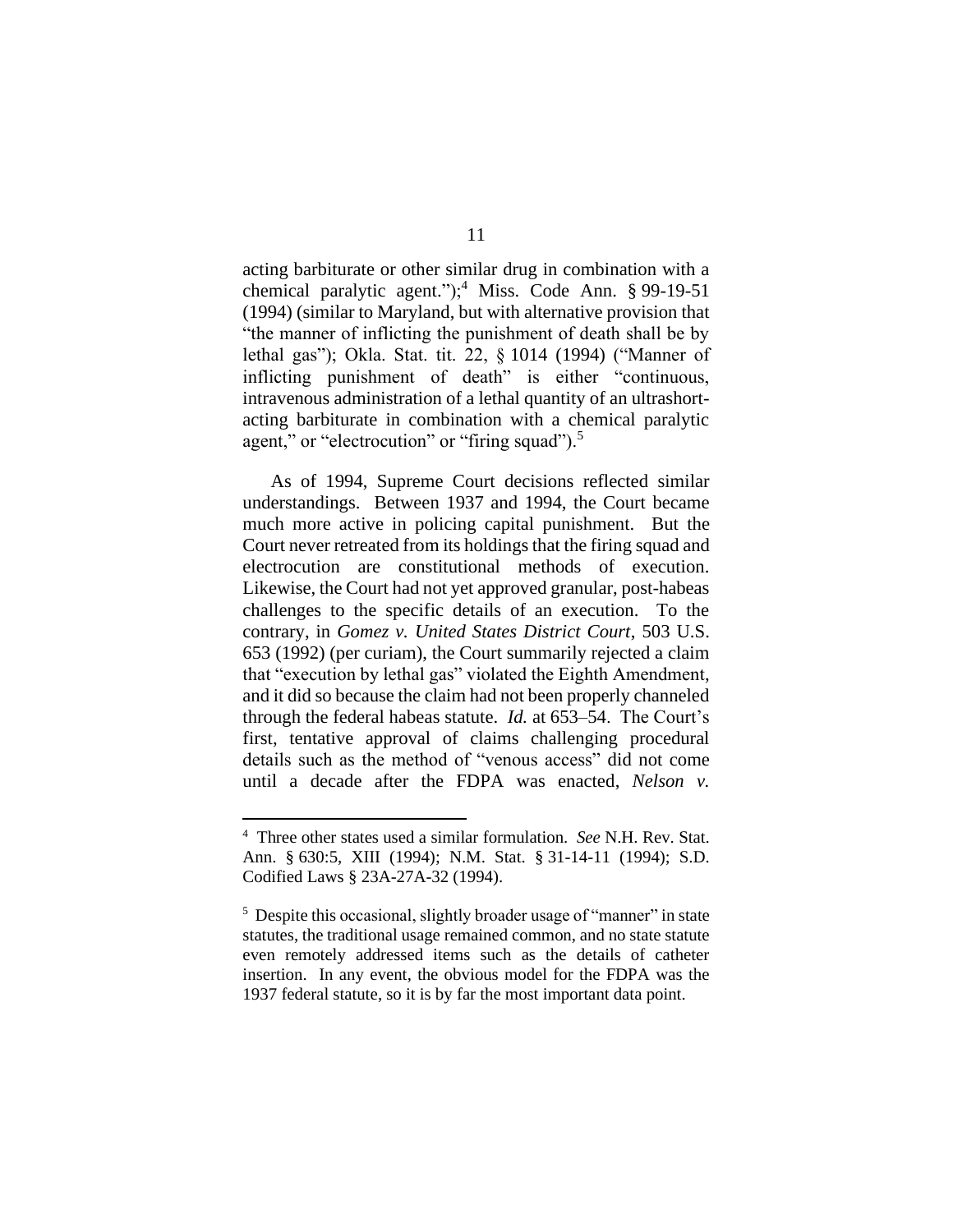acting barbiturate or other similar drug in combination with a chemical paralytic agent.");[4] Miss. Code Ann. § 99-19-51 (1994) (similar to Maryland, but with alternative provision that "the manner of inflicting the punishment of death shall be by lethal gas"); Okla. Stat. tit. 22, § 1014 (1994) ("Manner of inflicting punishment of death" is either "continuous, intravenous administration of a lethal quantity of an ultrashort-acting barbiturate in combination with a chemical paralytic agent," or "electrocution" or "firing squad").[5]

As of 1994, Supreme Court decisions reflected similar understandings. Between 1937 and 1994, the Court became much more active in policing capital punishment. But the Court never retreated from its holdings that the firing squad and electrocution are constitutional methods of execution. Likewise, the Court had not yet approved granular, post-habeas challenges to the specific details of an execution. To the contrary, in *Gomez v. United States District Court*, 503 U.S. 653 (1992) (per curiam), the Court summarily rejected a claim that "execution by lethal gas" violated the Eighth Amendment, and it did so because the claim had not been properly channeled through the federal habeas statute. *Id.* at 653–54. The Court's first, tentative approval of claims challenging procedural details such as the method of "venous access" did not come until a decade after the FDPA was enacted, *Nelson v.*

---

[4] Three other states used a similar formulation. *See* N.H. Rev. Stat. Ann. § 630:5, XIII (1994); N.M. Stat. § 31-14-11 (1994); S.D. Codified Laws § 23A-27A-32 (1994).

[5] Despite this occasional, slightly broader usage of "manner" in state statutes, the traditional usage remained common, and no state statute even remotely addressed items such as the details of catheter insertion. In any event, the obvious model for the FDPA was the 1937 federal statute, so it is by far the most important data point.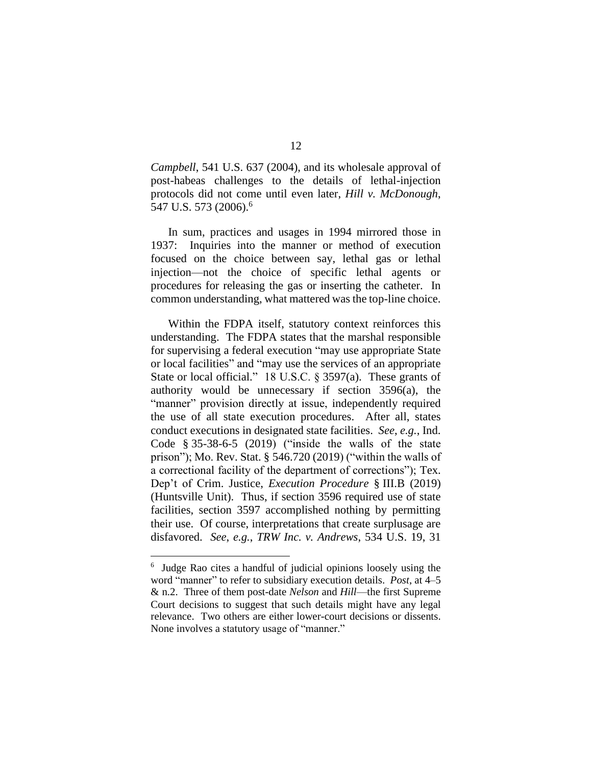*Campbell*, 541 U.S. 637 (2004), and its wholesale approval of post-habeas challenges to the details of lethal-injection protocols did not come until even later, *Hill v. McDonough*, 547 U.S. 573 (2006).[6]

In sum, practices and usages in 1994 mirrored those in 1937: Inquiries into the manner or method of execution focused on the choice between say, lethal gas or lethal injection—not the choice of specific lethal agents or procedures for releasing the gas or inserting the catheter. In common understanding, what mattered was the top-line choice.

Within the FDPA itself, statutory context reinforces this understanding. The FDPA states that the marshal responsible for supervising a federal execution "may use appropriate State or local facilities" and "may use the services of an appropriate State or local official." 18 U.S.C. § 3597(a). These grants of authority would be unnecessary if section 3596(a), the "manner" provision directly at issue, independently required the use of all state execution procedures. After all, states conduct executions in designated state facilities. *See*, *e.g.*, Ind. Code § 35-38-6-5 (2019) ("inside the walls of the state prison"); Mo. Rev. Stat. § 546.720 (2019) ("within the walls of a correctional facility of the department of corrections"); Tex. Dep't of Crim. Justice, *Execution Procedure* § III.B (2019) (Huntsville Unit). Thus, if section 3596 required use of state facilities, section 3597 accomplished nothing by permitting their use. Of course, interpretations that create surplusage are disfavored. *See*, *e.g.*, *TRW Inc. v. Andrews*, 534 U.S. 19, 31

---

[6] Judge Rao cites a handful of judicial opinions loosely using the word "manner" to refer to subsidiary execution details. *Post*, at 4–5 & n.2. Three of them post-date *Nelson* and *Hill*—the first Supreme Court decisions to suggest that such details might have any legal relevance. Two others are either lower-court decisions or dissents. None involves a statutory usage of "manner."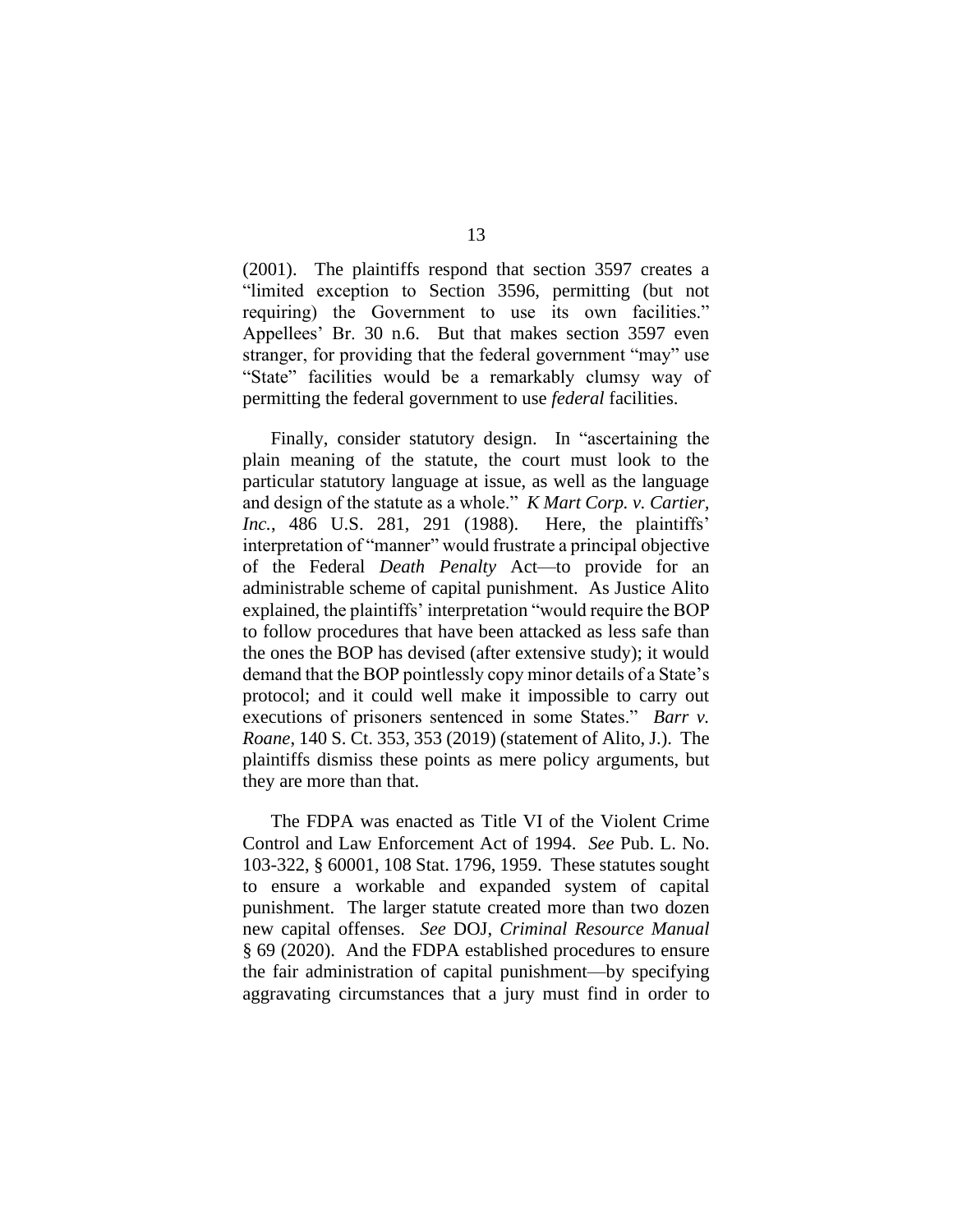(2001). The plaintiffs respond that section 3597 creates a "limited exception to Section 3596, permitting (but not requiring) the Government to use its own facilities." Appellees' Br. 30 n.6. But that makes section 3597 even stranger, for providing that the federal government "may" use "State" facilities would be a remarkably clumsy way of permitting the federal government to use *federal* facilities.

Finally, consider statutory design. In "ascertaining the plain meaning of the statute, the court must look to the particular statutory language at issue, as well as the language and design of the statute as a whole." *K Mart Corp. v. Cartier, Inc.*, 486 U.S. 281, 291 (1988). Here, the plaintiffs' interpretation of "manner" would frustrate a principal objective of the Federal *Death Penalty* Act—to provide for an administrable scheme of capital punishment. As Justice Alito explained, the plaintiffs' interpretation "would require the BOP to follow procedures that have been attacked as less safe than the ones the BOP has devised (after extensive study); it would demand that the BOP pointlessly copy minor details of a State's protocol; and it could well make it impossible to carry out executions of prisoners sentenced in some States." *Barr v. Roane*, 140 S. Ct. 353, 353 (2019) (statement of Alito, J.). The plaintiffs dismiss these points as mere policy arguments, but they are more than that.

The FDPA was enacted as Title VI of the Violent Crime Control and Law Enforcement Act of 1994. *See* Pub. L. No. 103-322, § 60001, 108 Stat. 1796, 1959. These statutes sought to ensure a workable and expanded system of capital punishment. The larger statute created more than two dozen new capital offenses. *See* DOJ, *Criminal Resource Manual* § 69 (2020). And the FDPA established procedures to ensure the fair administration of capital punishment—by specifying aggravating circumstances that a jury must find in order to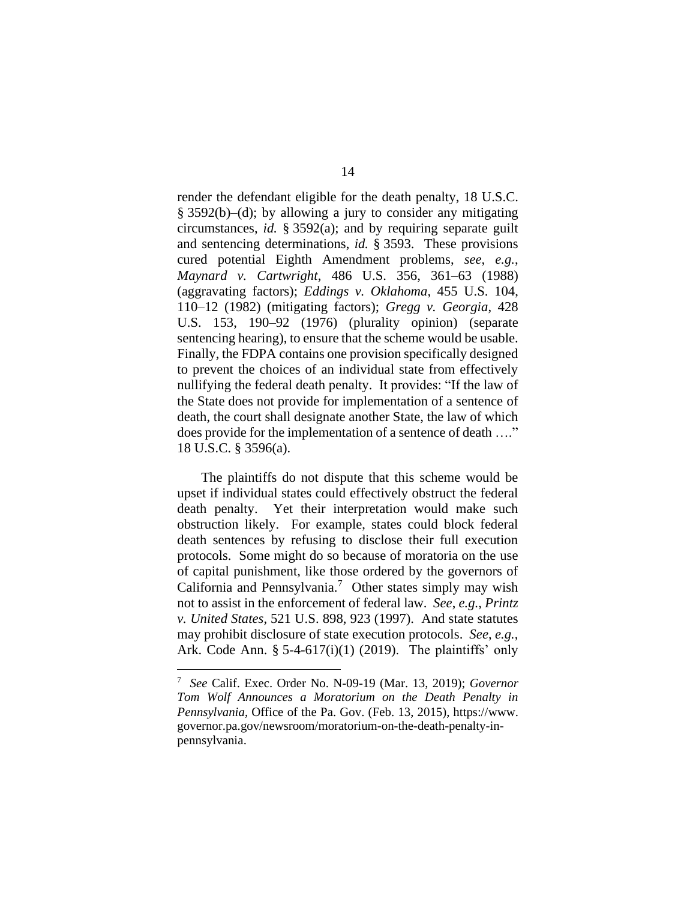render the defendant eligible for the death penalty, 18 U.S.C. § 3592(b)–(d); by allowing a jury to consider any mitigating circumstances, *id.* § 3592(a); and by requiring separate guilt and sentencing determinations, *id.* § 3593. These provisions cured potential Eighth Amendment problems, *see*, *e.g.*, *Maynard v. Cartwright*, 486 U.S. 356, 361–63 (1988) (aggravating factors); *Eddings v. Oklahoma*, 455 U.S. 104, 110–12 (1982) (mitigating factors); *Gregg v. Georgia*, 428 U.S. 153, 190–92 (1976) (plurality opinion) (separate sentencing hearing), to ensure that the scheme would be usable. Finally, the FDPA contains one provision specifically designed to prevent the choices of an individual state from effectively nullifying the federal death penalty. It provides: "If the law of the State does not provide for implementation of a sentence of death, the court shall designate another State, the law of which does provide for the implementation of a sentence of death …." 18 U.S.C. § 3596(a).

The plaintiffs do not dispute that this scheme would be upset if individual states could effectively obstruct the federal death penalty. Yet their interpretation would make such obstruction likely. For example, states could block federal death sentences by refusing to disclose their full execution protocols. Some might do so because of moratoria on the use of capital punishment, like those ordered by the governors of California and Pennsylvania.[7] Other states simply may wish not to assist in the enforcement of federal law. *See, e.g.*, *Printz v. United States*, 521 U.S. 898, 923 (1997). And state statutes may prohibit disclosure of state execution protocols. *See*, *e.g.*, Ark. Code Ann. § 5-4-617(i)(1) (2019). The plaintiffs' only

[7] *See* Calif. Exec. Order No. N-09-19 (Mar. 13, 2019); *Governor Tom Wolf Announces a Moratorium on the Death Penalty in Pennsylvania*, Office of the Pa. Gov. (Feb. 13, 2015), https://www.governor.pa.gov/newsroom/moratorium-on-the-death-penalty-in-pennsylvania.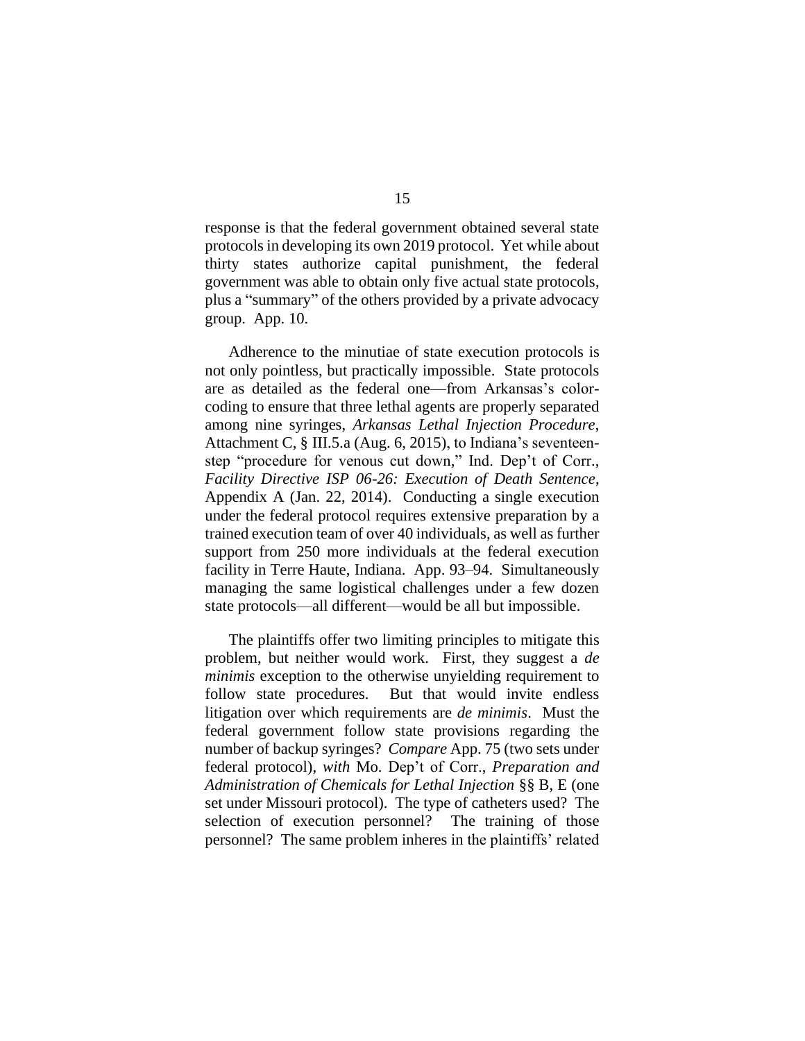response is that the federal government obtained several state protocols in developing its own 2019 protocol. Yet while about thirty states authorize capital punishment, the federal government was able to obtain only five actual state protocols, plus a "summary" of the others provided by a private advocacy group. App. 10.

Adherence to the minutiae of state execution protocols is not only pointless, but practically impossible. State protocols are as detailed as the federal one—from Arkansas's color-coding to ensure that three lethal agents are properly separated among nine syringes, *Arkansas Lethal Injection Procedure*, Attachment C, § III.5.a (Aug. 6, 2015), to Indiana's seventeen-step "procedure for venous cut down," Ind. Dep't of Corr., *Facility Directive ISP 06-26: Execution of Death Sentence*, Appendix A (Jan. 22, 2014). Conducting a single execution under the federal protocol requires extensive preparation by a trained execution team of over 40 individuals, as well as further support from 250 more individuals at the federal execution facility in Terre Haute, Indiana. App. 93–94. Simultaneously managing the same logistical challenges under a few dozen state protocols—all different—would be all but impossible.

The plaintiffs offer two limiting principles to mitigate this problem, but neither would work. First, they suggest a *de minimis* exception to the otherwise unyielding requirement to follow state procedures. But that would invite endless litigation over which requirements are *de minimis*. Must the federal government follow state provisions regarding the number of backup syringes? *Compare* App. 75 (two sets under federal protocol), *with* Mo. Dep't of Corr., *Preparation and Administration of Chemicals for Lethal Injection* §§ B, E (one set under Missouri protocol). The type of catheters used? The selection of execution personnel? The training of those personnel? The same problem inheres in the plaintiffs' related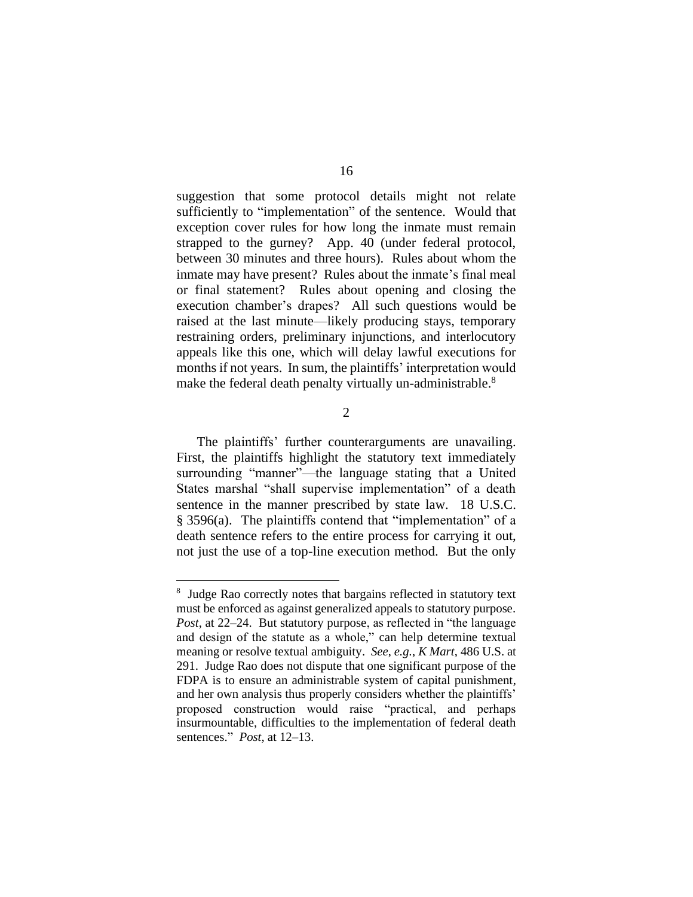suggestion that some protocol details might not relate sufficiently to "implementation" of the sentence. Would that exception cover rules for how long the inmate must remain strapped to the gurney? App. 40 (under federal protocol, between 30 minutes and three hours). Rules about whom the inmate may have present? Rules about the inmate's final meal or final statement? Rules about opening and closing the execution chamber's drapes? All such questions would be raised at the last minute—likely producing stays, temporary restraining orders, preliminary injunctions, and interlocutory appeals like this one, which will delay lawful executions for months if not years. In sum, the plaintiffs' interpretation would make the federal death penalty virtually un-administrable.[8]

2

The plaintiffs' further counterarguments are unavailing. First, the plaintiffs highlight the statutory text immediately surrounding "manner"—the language stating that a United States marshal "shall supervise implementation" of a death sentence in the manner prescribed by state law. 18 U.S.C. § 3596(a). The plaintiffs contend that "implementation" of a death sentence refers to the entire process for carrying it out, not just the use of a top-line execution method. But the only

---

[8] Judge Rao correctly notes that bargains reflected in statutory text must be enforced as against generalized appeals to statutory purpose. *Post*, at 22–24. But statutory purpose, as reflected in "the language and design of the statute as a whole," can help determine textual meaning or resolve textual ambiguity. *See, e.g.*, *K Mart*, 486 U.S. at 291. Judge Rao does not dispute that one significant purpose of the FDPA is to ensure an administrable system of capital punishment, and her own analysis thus properly considers whether the plaintiffs' proposed construction would raise "practical, and perhaps insurmountable, difficulties to the implementation of federal death sentences." *Post*, at 12–13.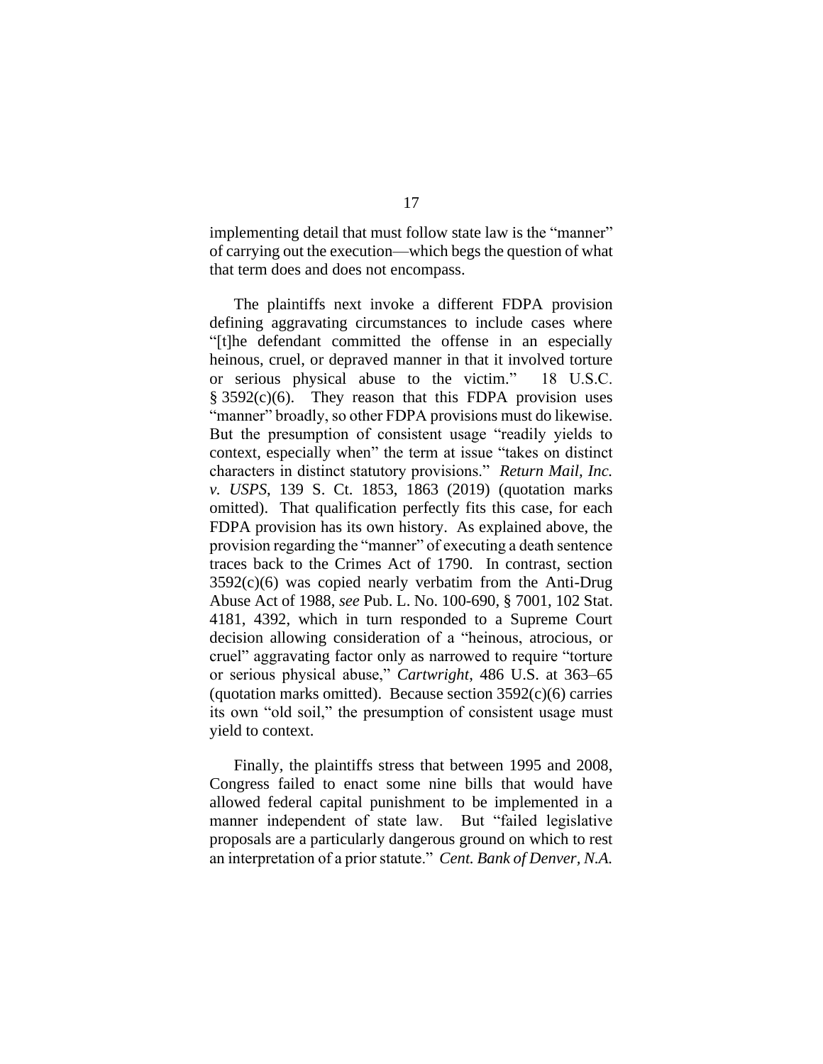implementing detail that must follow state law is the "manner" of carrying out the execution—which begs the question of what that term does and does not encompass.

The plaintiffs next invoke a different FDPA provision defining aggravating circumstances to include cases where "[t]he defendant committed the offense in an especially heinous, cruel, or depraved manner in that it involved torture or serious physical abuse to the victim." 18 U.S.C. § 3592(c)(6). They reason that this FDPA provision uses "manner" broadly, so other FDPA provisions must do likewise. But the presumption of consistent usage "readily yields to context, especially when" the term at issue "takes on distinct characters in distinct statutory provisions." *Return Mail, Inc. v. USPS*, 139 S. Ct. 1853, 1863 (2019) (quotation marks omitted). That qualification perfectly fits this case, for each FDPA provision has its own history. As explained above, the provision regarding the "manner" of executing a death sentence traces back to the Crimes Act of 1790. In contrast, section 3592(c)(6) was copied nearly verbatim from the Anti-Drug Abuse Act of 1988, *see* Pub. L. No. 100-690, § 7001, 102 Stat. 4181, 4392, which in turn responded to a Supreme Court decision allowing consideration of a "heinous, atrocious, or cruel" aggravating factor only as narrowed to require "torture or serious physical abuse," *Cartwright*, 486 U.S. at 363–65 (quotation marks omitted). Because section 3592(c)(6) carries its own "old soil," the presumption of consistent usage must yield to context.

Finally, the plaintiffs stress that between 1995 and 2008, Congress failed to enact some nine bills that would have allowed federal capital punishment to be implemented in a manner independent of state law. But "failed legislative proposals are a particularly dangerous ground on which to rest an interpretation of a prior statute." *Cent. Bank of Denver, N.A.*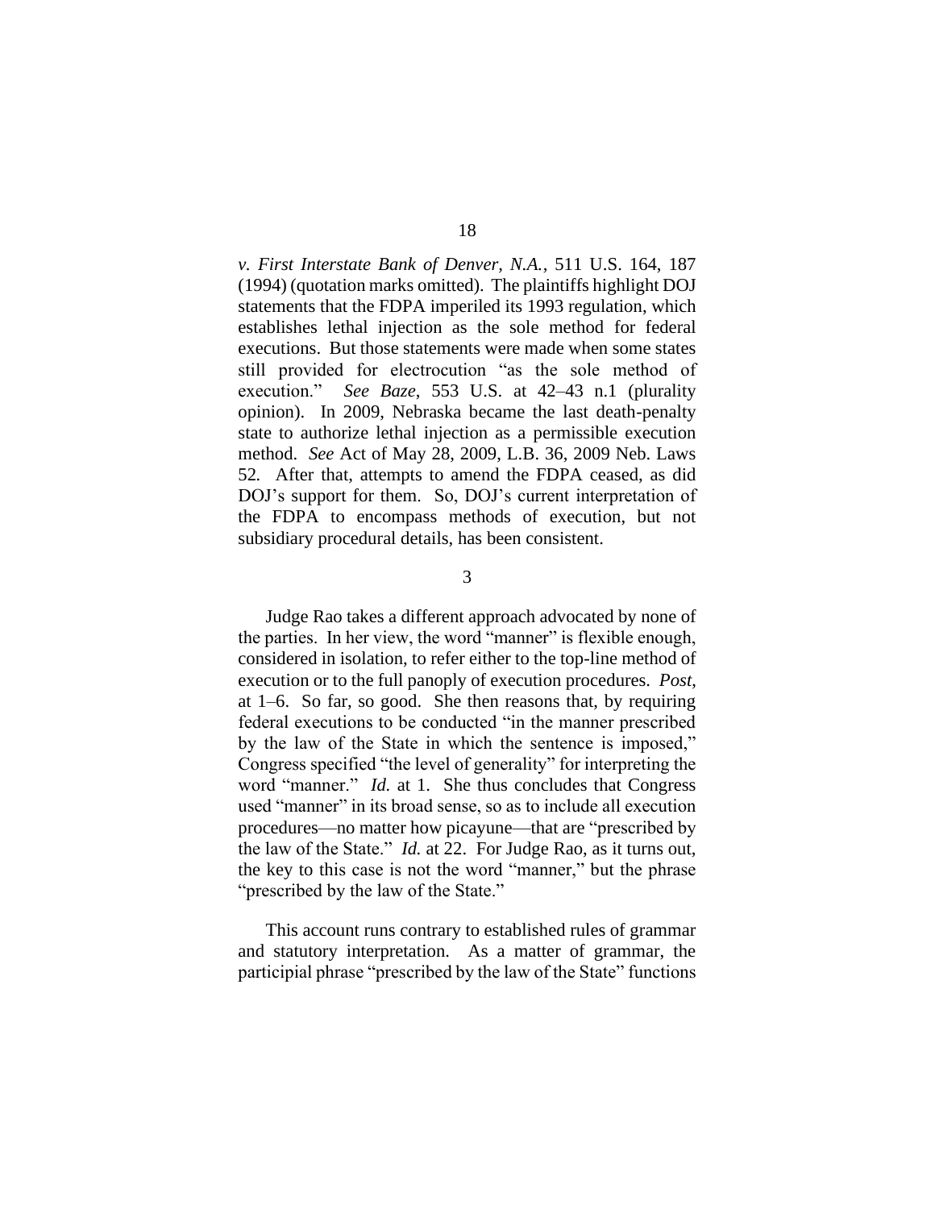*v. First Interstate Bank of Denver, N.A.*, 511 U.S. 164, 187 (1994) (quotation marks omitted). The plaintiffs highlight DOJ statements that the FDPA imperiled its 1993 regulation, which establishes lethal injection as the sole method for federal executions. But those statements were made when some states still provided for electrocution "as the sole method of execution." *See Baze*, 553 U.S. at 42–43 n.1 (plurality opinion). In 2009, Nebraska became the last death-penalty state to authorize lethal injection as a permissible execution method. *See* Act of May 28, 2009, L.B. 36, 2009 Neb. Laws 52. After that, attempts to amend the FDPA ceased, as did DOJ's support for them. So, DOJ's current interpretation of the FDPA to encompass methods of execution, but not subsidiary procedural details, has been consistent.

3

Judge Rao takes a different approach advocated by none of the parties. In her view, the word "manner" is flexible enough, considered in isolation, to refer either to the top-line method of execution or to the full panoply of execution procedures. *Post*, at 1–6. So far, so good. She then reasons that, by requiring federal executions to be conducted "in the manner prescribed by the law of the State in which the sentence is imposed," Congress specified "the level of generality" for interpreting the word "manner." *Id.* at 1. She thus concludes that Congress used "manner" in its broad sense, so as to include all execution procedures—no matter how picayune—that are "prescribed by the law of the State." *Id.* at 22. For Judge Rao, as it turns out, the key to this case is not the word "manner," but the phrase "prescribed by the law of the State."

This account runs contrary to established rules of grammar and statutory interpretation. As a matter of grammar, the participial phrase "prescribed by the law of the State" functions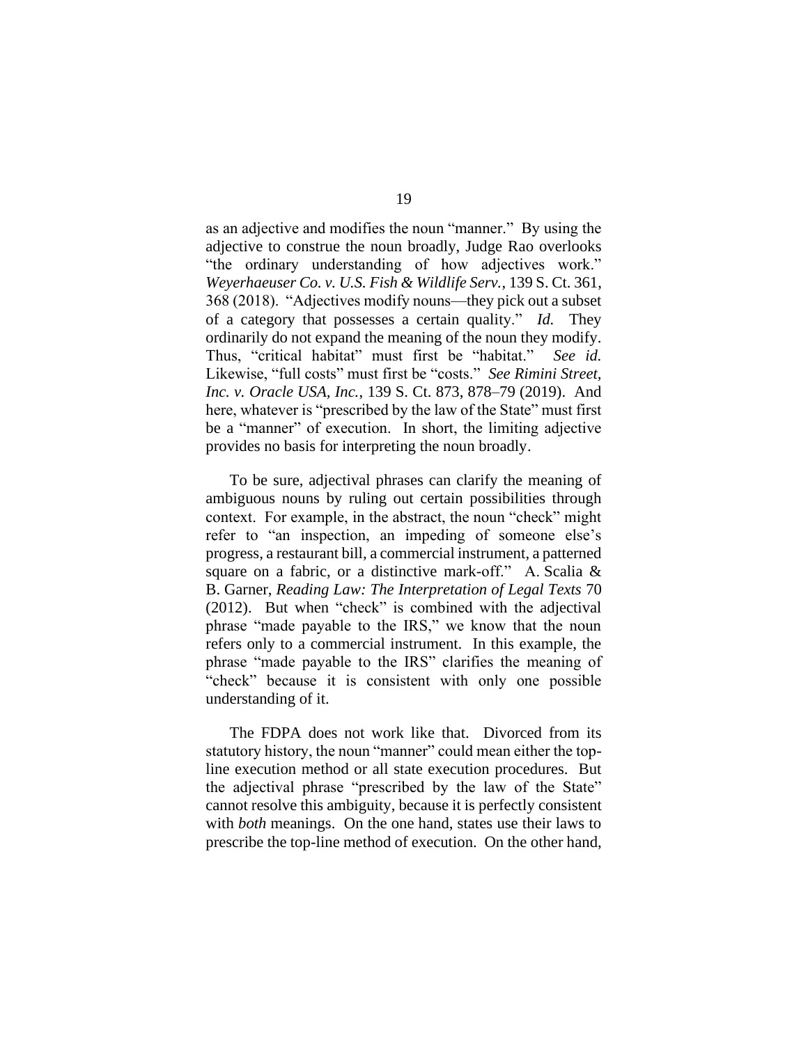as an adjective and modifies the noun "manner." By using the adjective to construe the noun broadly, Judge Rao overlooks "the ordinary understanding of how adjectives work." *Weyerhaeuser Co. v. U.S. Fish & Wildlife Serv.*, 139 S. Ct. 361, 368 (2018). "Adjectives modify nouns—they pick out a subset of a category that possesses a certain quality." *Id.* They ordinarily do not expand the meaning of the noun they modify. Thus, "critical habitat" must first be "habitat." *See id.* Likewise, "full costs" must first be "costs." *See Rimini Street, Inc. v. Oracle USA, Inc.*, 139 S. Ct. 873, 878–79 (2019). And here, whatever is "prescribed by the law of the State" must first be a "manner" of execution. In short, the limiting adjective provides no basis for interpreting the noun broadly.

To be sure, adjectival phrases can clarify the meaning of ambiguous nouns by ruling out certain possibilities through context. For example, in the abstract, the noun "check" might refer to "an inspection, an impeding of someone else's progress, a restaurant bill, a commercial instrument, a patterned square on a fabric, or a distinctive mark-off." A. Scalia & B. Garner, *Reading Law: The Interpretation of Legal Texts* 70 (2012). But when "check" is combined with the adjectival phrase "made payable to the IRS," we know that the noun refers only to a commercial instrument. In this example, the phrase "made payable to the IRS" clarifies the meaning of "check" because it is consistent with only one possible understanding of it.

The FDPA does not work like that. Divorced from its statutory history, the noun "manner" could mean either the top-line execution method or all state execution procedures. But the adjectival phrase "prescribed by the law of the State" cannot resolve this ambiguity, because it is perfectly consistent with *both* meanings. On the one hand, states use their laws to prescribe the top-line method of execution. On the other hand,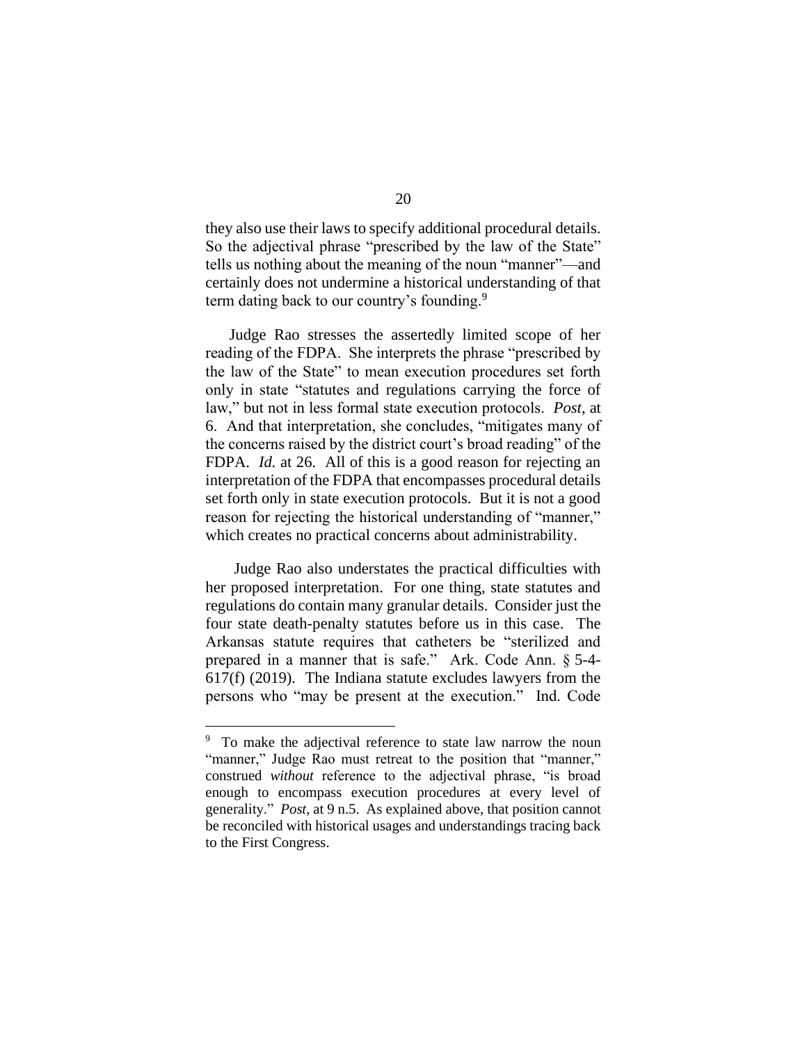they also use their laws to specify additional procedural details. So the adjectival phrase "prescribed by the law of the State" tells us nothing about the meaning of the noun "manner"—and certainly does not undermine a historical understanding of that term dating back to our country's founding.[9]

Judge Rao stresses the assertedly limited scope of her reading of the FDPA. She interprets the phrase "prescribed by the law of the State" to mean execution procedures set forth only in state "statutes and regulations carrying the force of law," but not in less formal state execution protocols. *Post*, at 6. And that interpretation, she concludes, "mitigates many of the concerns raised by the district court's broad reading" of the FDPA. *Id.* at 26. All of this is a good reason for rejecting an interpretation of the FDPA that encompasses procedural details set forth only in state execution protocols. But it is not a good reason for rejecting the historical understanding of "manner," which creates no practical concerns about administrability.

Judge Rao also understates the practical difficulties with her proposed interpretation. For one thing, state statutes and regulations do contain many granular details. Consider just the four state death-penalty statutes before us in this case. The Arkansas statute requires that catheters be "sterilized and prepared in a manner that is safe." Ark. Code Ann. § 5-4-617(f) (2019). The Indiana statute excludes lawyers from the persons who "may be present at the execution." Ind. Code

---

[9] To make the adjectival reference to state law narrow the noun "manner," Judge Rao must retreat to the position that "manner," construed *without* reference to the adjectival phrase, "is broad enough to encompass execution procedures at every level of generality." *Post*, at 9 n.5. As explained above, that position cannot be reconciled with historical usages and understandings tracing back to the First Congress.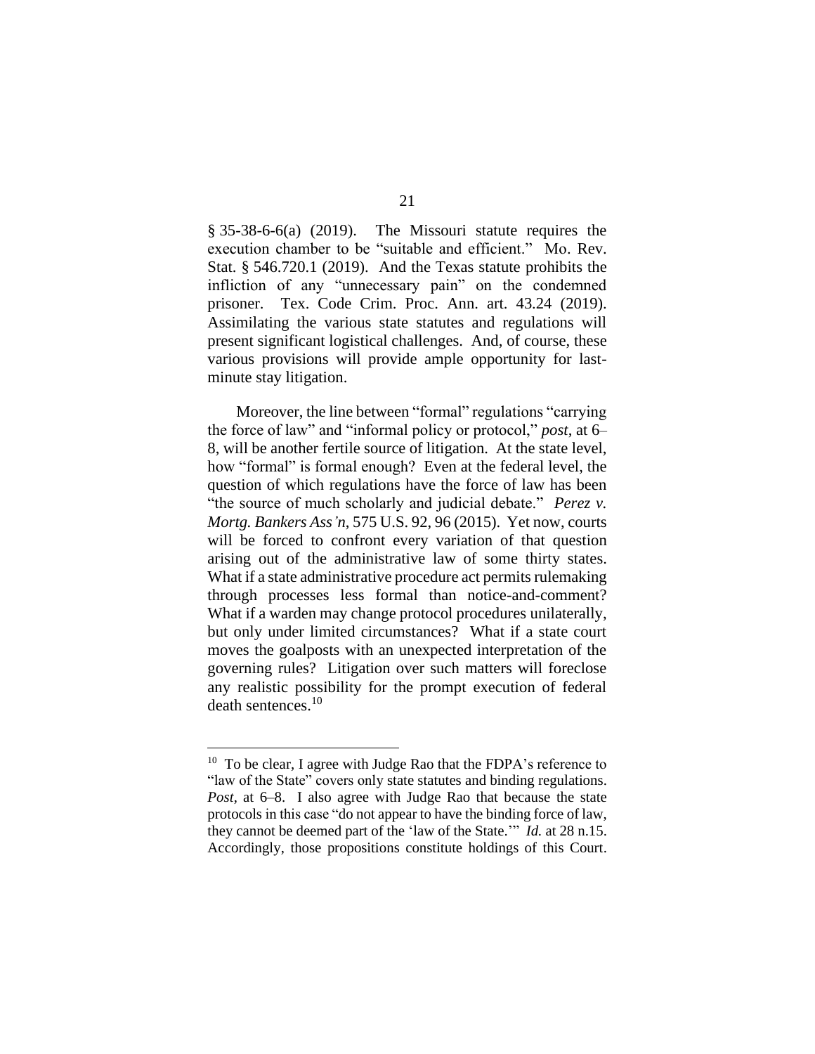§ 35-38-6-6(a) (2019). The Missouri statute requires the execution chamber to be "suitable and efficient." Mo. Rev. Stat. § 546.720.1 (2019). And the Texas statute prohibits the infliction of any "unnecessary pain" on the condemned prisoner. Tex. Code Crim. Proc. Ann. art. 43.24 (2019). Assimilating the various state statutes and regulations will present significant logistical challenges. And, of course, these various provisions will provide ample opportunity for last-minute stay litigation.

Moreover, the line between "formal" regulations "carrying the force of law" and "informal policy or protocol," *post*, at 6–8, will be another fertile source of litigation. At the state level, how "formal" is formal enough? Even at the federal level, the question of which regulations have the force of law has been "the source of much scholarly and judicial debate." *Perez v. Mortg. Bankers Ass'n*, 575 U.S. 92, 96 (2015). Yet now, courts will be forced to confront every variation of that question arising out of the administrative law of some thirty states. What if a state administrative procedure act permits rulemaking through processes less formal than notice-and-comment? What if a warden may change protocol procedures unilaterally, but only under limited circumstances? What if a state court moves the goalposts with an unexpected interpretation of the governing rules? Litigation over such matters will foreclose any realistic possibility for the prompt execution of federal death sentences.[10]

---

[10] To be clear, I agree with Judge Rao that the FDPA's reference to "law of the State" covers only state statutes and binding regulations. *Post*, at 6–8. I also agree with Judge Rao that because the state protocols in this case "do not appear to have the binding force of law, they cannot be deemed part of the 'law of the State.'" *Id.* at 28 n.15. Accordingly, those propositions constitute holdings of this Court.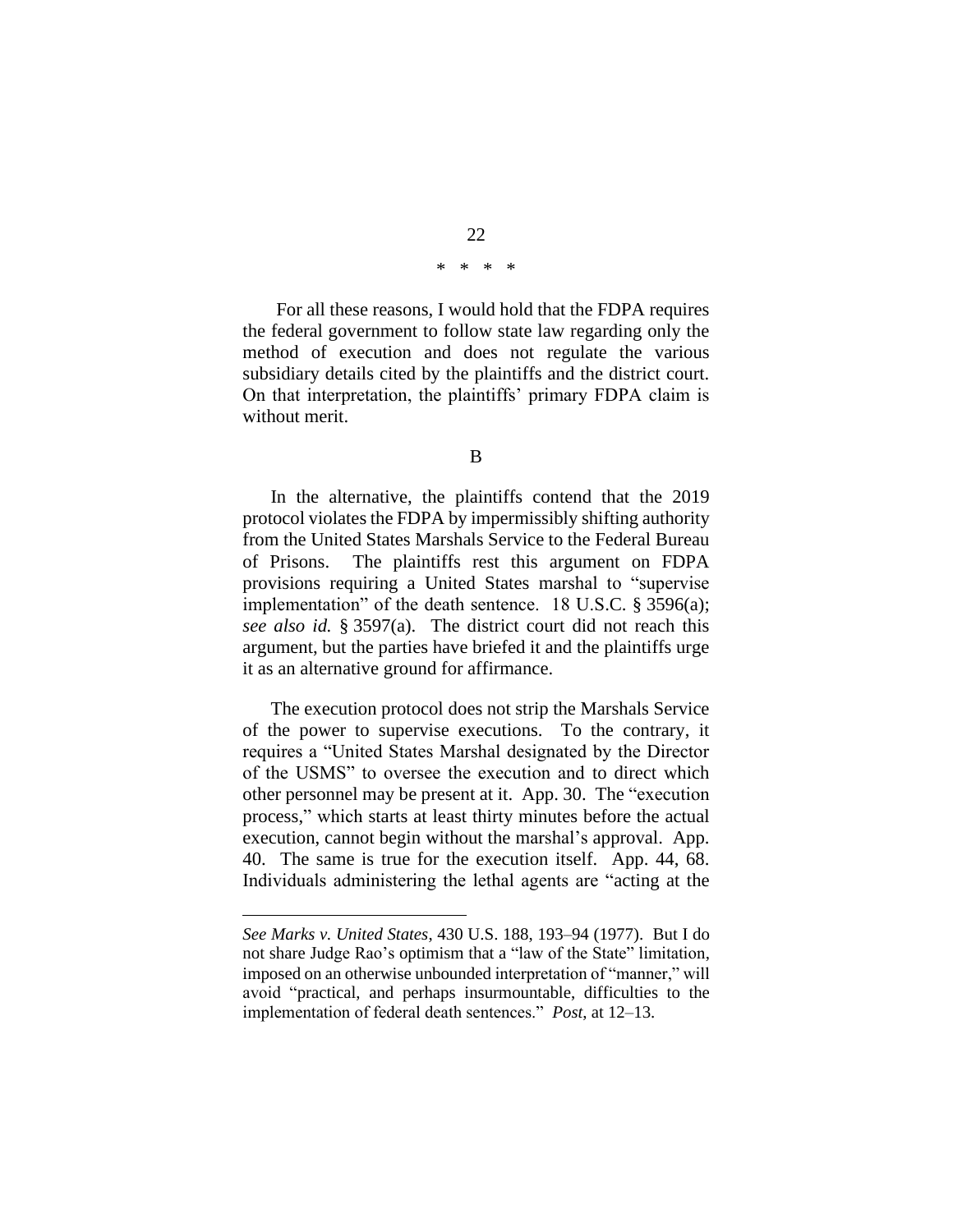\* \* \* \*

For all these reasons, I would hold that the FDPA requires the federal government to follow state law regarding only the method of execution and does not regulate the various subsidiary details cited by the plaintiffs and the district court. On that interpretation, the plaintiffs' primary FDPA claim is without merit.

B

In the alternative, the plaintiffs contend that the 2019 protocol violates the FDPA by impermissibly shifting authority from the United States Marshals Service to the Federal Bureau of Prisons. The plaintiffs rest this argument on FDPA provisions requiring a United States marshal to "supervise implementation" of the death sentence. 18 U.S.C. § 3596(a); *see also id.* § 3597(a). The district court did not reach this argument, but the parties have briefed it and the plaintiffs urge it as an alternative ground for affirmance.

The execution protocol does not strip the Marshals Service of the power to supervise executions. To the contrary, it requires a "United States Marshal designated by the Director of the USMS" to oversee the execution and to direct which other personnel may be present at it. App. 30. The "execution process," which starts at least thirty minutes before the actual execution, cannot begin without the marshal's approval. App. 40. The same is true for the execution itself. App. 44, 68. Individuals administering the lethal agents are "acting at the

---

*See Marks v. United States*, 430 U.S. 188, 193–94 (1977). But I do not share Judge Rao's optimism that a "law of the State" limitation, imposed on an otherwise unbounded interpretation of "manner," will avoid "practical, and perhaps insurmountable, difficulties to the implementation of federal death sentences." *Post*, at 12–13.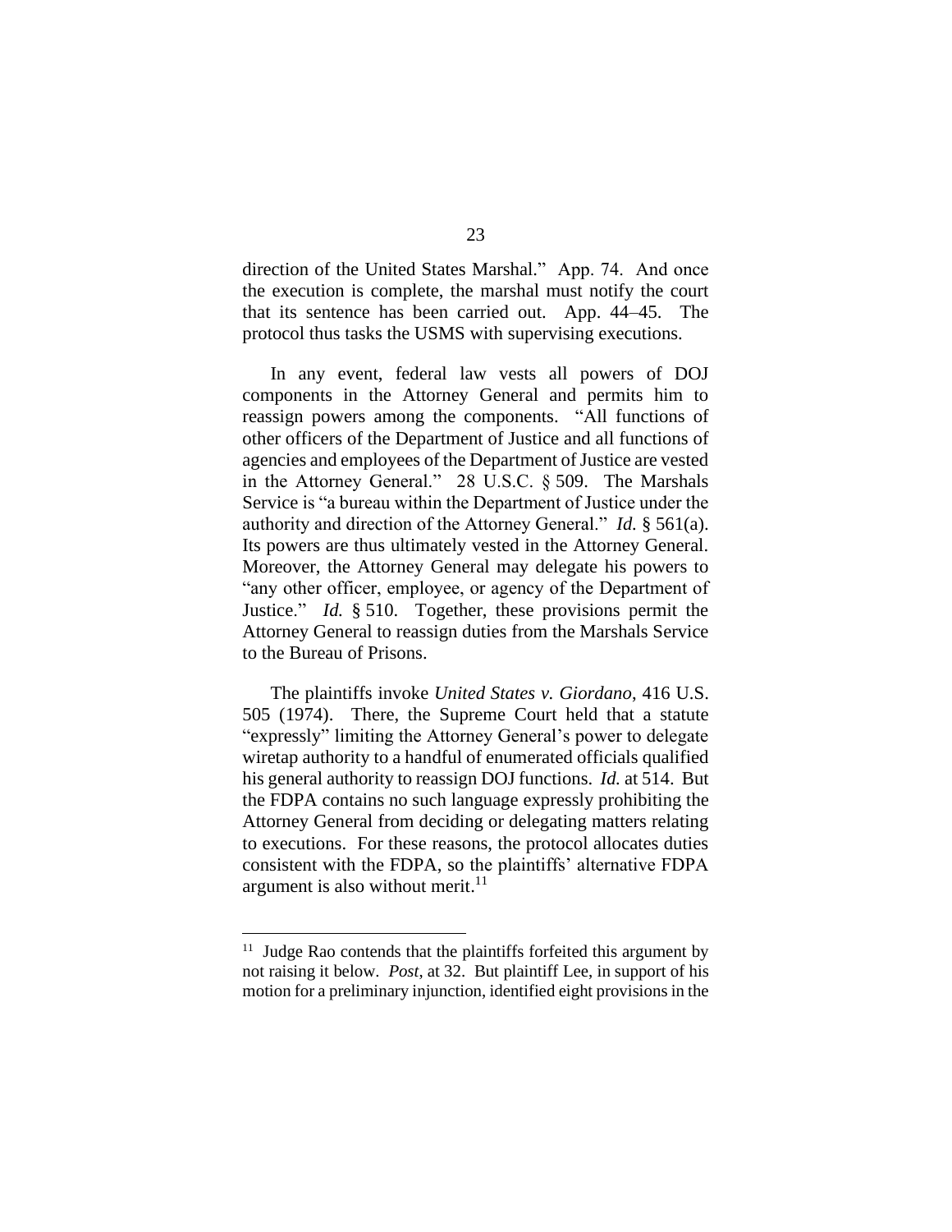direction of the United States Marshal." App. 74. And once the execution is complete, the marshal must notify the court that its sentence has been carried out. App. 44–45. The protocol thus tasks the USMS with supervising executions.

In any event, federal law vests all powers of DOJ components in the Attorney General and permits him to reassign powers among the components. "All functions of other officers of the Department of Justice and all functions of agencies and employees of the Department of Justice are vested in the Attorney General." 28 U.S.C. § 509. The Marshals Service is "a bureau within the Department of Justice under the authority and direction of the Attorney General." *Id.* § 561(a). Its powers are thus ultimately vested in the Attorney General. Moreover, the Attorney General may delegate his powers to "any other officer, employee, or agency of the Department of Justice." *Id.* § 510. Together, these provisions permit the Attorney General to reassign duties from the Marshals Service to the Bureau of Prisons.

The plaintiffs invoke *United States v. Giordano*, 416 U.S. 505 (1974). There, the Supreme Court held that a statute "expressly" limiting the Attorney General's power to delegate wiretap authority to a handful of enumerated officials qualified his general authority to reassign DOJ functions. *Id.* at 514. But the FDPA contains no such language expressly prohibiting the Attorney General from deciding or delegating matters relating to executions. For these reasons, the protocol allocates duties consistent with the FDPA, so the plaintiffs' alternative FDPA argument is also without merit.[11]

---

[11] Judge Rao contends that the plaintiffs forfeited this argument by not raising it below. *Post*, at 32. But plaintiff Lee, in support of his motion for a preliminary injunction, identified eight provisions in the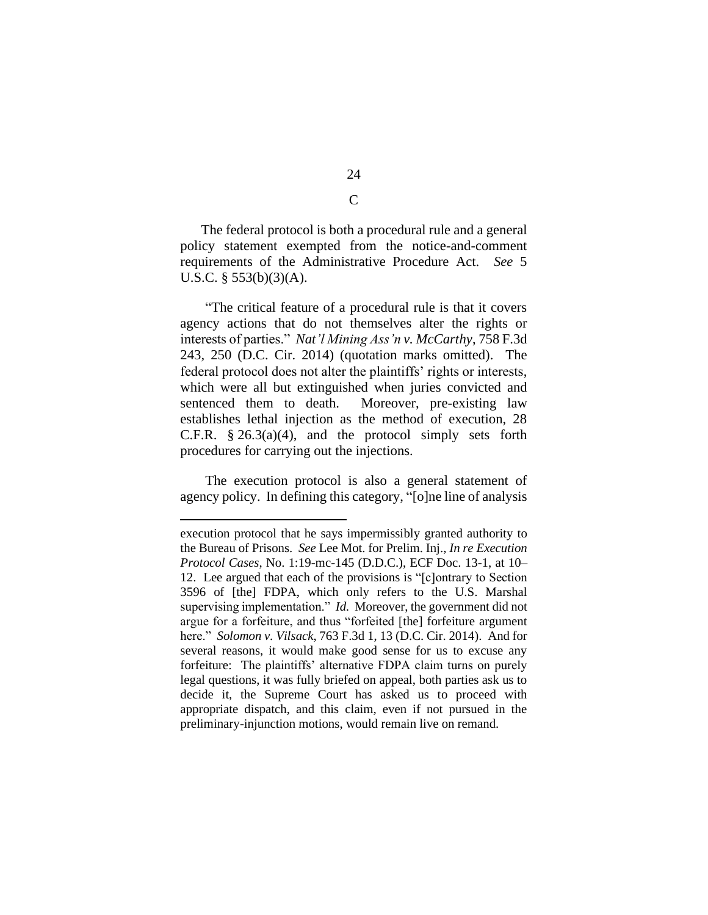## C

The federal protocol is both a procedural rule and a general policy statement exempted from the notice-and-comment requirements of the Administrative Procedure Act. *See* 5 U.S.C. § 553(b)(3)(A).

"The critical feature of a procedural rule is that it covers agency actions that do not themselves alter the rights or interests of parties." *Nat'l Mining Ass'n v. McCarthy*, 758 F.3d 243, 250 (D.C. Cir. 2014) (quotation marks omitted). The federal protocol does not alter the plaintiffs' rights or interests, which were all but extinguished when juries convicted and sentenced them to death. Moreover, pre-existing law establishes lethal injection as the method of execution, 28 C.F.R. § 26.3(a)(4), and the protocol simply sets forth procedures for carrying out the injections.

The execution protocol is also a general statement of agency policy. In defining this category, "[o]ne line of analysis

---

execution protocol that he says impermissibly granted authority to the Bureau of Prisons. *See* Lee Mot. for Prelim. Inj., *In re Execution Protocol Cases*, No. 1:19-mc-145 (D.D.C.), ECF Doc. 13-1, at 10–12. Lee argued that each of the provisions is "[c]ontrary to Section 3596 of [the] FDPA, which only refers to the U.S. Marshal supervising implementation." *Id.* Moreover, the government did not argue for a forfeiture, and thus "forfeited [the] forfeiture argument here." *Solomon v. Vilsack*, 763 F.3d 1, 13 (D.C. Cir. 2014). And for several reasons, it would make good sense for us to excuse any forfeiture: The plaintiffs' alternative FDPA claim turns on purely legal questions, it was fully briefed on appeal, both parties ask us to decide it, the Supreme Court has asked us to proceed with appropriate dispatch, and this claim, even if not pursued in the preliminary-injunction motions, would remain live on remand.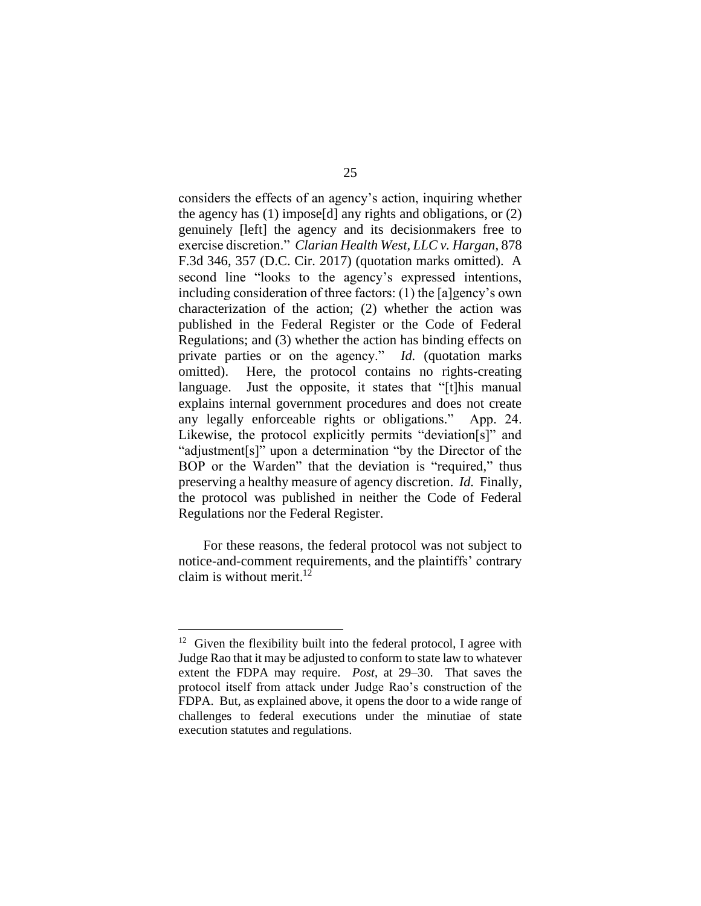considers the effects of an agency's action, inquiring whether the agency has (1) impose[d] any rights and obligations, or (2) genuinely [left] the agency and its decisionmakers free to exercise discretion." *Clarian Health West, LLC v. Hargan*, 878 F.3d 346, 357 (D.C. Cir. 2017) (quotation marks omitted). A second line "looks to the agency's expressed intentions, including consideration of three factors: (1) the [a]gency's own characterization of the action; (2) whether the action was published in the Federal Register or the Code of Federal Regulations; and (3) whether the action has binding effects on private parties or on the agency." *Id.* (quotation marks omitted). Here, the protocol contains no rights-creating language. Just the opposite, it states that "[t]his manual explains internal government procedures and does not create any legally enforceable rights or obligations." App. 24. Likewise, the protocol explicitly permits "deviation[s]" and "adjustment[s]" upon a determination "by the Director of the BOP or the Warden" that the deviation is "required," thus preserving a healthy measure of agency discretion. *Id.* Finally, the protocol was published in neither the Code of Federal Regulations nor the Federal Register.

For these reasons, the federal protocol was not subject to notice-and-comment requirements, and the plaintiffs' contrary claim is without merit.[12]

---

[12] Given the flexibility built into the federal protocol, I agree with Judge Rao that it may be adjusted to conform to state law to whatever extent the FDPA may require. *Post*, at 29–30. That saves the protocol itself from attack under Judge Rao's construction of the FDPA. But, as explained above, it opens the door to a wide range of challenges to federal executions under the minutiae of state execution statutes and regulations.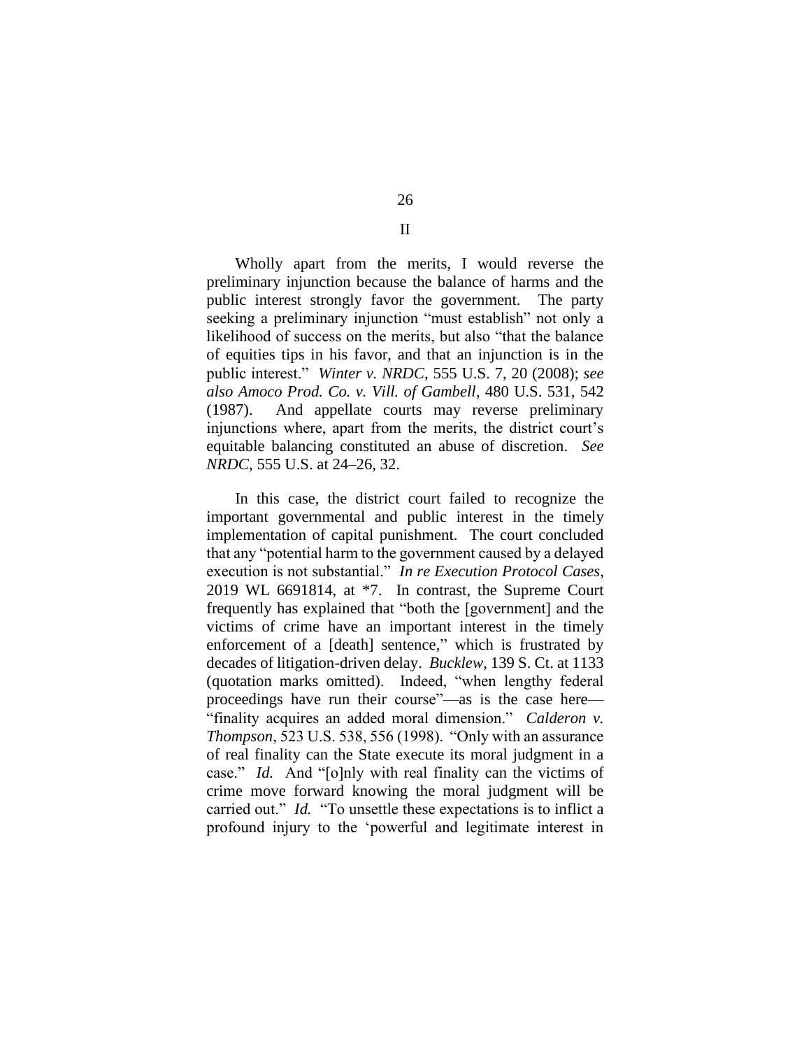## II

Wholly apart from the merits, I would reverse the preliminary injunction because the balance of harms and the public interest strongly favor the government. The party seeking a preliminary injunction "must establish" not only a likelihood of success on the merits, but also "that the balance of equities tips in his favor, and that an injunction is in the public interest." *Winter v. NRDC*, 555 U.S. 7, 20 (2008); *see also Amoco Prod. Co. v. Vill. of Gambell*, 480 U.S. 531, 542 (1987). And appellate courts may reverse preliminary injunctions where, apart from the merits, the district court's equitable balancing constituted an abuse of discretion. *See NRDC*, 555 U.S. at 24–26, 32.

In this case, the district court failed to recognize the important governmental and public interest in the timely implementation of capital punishment. The court concluded that any "potential harm to the government caused by a delayed execution is not substantial." *In re Execution Protocol Cases*, 2019 WL 6691814, at *7. In contrast, the Supreme Court frequently has explained that "both the [government] and the victims of crime have an important interest in the timely enforcement of a [death] sentence," which is frustrated by decades of litigation-driven delay. *Bucklew*, 139 S. Ct. at 1133 (quotation marks omitted). Indeed, "when lengthy federal proceedings have run their course"—as is the case here—"finality acquires an added moral dimension." *Calderon v. Thompson*, 523 U.S. 538, 556 (1998). "Only with an assurance of real finality can the State execute its moral judgment in a case." *Id.* And "[o]nly with real finality can the victims of crime move forward knowing the moral judgment will be carried out." *Id.* "To unsettle these expectations is to inflict a profound injury to the 'powerful and legitimate interest in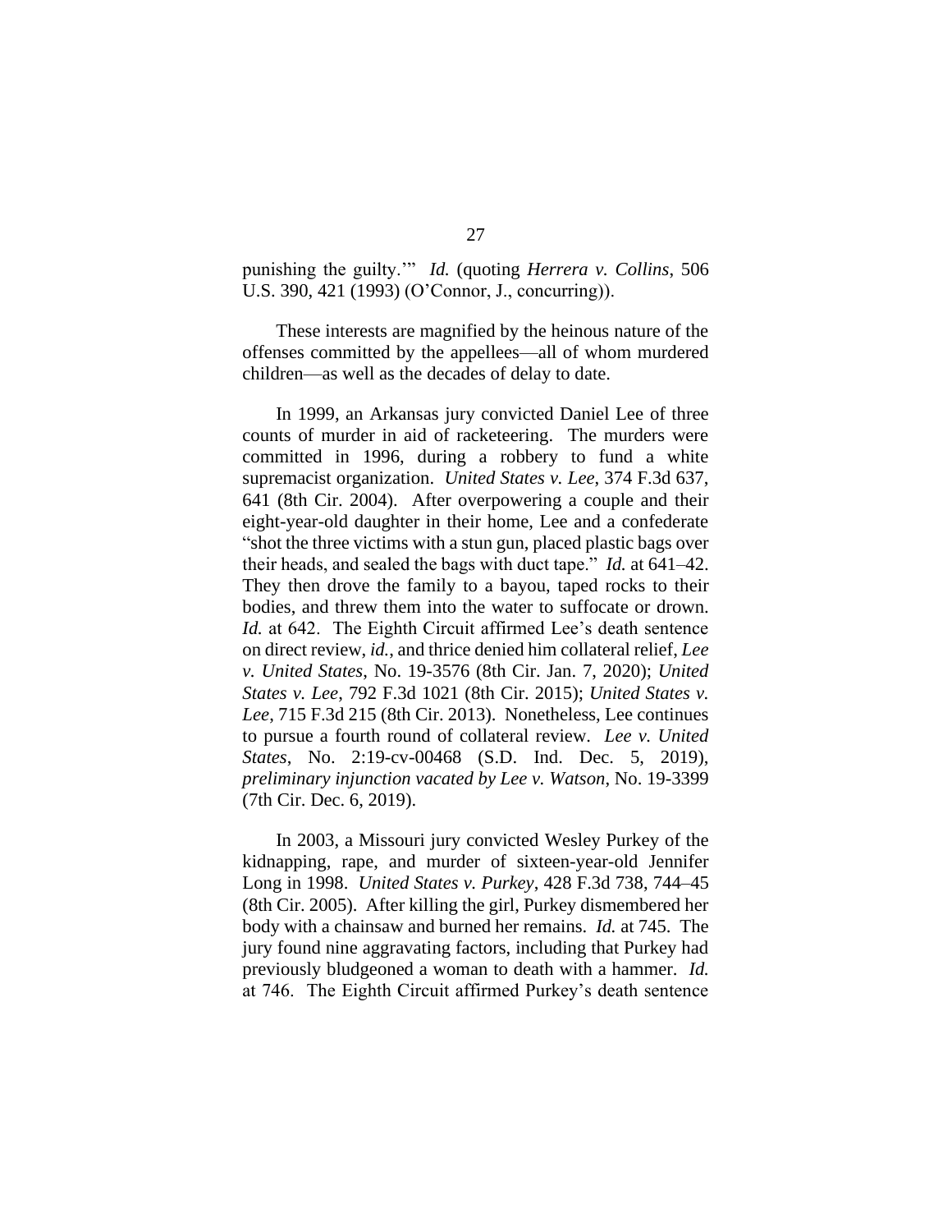punishing the guilty.'" *Id.* (quoting *Herrera v. Collins*, 506 U.S. 390, 421 (1993) (O'Connor, J., concurring)).

These interests are magnified by the heinous nature of the offenses committed by the appellees—all of whom murdered children—as well as the decades of delay to date.

In 1999, an Arkansas jury convicted Daniel Lee of three counts of murder in aid of racketeering. The murders were committed in 1996, during a robbery to fund a white supremacist organization. *United States v. Lee*, 374 F.3d 637, 641 (8th Cir. 2004). After overpowering a couple and their eight-year-old daughter in their home, Lee and a confederate "shot the three victims with a stun gun, placed plastic bags over their heads, and sealed the bags with duct tape." *Id.* at 641–42. They then drove the family to a bayou, taped rocks to their bodies, and threw them into the water to suffocate or drown. *Id.* at 642. The Eighth Circuit affirmed Lee's death sentence on direct review, *id.*, and thrice denied him collateral relief, *Lee v. United States*, No. 19-3576 (8th Cir. Jan. 7, 2020); *United States v. Lee*, 792 F.3d 1021 (8th Cir. 2015); *United States v. Lee*, 715 F.3d 215 (8th Cir. 2013). Nonetheless, Lee continues to pursue a fourth round of collateral review. *Lee v. United States*, No. 2:19-cv-00468 (S.D. Ind. Dec. 5, 2019), *preliminary injunction vacated by Lee v. Watson*, No. 19-3399 (7th Cir. Dec. 6, 2019).

In 2003, a Missouri jury convicted Wesley Purkey of the kidnapping, rape, and murder of sixteen-year-old Jennifer Long in 1998. *United States v. Purkey*, 428 F.3d 738, 744–45 (8th Cir. 2005). After killing the girl, Purkey dismembered her body with a chainsaw and burned her remains. *Id.* at 745. The jury found nine aggravating factors, including that Purkey had previously bludgeoned a woman to death with a hammer. *Id.* at 746. The Eighth Circuit affirmed Purkey's death sentence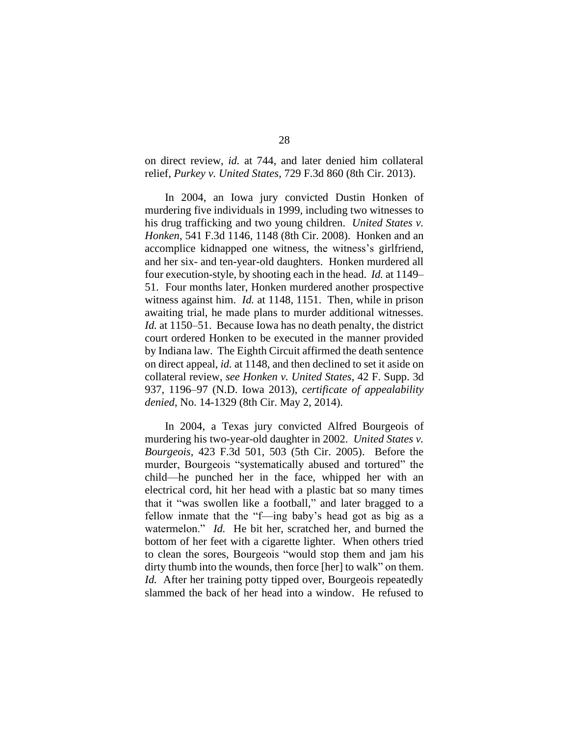on direct review, *id.* at 744, and later denied him collateral relief, *Purkey v. United States*, 729 F.3d 860 (8th Cir. 2013).

In 2004, an Iowa jury convicted Dustin Honken of murdering five individuals in 1999, including two witnesses to his drug trafficking and two young children. *United States v. Honken*, 541 F.3d 1146, 1148 (8th Cir. 2008). Honken and an accomplice kidnapped one witness, the witness's girlfriend, and her six- and ten-year-old daughters. Honken murdered all four execution-style, by shooting each in the head. *Id.* at 1149–51. Four months later, Honken murdered another prospective witness against him. *Id.* at 1148, 1151. Then, while in prison awaiting trial, he made plans to murder additional witnesses. *Id.* at 1150–51. Because Iowa has no death penalty, the district court ordered Honken to be executed in the manner provided by Indiana law. The Eighth Circuit affirmed the death sentence on direct appeal, *id.* at 1148, and then declined to set it aside on collateral review, *see Honken v. United States*, 42 F. Supp. 3d 937, 1196–97 (N.D. Iowa 2013), *certificate of appealability denied*, No. 14-1329 (8th Cir. May 2, 2014).

In 2004, a Texas jury convicted Alfred Bourgeois of murdering his two-year-old daughter in 2002. *United States v. Bourgeois*, 423 F.3d 501, 503 (5th Cir. 2005). Before the murder, Bourgeois "systematically abused and tortured" the child—he punched her in the face, whipped her with an electrical cord, hit her head with a plastic bat so many times that it "was swollen like a football," and later bragged to a fellow inmate that the "f—ing baby's head got as big as a watermelon." *Id.* He bit her, scratched her, and burned the bottom of her feet with a cigarette lighter. When others tried to clean the sores, Bourgeois "would stop them and jam his dirty thumb into the wounds, then force [her] to walk" on them. *Id.* After her training potty tipped over, Bourgeois repeatedly slammed the back of her head into a window. He refused to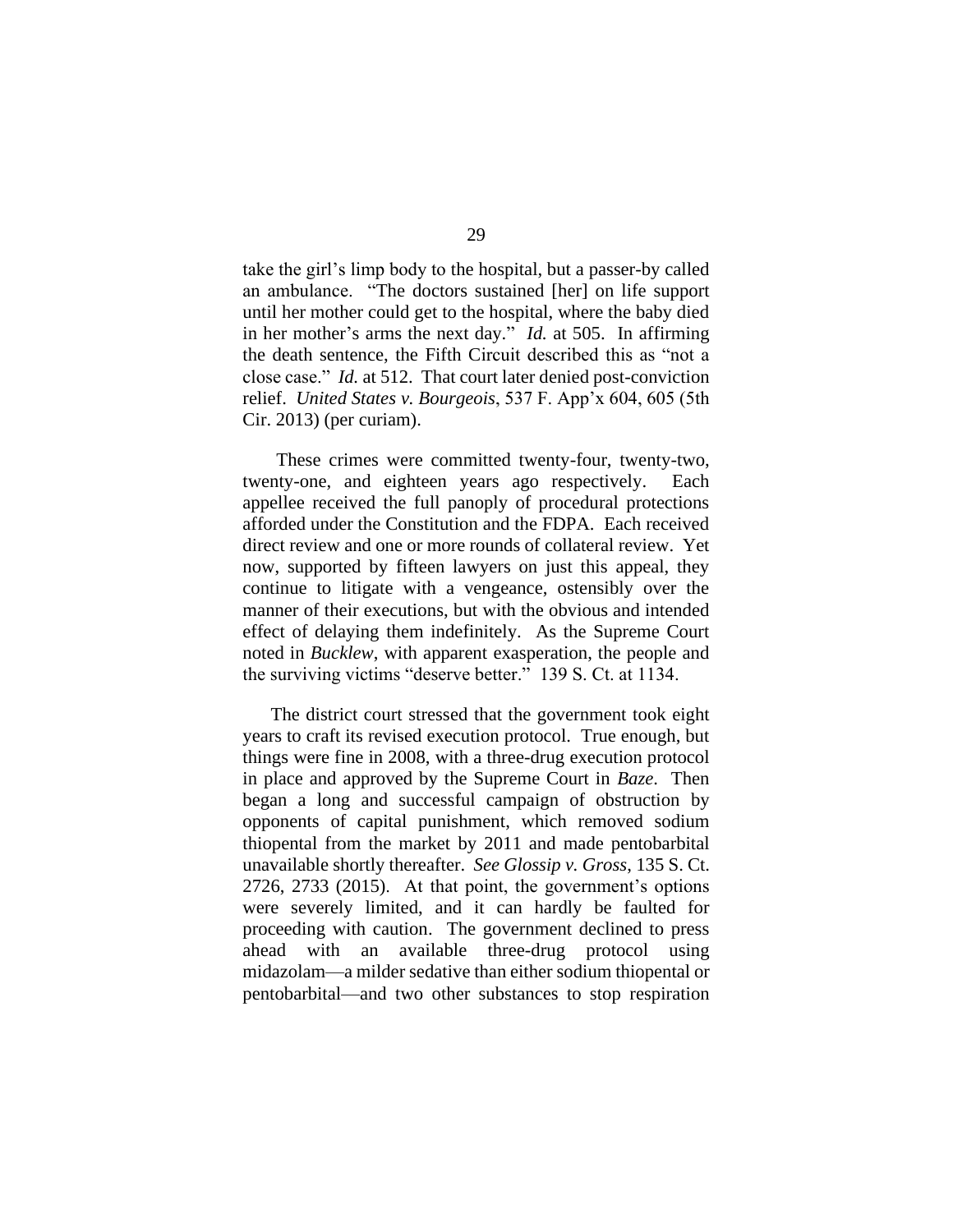take the girl's limp body to the hospital, but a passer-by called an ambulance. "The doctors sustained [her] on life support until her mother could get to the hospital, where the baby died in her mother's arms the next day." *Id.* at 505. In affirming the death sentence, the Fifth Circuit described this as "not a close case." *Id.* at 512. That court later denied post-conviction relief. *United States v. Bourgeois*, 537 F. App'x 604, 605 (5th Cir. 2013) (per curiam).

These crimes were committed twenty-four, twenty-two, twenty-one, and eighteen years ago respectively. Each appellee received the full panoply of procedural protections afforded under the Constitution and the FDPA. Each received direct review and one or more rounds of collateral review. Yet now, supported by fifteen lawyers on just this appeal, they continue to litigate with a vengeance, ostensibly over the manner of their executions, but with the obvious and intended effect of delaying them indefinitely. As the Supreme Court noted in *Bucklew*, with apparent exasperation, the people and the surviving victims "deserve better." 139 S. Ct. at 1134.

The district court stressed that the government took eight years to craft its revised execution protocol. True enough, but things were fine in 2008, with a three-drug execution protocol in place and approved by the Supreme Court in *Baze*. Then began a long and successful campaign of obstruction by opponents of capital punishment, which removed sodium thiopental from the market by 2011 and made pentobarbital unavailable shortly thereafter. *See Glossip v. Gross*, 135 S. Ct. 2726, 2733 (2015). At that point, the government's options were severely limited, and it can hardly be faulted for proceeding with caution. The government declined to press ahead with an available three-drug protocol using midazolam—a milder sedative than either sodium thiopental or pentobarbital—and two other substances to stop respiration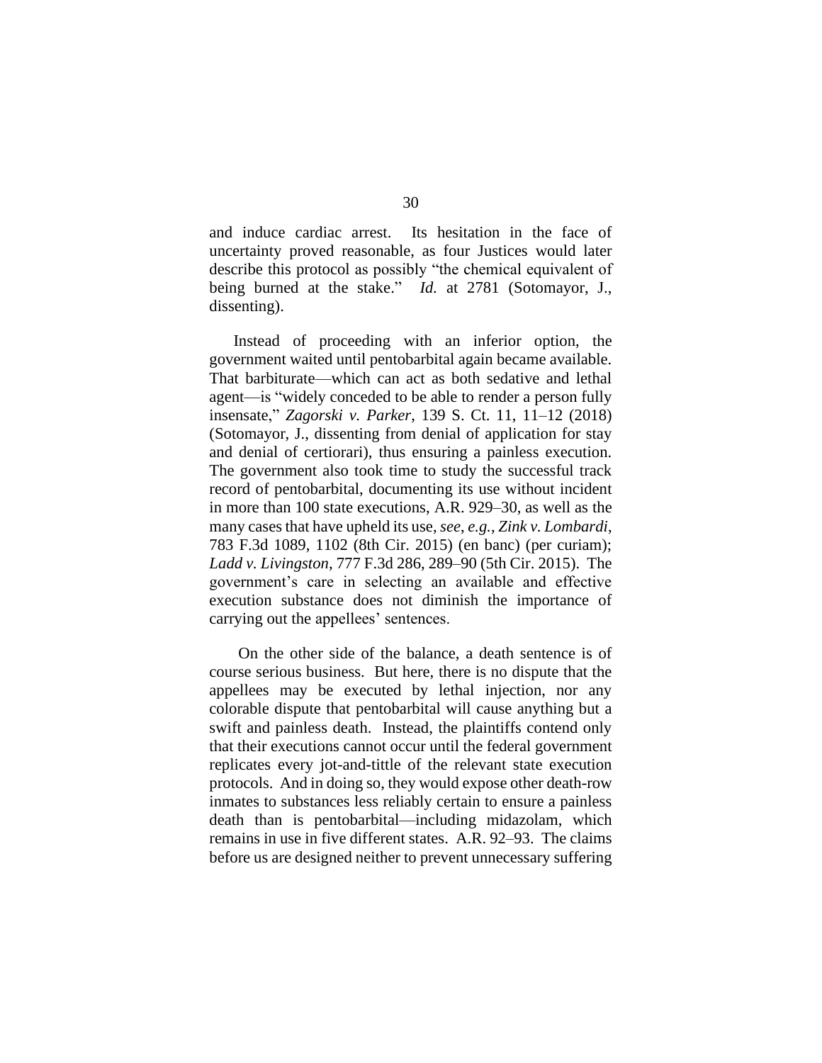and induce cardiac arrest. Its hesitation in the face of uncertainty proved reasonable, as four Justices would later describe this protocol as possibly "the chemical equivalent of being burned at the stake." *Id.* at 2781 (Sotomayor, J., dissenting).

Instead of proceeding with an inferior option, the government waited until pentobarbital again became available. That barbiturate—which can act as both sedative and lethal agent—is "widely conceded to be able to render a person fully insensate," *Zagorski v. Parker*, 139 S. Ct. 11, 11–12 (2018) (Sotomayor, J., dissenting from denial of application for stay and denial of certiorari), thus ensuring a painless execution. The government also took time to study the successful track record of pentobarbital, documenting its use without incident in more than 100 state executions, A.R. 929–30, as well as the many cases that have upheld its use, *see, e.g.*, *Zink v. Lombardi*, 783 F.3d 1089, 1102 (8th Cir. 2015) (en banc) (per curiam); *Ladd v. Livingston*, 777 F.3d 286, 289–90 (5th Cir. 2015). The government's care in selecting an available and effective execution substance does not diminish the importance of carrying out the appellees' sentences.

On the other side of the balance, a death sentence is of course serious business. But here, there is no dispute that the appellees may be executed by lethal injection, nor any colorable dispute that pentobarbital will cause anything but a swift and painless death. Instead, the plaintiffs contend only that their executions cannot occur until the federal government replicates every jot-and-tittle of the relevant state execution protocols. And in doing so, they would expose other death-row inmates to substances less reliably certain to ensure a painless death than is pentobarbital—including midazolam, which remains in use in five different states. A.R. 92–93. The claims before us are designed neither to prevent unnecessary suffering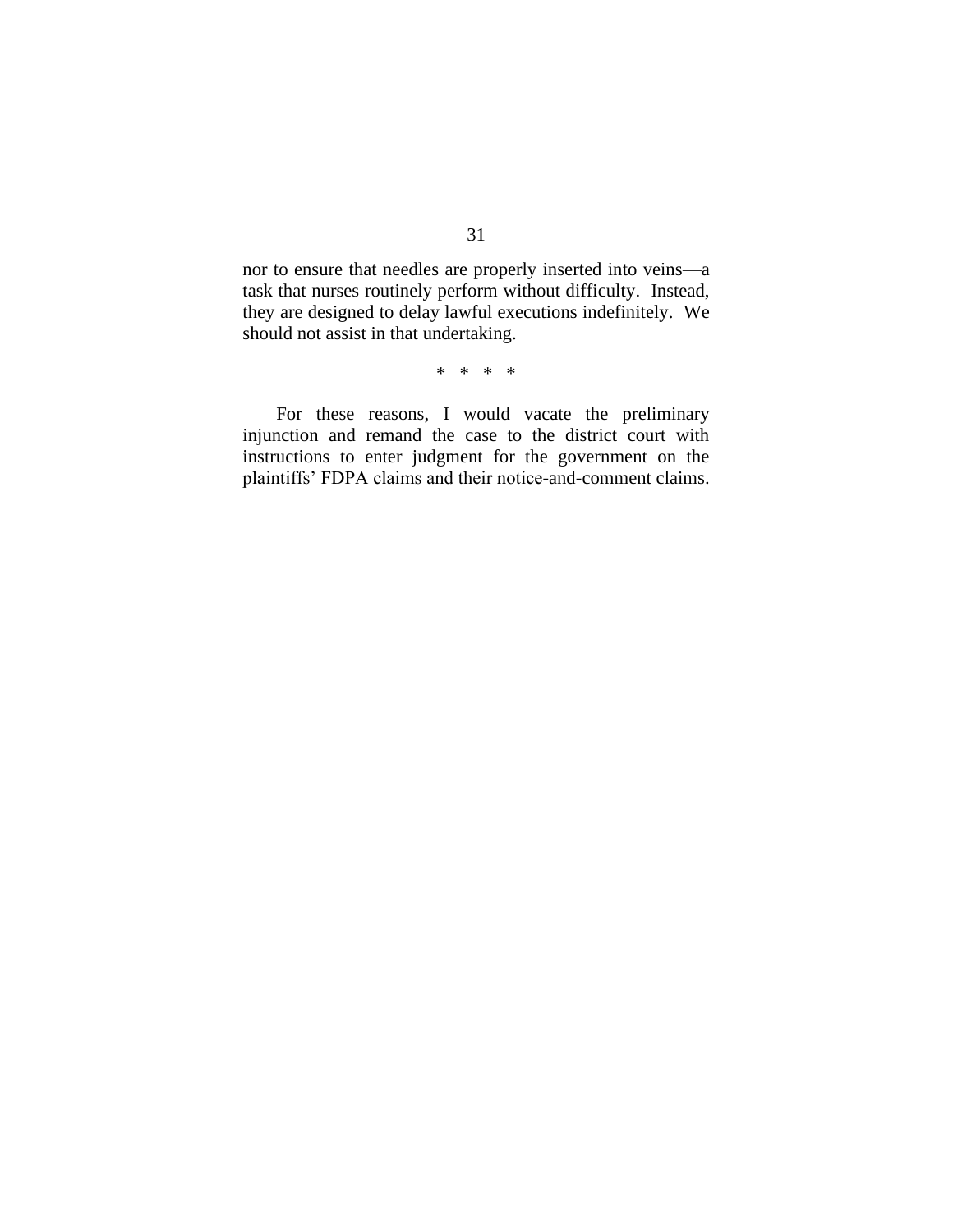nor to ensure that needles are properly inserted into veins—a task that nurses routinely perform without difficulty. Instead, they are designed to delay lawful executions indefinitely. We should not assist in that undertaking.

\* \* \* \*

For these reasons, I would vacate the preliminary injunction and remand the case to the district court with instructions to enter judgment for the government on the plaintiffs' FDPA claims and their notice-and-comment claims.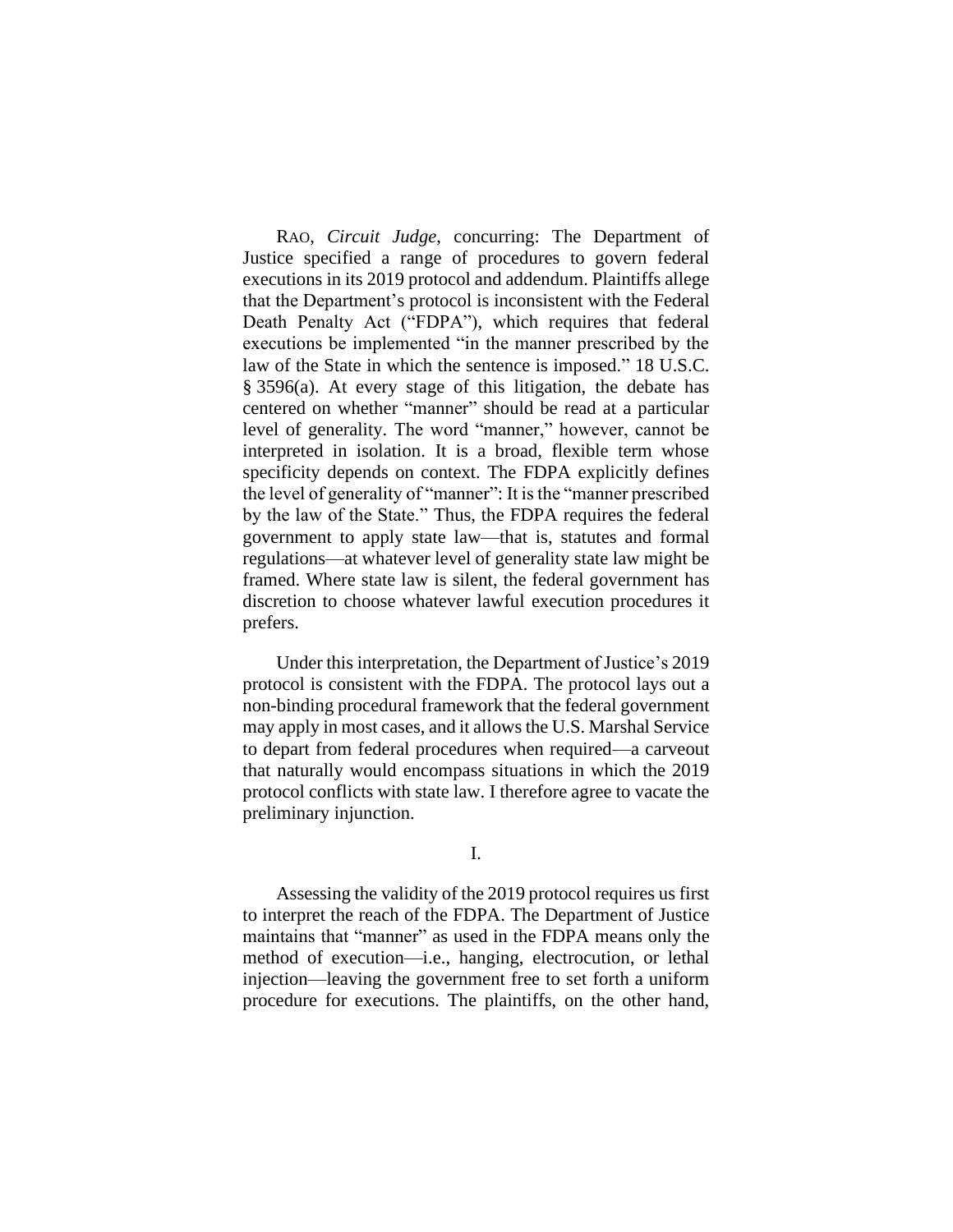RAO, *Circuit Judge*, concurring: The Department of Justice specified a range of procedures to govern federal executions in its 2019 protocol and addendum. Plaintiffs allege that the Department's protocol is inconsistent with the Federal Death Penalty Act ("FDPA"), which requires that federal executions be implemented "in the manner prescribed by the law of the State in which the sentence is imposed." 18 U.S.C. § 3596(a). At every stage of this litigation, the debate has centered on whether "manner" should be read at a particular level of generality. The word "manner," however, cannot be interpreted in isolation. It is a broad, flexible term whose specificity depends on context. The FDPA explicitly defines the level of generality of "manner": It is the "manner prescribed by the law of the State." Thus, the FDPA requires the federal government to apply state law—that is, statutes and formal regulations—at whatever level of generality state law might be framed. Where state law is silent, the federal government has discretion to choose whatever lawful execution procedures it prefers.

Under this interpretation, the Department of Justice's 2019 protocol is consistent with the FDPA. The protocol lays out a non-binding procedural framework that the federal government may apply in most cases, and it allows the U.S. Marshal Service to depart from federal procedures when required—a carveout that naturally would encompass situations in which the 2019 protocol conflicts with state law. I therefore agree to vacate the preliminary injunction.

## I.

Assessing the validity of the 2019 protocol requires us first to interpret the reach of the FDPA. The Department of Justice maintains that "manner" as used in the FDPA means only the method of execution—i.e., hanging, electrocution, or lethal injection—leaving the government free to set forth a uniform procedure for executions. The plaintiffs, on the other hand,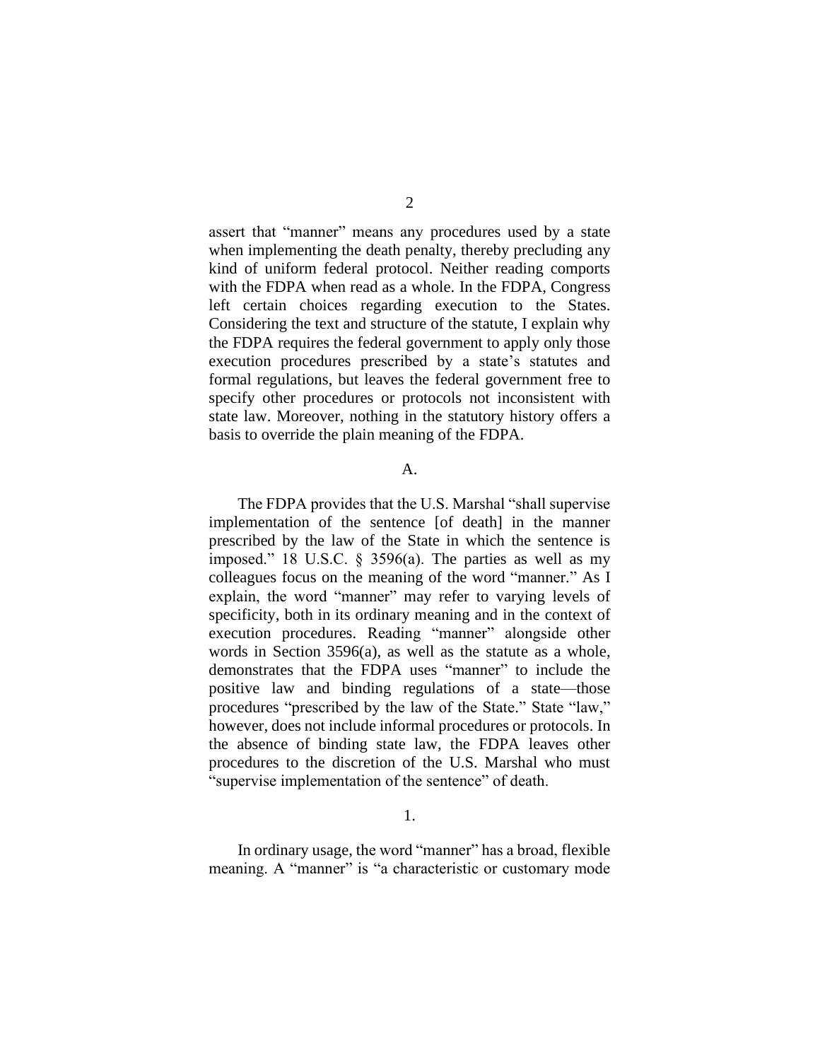assert that "manner" means any procedures used by a state when implementing the death penalty, thereby precluding any kind of uniform federal protocol. Neither reading comports with the FDPA when read as a whole. In the FDPA, Congress left certain choices regarding execution to the States. Considering the text and structure of the statute, I explain why the FDPA requires the federal government to apply only those execution procedures prescribed by a state's statutes and formal regulations, but leaves the federal government free to specify other procedures or protocols not inconsistent with state law. Moreover, nothing in the statutory history offers a basis to override the plain meaning of the FDPA.

A.

The FDPA provides that the U.S. Marshal "shall supervise implementation of the sentence [of death] in the manner prescribed by the law of the State in which the sentence is imposed." 18 U.S.C. § 3596(a). The parties as well as my colleagues focus on the meaning of the word "manner." As I explain, the word "manner" may refer to varying levels of specificity, both in its ordinary meaning and in the context of execution procedures. Reading "manner" alongside other words in Section 3596(a), as well as the statute as a whole, demonstrates that the FDPA uses "manner" to include the positive law and binding regulations of a state—those procedures "prescribed by the law of the State." State "law," however, does not include informal procedures or protocols. In the absence of binding state law, the FDPA leaves other procedures to the discretion of the U.S. Marshal who must "supervise implementation of the sentence" of death.

1.

In ordinary usage, the word "manner" has a broad, flexible meaning. A "manner" is "a characteristic or customary mode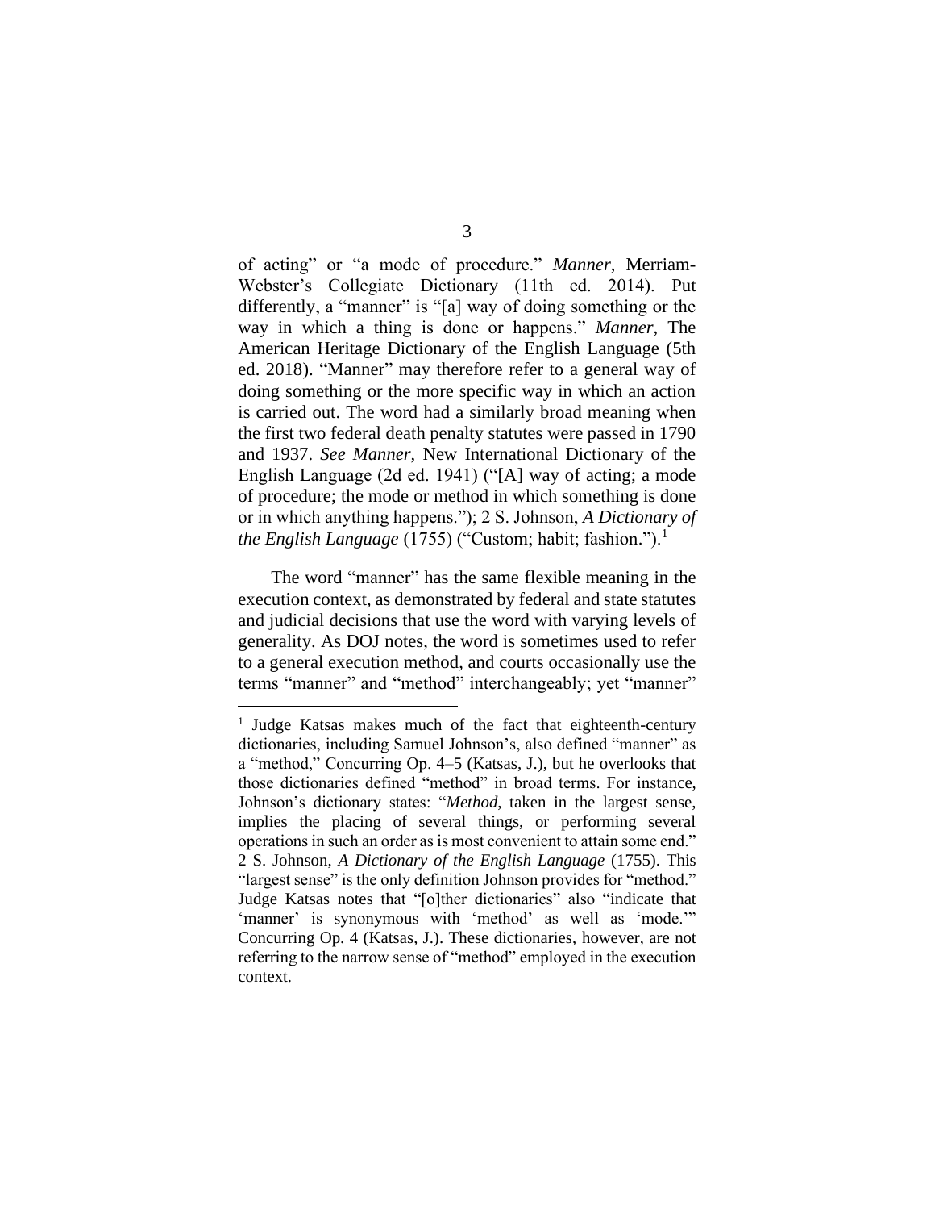of acting" or "a mode of procedure." *Manner*, Merriam-Webster's Collegiate Dictionary (11th ed. 2014). Put differently, a "manner" is "[a] way of doing something or the way in which a thing is done or happens." *Manner*, The American Heritage Dictionary of the English Language (5th ed. 2018). "Manner" may therefore refer to a general way of doing something or the more specific way in which an action is carried out. The word had a similarly broad meaning when the first two federal death penalty statutes were passed in 1790 and 1937. *See Manner*, New International Dictionary of the English Language (2d ed. 1941) ("[A] way of acting; a mode of procedure; the mode or method in which something is done or in which anything happens."); 2 S. Johnson, *A Dictionary of the English Language* (1755) ("Custom; habit; fashion.").[1]

The word "manner" has the same flexible meaning in the execution context, as demonstrated by federal and state statutes and judicial decisions that use the word with varying levels of generality. As DOJ notes, the word is sometimes used to refer to a general execution method, and courts occasionally use the terms "manner" and "method" interchangeably; yet "manner"

[1] Judge Katsas makes much of the fact that eighteenth-century dictionaries, including Samuel Johnson's, also defined "manner" as a "method," Concurring Op. 4–5 (Katsas, J.), but he overlooks that those dictionaries defined "method" in broad terms. For instance, Johnson's dictionary states: "*Method*, taken in the largest sense, implies the placing of several things, or performing several operations in such an order as is most convenient to attain some end." 2 S. Johnson, *A Dictionary of the English Language* (1755). This "largest sense" is the only definition Johnson provides for "method." Judge Katsas notes that "[o]ther dictionaries" also "indicate that 'manner' is synonymous with 'method' as well as 'mode.'" Concurring Op. 4 (Katsas, J.). These dictionaries, however, are not referring to the narrow sense of "method" employed in the execution context.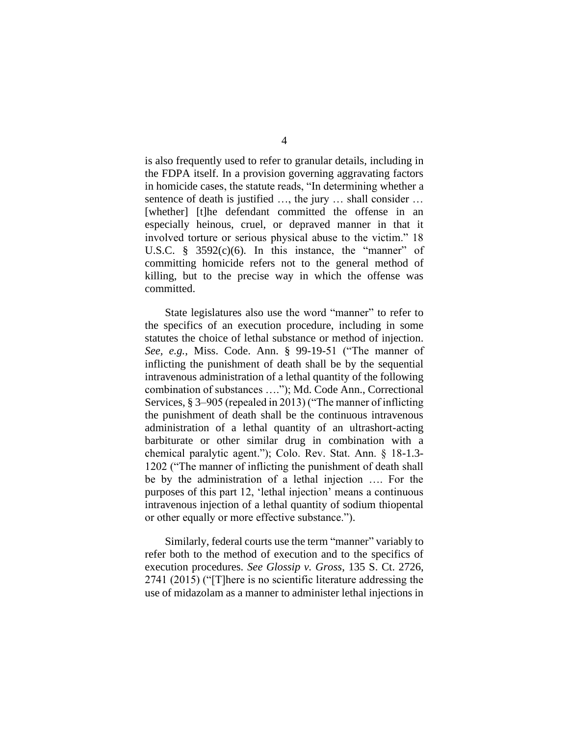is also frequently used to refer to granular details, including in the FDPA itself. In a provision governing aggravating factors in homicide cases, the statute reads, "In determining whether a sentence of death is justified …, the jury … shall consider … [whether] [t]he defendant committed the offense in an especially heinous, cruel, or depraved manner in that it involved torture or serious physical abuse to the victim." 18 U.S.C. § 3592(c)(6). In this instance, the "manner" of committing homicide refers not to the general method of killing, but to the precise way in which the offense was committed.

State legislatures also use the word "manner" to refer to the specifics of an execution procedure, including in some statutes the choice of lethal substance or method of injection. *See, e.g.*, Miss. Code. Ann. § 99-19-51 ("The manner of inflicting the punishment of death shall be by the sequential intravenous administration of a lethal quantity of the following combination of substances …."); Md. Code Ann., Correctional Services, § 3–905 (repealed in 2013) ("The manner of inflicting the punishment of death shall be the continuous intravenous administration of a lethal quantity of an ultrashort-acting barbiturate or other similar drug in combination with a chemical paralytic agent."); Colo. Rev. Stat. Ann. § 18-1.3-1202 ("The manner of inflicting the punishment of death shall be by the administration of a lethal injection …. For the purposes of this part 12, 'lethal injection' means a continuous intravenous injection of a lethal quantity of sodium thiopental or other equally or more effective substance.").

Similarly, federal courts use the term "manner" variably to refer both to the method of execution and to the specifics of execution procedures. *See Glossip v. Gross*, 135 S. Ct. 2726, 2741 (2015) ("[T]here is no scientific literature addressing the use of midazolam as a manner to administer lethal injections in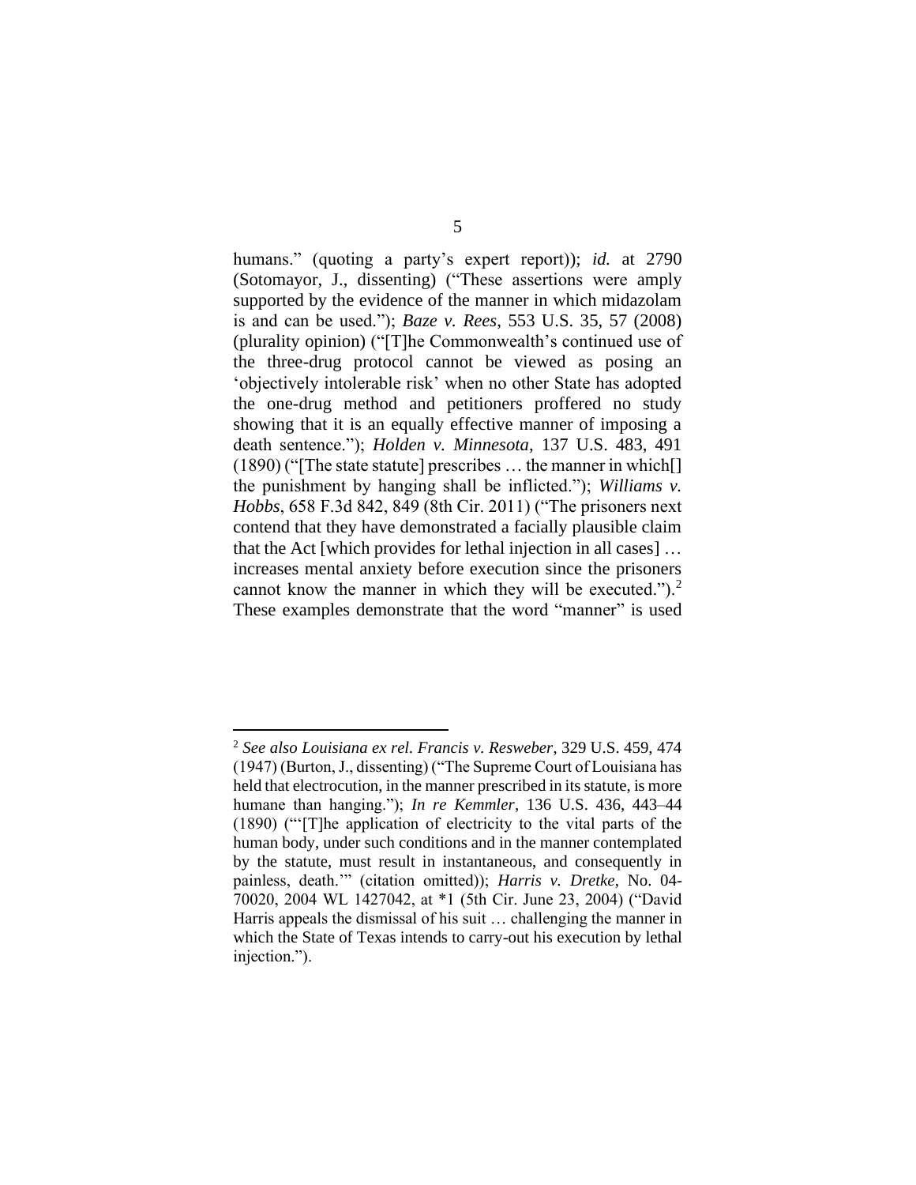humans." (quoting a party's expert report)); *id.* at 2790 (Sotomayor, J., dissenting) ("These assertions were amply supported by the evidence of the manner in which midazolam is and can be used."); *Baze v. Rees*, 553 U.S. 35, 57 (2008) (plurality opinion) ("[T]he Commonwealth's continued use of the three-drug protocol cannot be viewed as posing an 'objectively intolerable risk' when no other State has adopted the one-drug method and petitioners proffered no study showing that it is an equally effective manner of imposing a death sentence."); *Holden v. Minnesota*, 137 U.S. 483, 491 (1890) ("[The state statute] prescribes … the manner in which[] the punishment by hanging shall be inflicted."); *Williams v. Hobbs*, 658 F.3d 842, 849 (8th Cir. 2011) ("The prisoners next contend that they have demonstrated a facially plausible claim that the Act [which provides for lethal injection in all cases] … increases mental anxiety before execution since the prisoners cannot know the manner in which they will be executed.").[2] These examples demonstrate that the word "manner" is used

---

[2] *See also Louisiana ex rel. Francis v. Resweber*, 329 U.S. 459, 474 (1947) (Burton, J., dissenting) ("The Supreme Court of Louisiana has held that electrocution, in the manner prescribed in its statute, is more humane than hanging."); *In re Kemmler*, 136 U.S. 436, 443–44 (1890) ("'[T]he application of electricity to the vital parts of the human body, under such conditions and in the manner contemplated by the statute, must result in instantaneous, and consequently in painless, death.'" (citation omitted)); *Harris v. Dretke*, No. 04-70020, 2004 WL 1427042, at *1 (5th Cir. June 23, 2004) ("David Harris appeals the dismissal of his suit … challenging the manner in which the State of Texas intends to carry-out his execution by lethal injection.").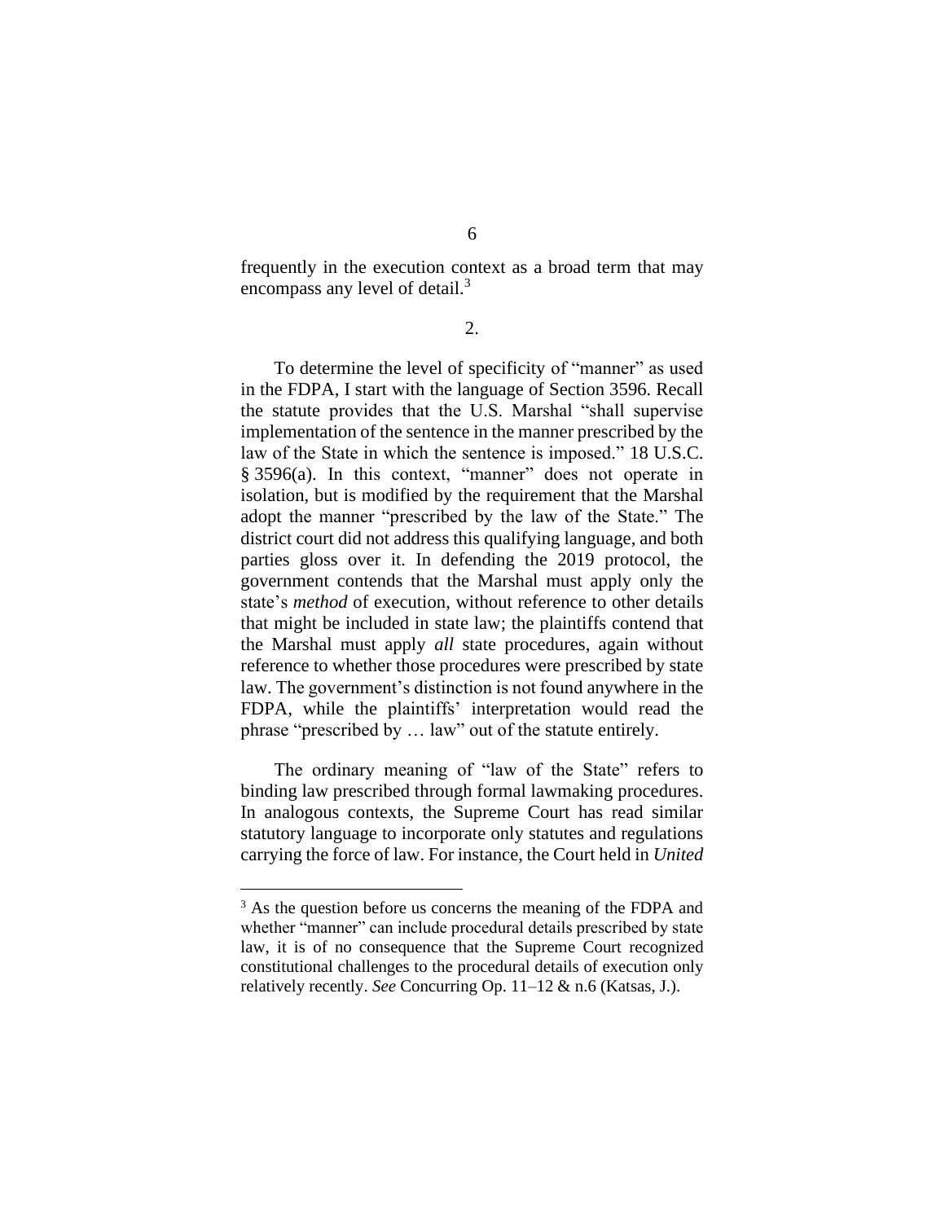frequently in the execution context as a broad term that may encompass any level of detail.[3]

2.

To determine the level of specificity of "manner" as used in the FDPA, I start with the language of Section 3596. Recall the statute provides that the U.S. Marshal "shall supervise implementation of the sentence in the manner prescribed by the law of the State in which the sentence is imposed." 18 U.S.C. § 3596(a). In this context, "manner" does not operate in isolation, but is modified by the requirement that the Marshal adopt the manner "prescribed by the law of the State." The district court did not address this qualifying language, and both parties gloss over it. In defending the 2019 protocol, the government contends that the Marshal must apply only the state's *method* of execution, without reference to other details that might be included in state law; the plaintiffs contend that the Marshal must apply *all* state procedures, again without reference to whether those procedures were prescribed by state law. The government's distinction is not found anywhere in the FDPA, while the plaintiffs' interpretation would read the phrase "prescribed by … law" out of the statute entirely.

The ordinary meaning of "law of the State" refers to binding law prescribed through formal lawmaking procedures. In analogous contexts, the Supreme Court has read similar statutory language to incorporate only statutes and regulations carrying the force of law. For instance, the Court held in *United*

---

[3] As the question before us concerns the meaning of the FDPA and whether "manner" can include procedural details prescribed by state law, it is of no consequence that the Supreme Court recognized constitutional challenges to the procedural details of execution only relatively recently. *See* Concurring Op. 11–12 & n.6 (Katsas, J.).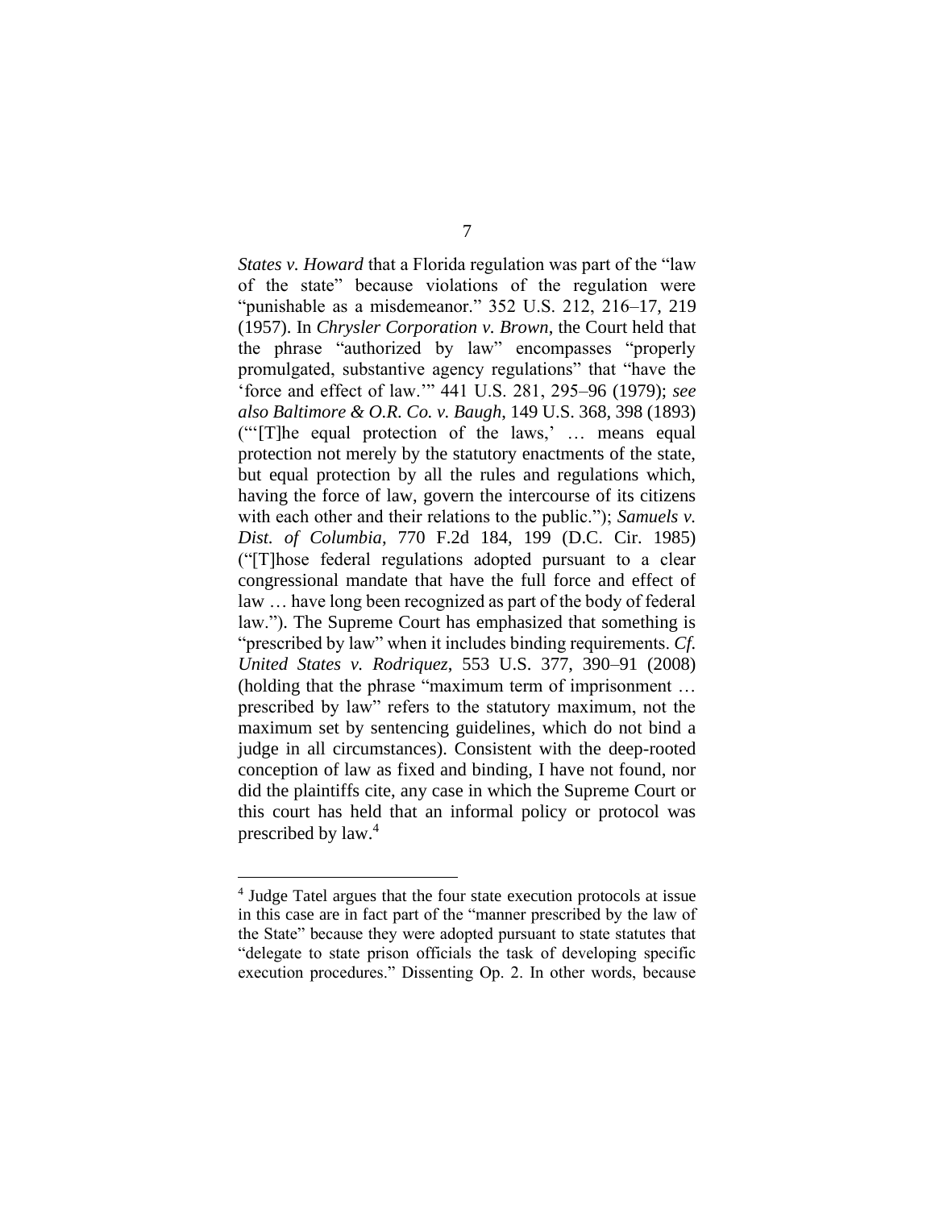*States v. Howard* that a Florida regulation was part of the "law of the state" because violations of the regulation were "punishable as a misdemeanor." 352 U.S. 212, 216–17, 219 (1957). In *Chrysler Corporation v. Brown*, the Court held that the phrase "authorized by law" encompasses "properly promulgated, substantive agency regulations" that "have the 'force and effect of law.'" 441 U.S. 281, 295–96 (1979); *see also Baltimore & O.R. Co. v. Baugh*, 149 U.S. 368, 398 (1893) ("'[T]he equal protection of the laws,' … means equal protection not merely by the statutory enactments of the state, but equal protection by all the rules and regulations which, having the force of law, govern the intercourse of its citizens with each other and their relations to the public."); *Samuels v. Dist. of Columbia*, 770 F.2d 184, 199 (D.C. Cir. 1985) ("[T]hose federal regulations adopted pursuant to a clear congressional mandate that have the full force and effect of law … have long been recognized as part of the body of federal law."). The Supreme Court has emphasized that something is "prescribed by law" when it includes binding requirements. *Cf. United States v. Rodriquez*, 553 U.S. 377, 390–91 (2008) (holding that the phrase "maximum term of imprisonment … prescribed by law" refers to the statutory maximum, not the maximum set by sentencing guidelines, which do not bind a judge in all circumstances). Consistent with the deep-rooted conception of law as fixed and binding, I have not found, nor did the plaintiffs cite, any case in which the Supreme Court or this court has held that an informal policy or protocol was prescribed by law.[4]

---

[4] Judge Tatel argues that the four state execution protocols at issue in this case are in fact part of the "manner prescribed by the law of the State" because they were adopted pursuant to state statutes that "delegate to state prison officials the task of developing specific execution procedures." Dissenting Op. 2. In other words, because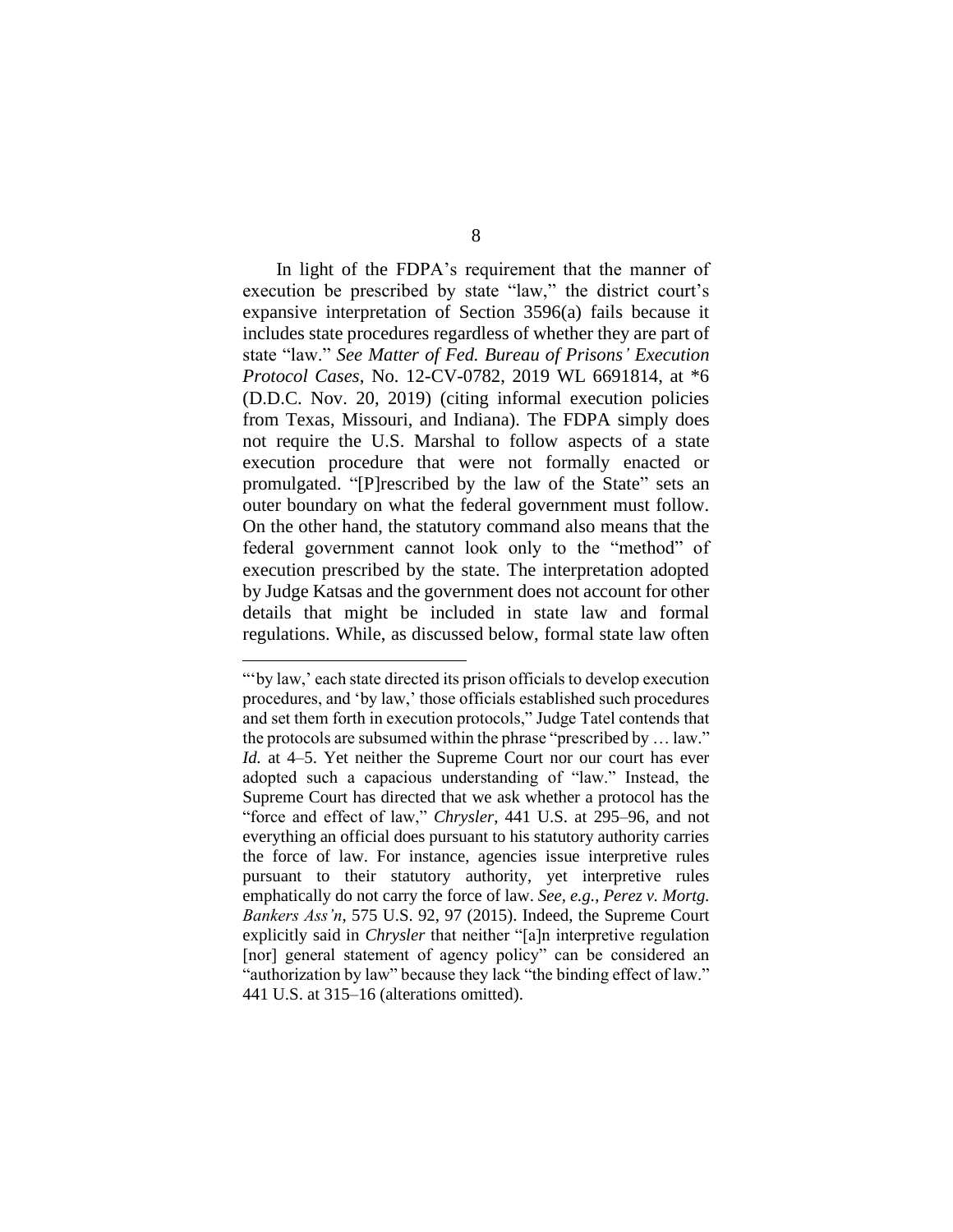In light of the FDPA's requirement that the manner of execution be prescribed by state "law," the district court's expansive interpretation of Section 3596(a) fails because it includes state procedures regardless of whether they are part of state "law." *See Matter of Fed. Bureau of Prisons' Execution Protocol Cases*, No. 12-CV-0782, 2019 WL 6691814, at *6 (D.D.C. Nov. 20, 2019) (citing informal execution policies from Texas, Missouri, and Indiana). The FDPA simply does not require the U.S. Marshal to follow aspects of a state execution procedure that were not formally enacted or promulgated. "[P]rescribed by the law of the State" sets an outer boundary on what the federal government must follow. On the other hand, the statutory command also means that the federal government cannot look only to the "method" of execution prescribed by the state. The interpretation adopted by Judge Katsas and the government does not account for other details that might be included in state law and formal regulations. While, as discussed below, formal state law often

---

"'by law,' each state directed its prison officials to develop execution procedures, and 'by law,' those officials established such procedures and set them forth in execution protocols," Judge Tatel contends that the protocols are subsumed within the phrase "prescribed by … law." *Id.* at 4–5. Yet neither the Supreme Court nor our court has ever adopted such a capacious understanding of "law." Instead, the Supreme Court has directed that we ask whether a protocol has the "force and effect of law," *Chrysler*, 441 U.S. at 295–96, and not everything an official does pursuant to his statutory authority carries the force of law. For instance, agencies issue interpretive rules pursuant to their statutory authority, yet interpretive rules emphatically do not carry the force of law. *See, e.g.*, *Perez v. Mortg. Bankers Ass'n*, 575 U.S. 92, 97 (2015). Indeed, the Supreme Court explicitly said in *Chrysler* that neither "[a]n interpretive regulation [nor] general statement of agency policy" can be considered an "authorization by law" because they lack "the binding effect of law." 441 U.S. at 315–16 (alterations omitted).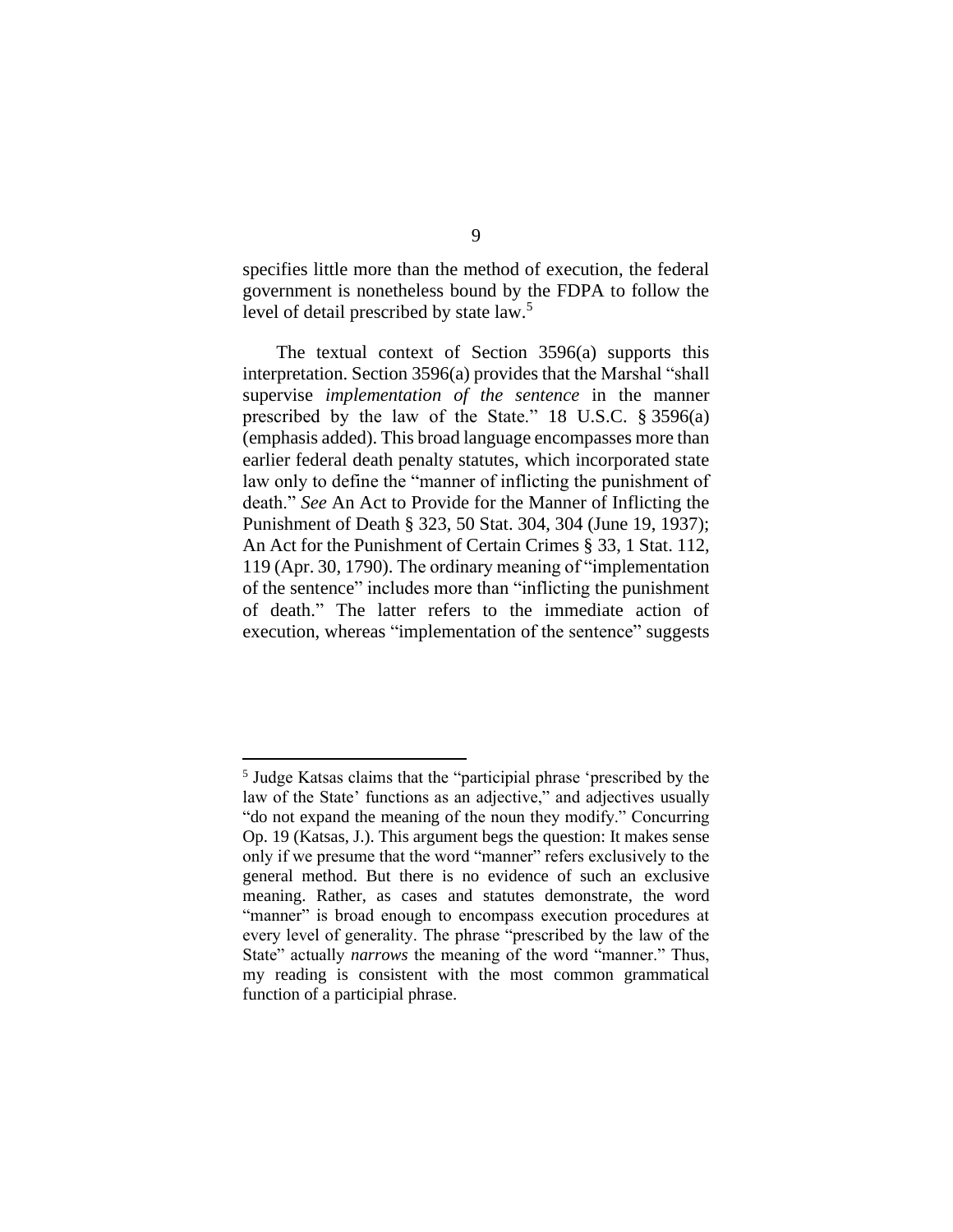specifies little more than the method of execution, the federal government is nonetheless bound by the FDPA to follow the level of detail prescribed by state law.[5]

The textual context of Section 3596(a) supports this interpretation. Section 3596(a) provides that the Marshal "shall supervise *implementation of the sentence* in the manner prescribed by the law of the State." 18 U.S.C. § 3596(a) (emphasis added). This broad language encompasses more than earlier federal death penalty statutes, which incorporated state law only to define the "manner of inflicting the punishment of death." *See* An Act to Provide for the Manner of Inflicting the Punishment of Death § 323, 50 Stat. 304, 304 (June 19, 1937); An Act for the Punishment of Certain Crimes § 33, 1 Stat. 112, 119 (Apr. 30, 1790). The ordinary meaning of "implementation of the sentence" includes more than "inflicting the punishment of death." The latter refers to the immediate action of execution, whereas "implementation of the sentence" suggests

---

[5] Judge Katsas claims that the "participial phrase 'prescribed by the law of the State' functions as an adjective," and adjectives usually "do not expand the meaning of the noun they modify." Concurring Op. 19 (Katsas, J.). This argument begs the question: It makes sense only if we presume that the word "manner" refers exclusively to the general method. But there is no evidence of such an exclusive meaning. Rather, as cases and statutes demonstrate, the word "manner" is broad enough to encompass execution procedures at every level of generality. The phrase "prescribed by the law of the State" actually *narrows* the meaning of the word "manner." Thus, my reading is consistent with the most common grammatical function of a participial phrase.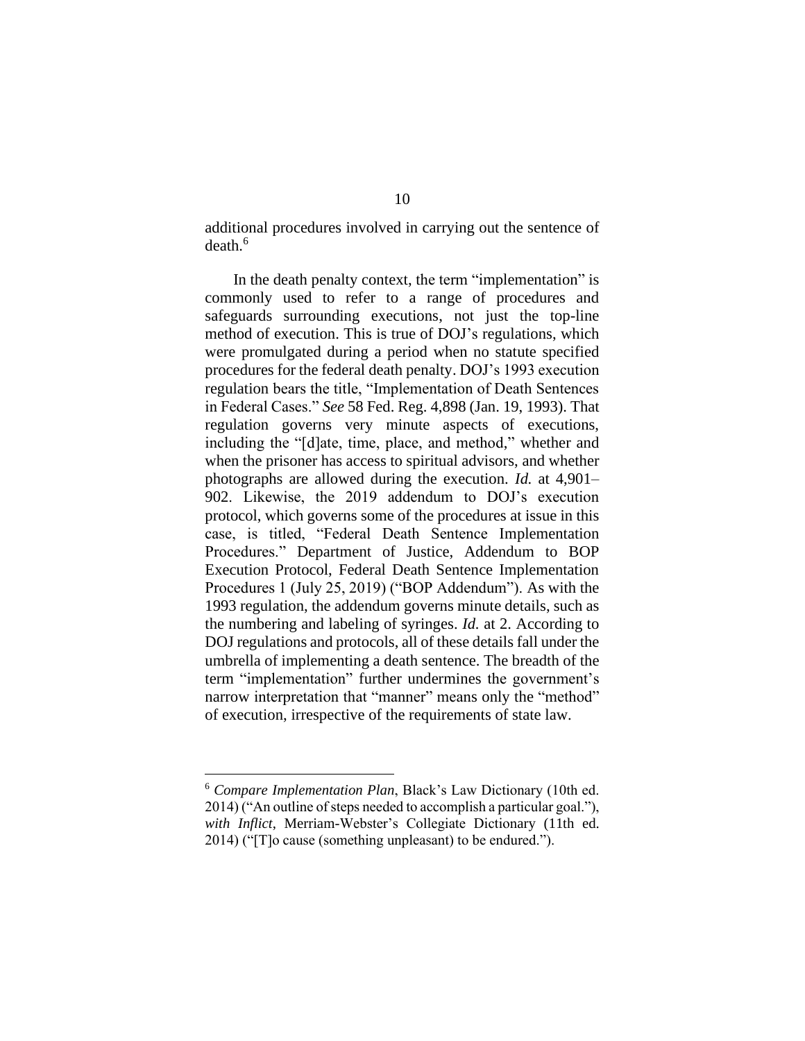additional procedures involved in carrying out the sentence of death.[6]

In the death penalty context, the term "implementation" is commonly used to refer to a range of procedures and safeguards surrounding executions, not just the top-line method of execution. This is true of DOJ's regulations, which were promulgated during a period when no statute specified procedures for the federal death penalty. DOJ's 1993 execution regulation bears the title, "Implementation of Death Sentences in Federal Cases." *See* 58 Fed. Reg. 4,898 (Jan. 19, 1993). That regulation governs very minute aspects of executions, including the "[d]ate, time, place, and method," whether and when the prisoner has access to spiritual advisors, and whether photographs are allowed during the execution. *Id.* at 4,901–902. Likewise, the 2019 addendum to DOJ's execution protocol, which governs some of the procedures at issue in this case, is titled, "Federal Death Sentence Implementation Procedures." Department of Justice, Addendum to BOP Execution Protocol, Federal Death Sentence Implementation Procedures 1 (July 25, 2019) ("BOP Addendum"). As with the 1993 regulation, the addendum governs minute details, such as the numbering and labeling of syringes. *Id.* at 2. According to DOJ regulations and protocols, all of these details fall under the umbrella of implementing a death sentence. The breadth of the term "implementation" further undermines the government's narrow interpretation that "manner" means only the "method" of execution, irrespective of the requirements of state law.

---

[6] *Compare Implementation Plan*, Black's Law Dictionary (10th ed. 2014) ("An outline of steps needed to accomplish a particular goal."), *with Inflict*, Merriam-Webster's Collegiate Dictionary (11th ed. 2014) ("[T]o cause (something unpleasant) to be endured.").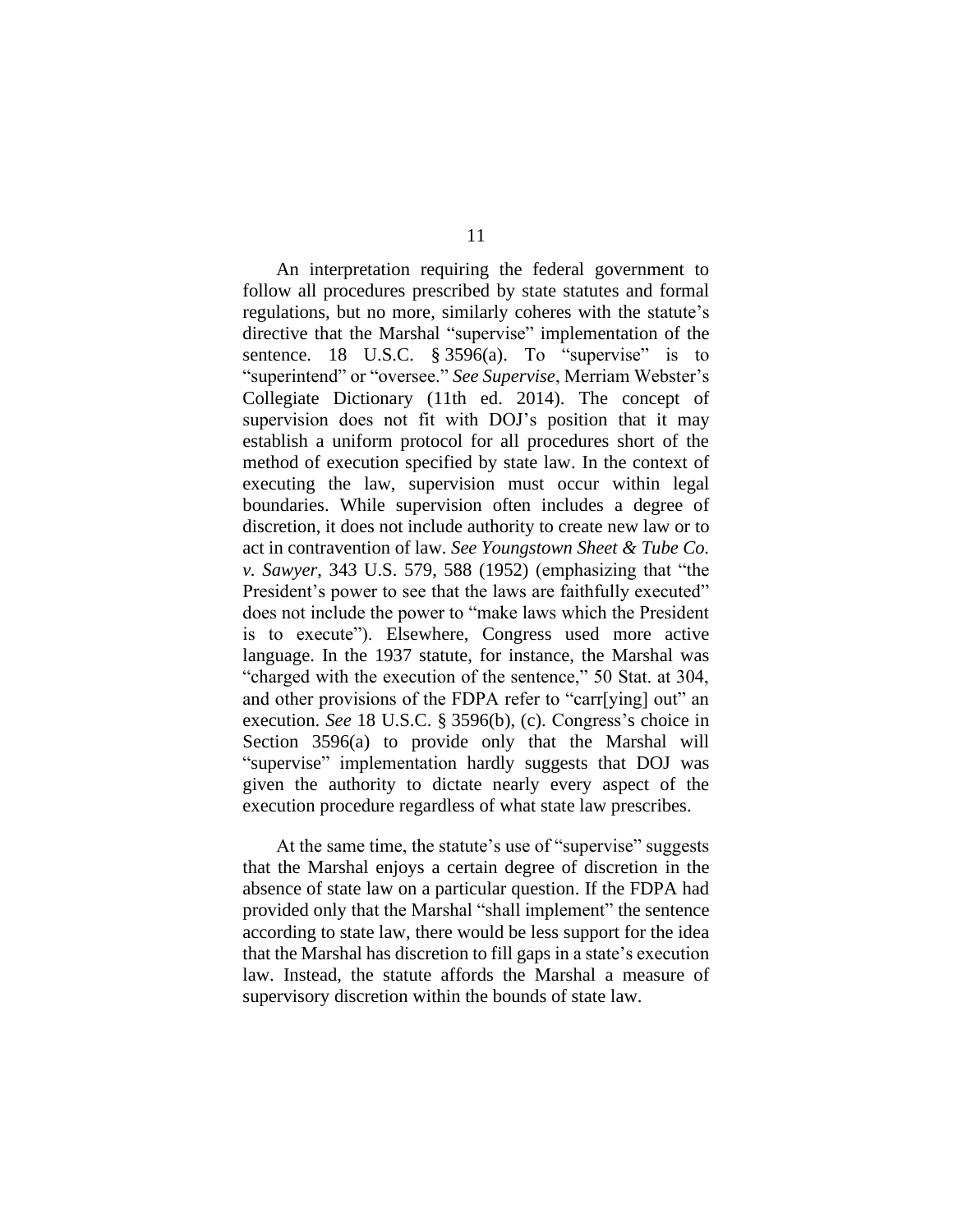An interpretation requiring the federal government to follow all procedures prescribed by state statutes and formal regulations, but no more, similarly coheres with the statute's directive that the Marshal "supervise" implementation of the sentence. 18 U.S.C. § 3596(a). To "supervise" is to "superintend" or "oversee." *See Supervise*, Merriam Webster's Collegiate Dictionary (11th ed. 2014). The concept of supervision does not fit with DOJ's position that it may establish a uniform protocol for all procedures short of the method of execution specified by state law. In the context of executing the law, supervision must occur within legal boundaries. While supervision often includes a degree of discretion, it does not include authority to create new law or to act in contravention of law. *See Youngstown Sheet & Tube Co. v. Sawyer*, 343 U.S. 579, 588 (1952) (emphasizing that "the President's power to see that the laws are faithfully executed" does not include the power to "make laws which the President is to execute"). Elsewhere, Congress used more active language. In the 1937 statute, for instance, the Marshal was "charged with the execution of the sentence," 50 Stat. at 304, and other provisions of the FDPA refer to "carr[ying] out" an execution. *See* 18 U.S.C. § 3596(b), (c). Congress's choice in Section 3596(a) to provide only that the Marshal will "supervise" implementation hardly suggests that DOJ was given the authority to dictate nearly every aspect of the execution procedure regardless of what state law prescribes.

At the same time, the statute's use of "supervise" suggests that the Marshal enjoys a certain degree of discretion in the absence of state law on a particular question. If the FDPA had provided only that the Marshal "shall implement" the sentence according to state law, there would be less support for the idea that the Marshal has discretion to fill gaps in a state's execution law. Instead, the statute affords the Marshal a measure of supervisory discretion within the bounds of state law.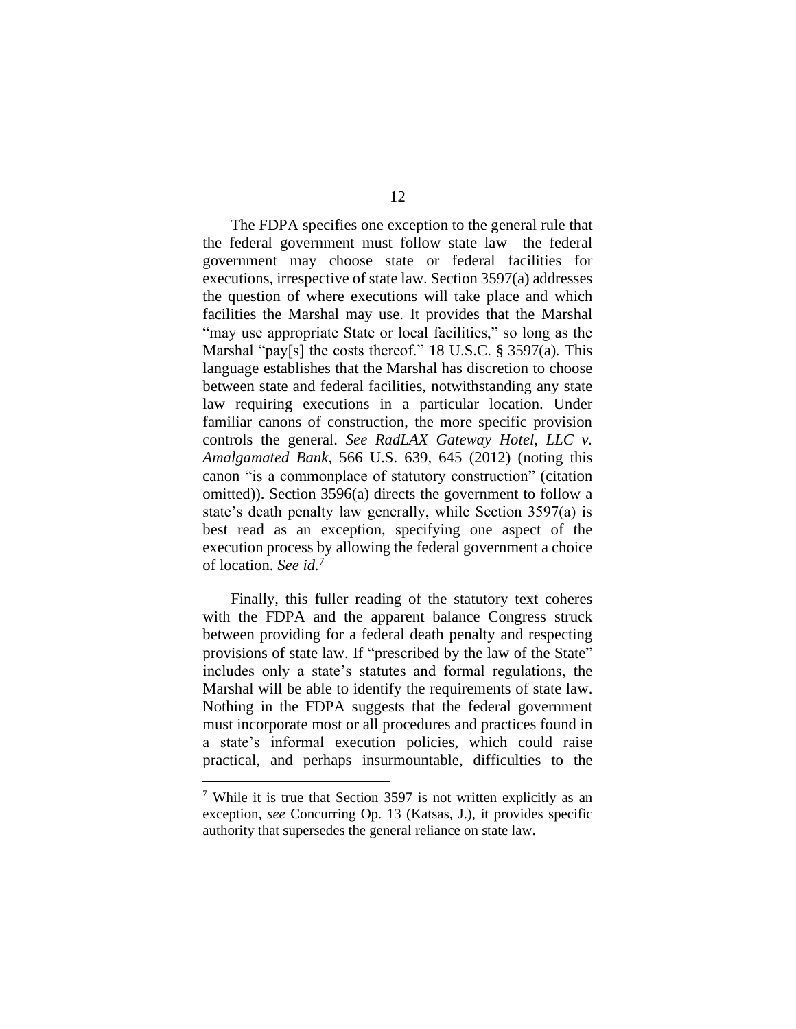The FDPA specifies one exception to the general rule that the federal government must follow state law—the federal government may choose state or federal facilities for executions, irrespective of state law. Section 3597(a) addresses the question of where executions will take place and which facilities the Marshal may use. It provides that the Marshal "may use appropriate State or local facilities," so long as the Marshal "pay[s] the costs thereof." 18 U.S.C. § 3597(a). This language establishes that the Marshal has discretion to choose between state and federal facilities, notwithstanding any state law requiring executions in a particular location. Under familiar canons of construction, the more specific provision controls the general. *See RadLAX Gateway Hotel, LLC v. Amalgamated Bank*, 566 U.S. 639, 645 (2012) (noting this canon "is a commonplace of statutory construction" (citation omitted)). Section 3596(a) directs the government to follow a state's death penalty law generally, while Section 3597(a) is best read as an exception, specifying one aspect of the execution process by allowing the federal government a choice of location. *See id.*[7]

Finally, this fuller reading of the statutory text coheres with the FDPA and the apparent balance Congress struck between providing for a federal death penalty and respecting provisions of state law. If "prescribed by the law of the State" includes only a state's statutes and formal regulations, the Marshal will be able to identify the requirements of state law. Nothing in the FDPA suggests that the federal government must incorporate most or all procedures and practices found in a state's informal execution policies, which could raise practical, and perhaps insurmountable, difficulties to the

---

[7] While it is true that Section 3597 is not written explicitly as an exception, *see* Concurring Op. 13 (Katsas, J.), it provides specific authority that supersedes the general reliance on state law.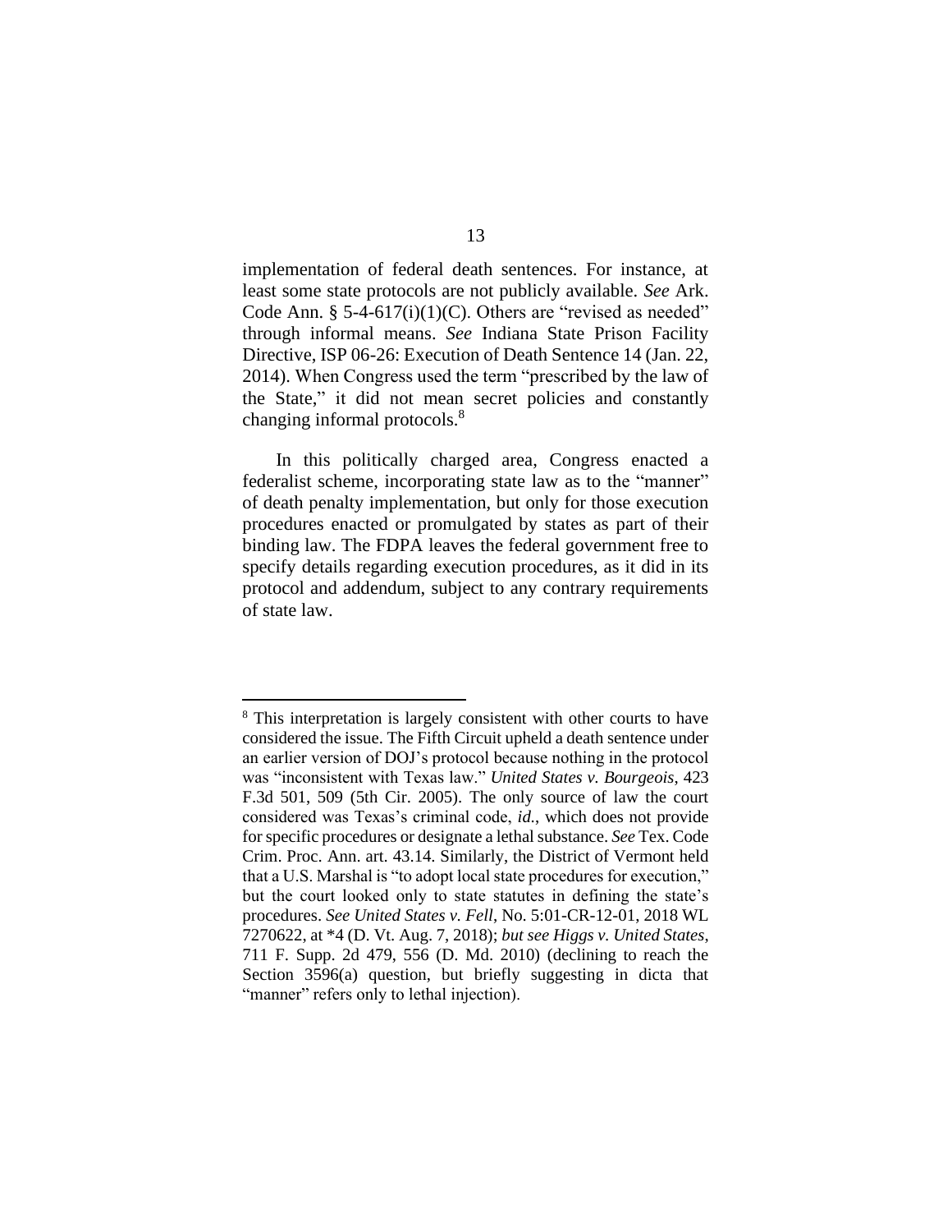implementation of federal death sentences. For instance, at least some state protocols are not publicly available. *See* Ark. Code Ann. § 5-4-617(i)(1)(C). Others are "revised as needed" through informal means. *See* Indiana State Prison Facility Directive, ISP 06-26: Execution of Death Sentence 14 (Jan. 22, 2014). When Congress used the term "prescribed by the law of the State," it did not mean secret policies and constantly changing informal protocols.[8]

In this politically charged area, Congress enacted a federalist scheme, incorporating state law as to the "manner" of death penalty implementation, but only for those execution procedures enacted or promulgated by states as part of their binding law. The FDPA leaves the federal government free to specify details regarding execution procedures, as it did in its protocol and addendum, subject to any contrary requirements of state law.

---

[8] This interpretation is largely consistent with other courts to have considered the issue. The Fifth Circuit upheld a death sentence under an earlier version of DOJ's protocol because nothing in the protocol was "inconsistent with Texas law." *United States v. Bourgeois*, 423 F.3d 501, 509 (5th Cir. 2005). The only source of law the court considered was Texas's criminal code, *id.*, which does not provide for specific procedures or designate a lethal substance. *See* Tex. Code Crim. Proc. Ann. art. 43.14. Similarly, the District of Vermont held that a U.S. Marshal is "to adopt local state procedures for execution," but the court looked only to state statutes in defining the state's procedures. *See United States v. Fell*, No. 5:01-CR-12-01, 2018 WL 7270622, at *4 (D. Vt. Aug. 7, 2018); *but see Higgs v. United States*, 711 F. Supp. 2d 479, 556 (D. Md. 2010) (declining to reach the Section 3596(a) question, but briefly suggesting in dicta that "manner" refers only to lethal injection).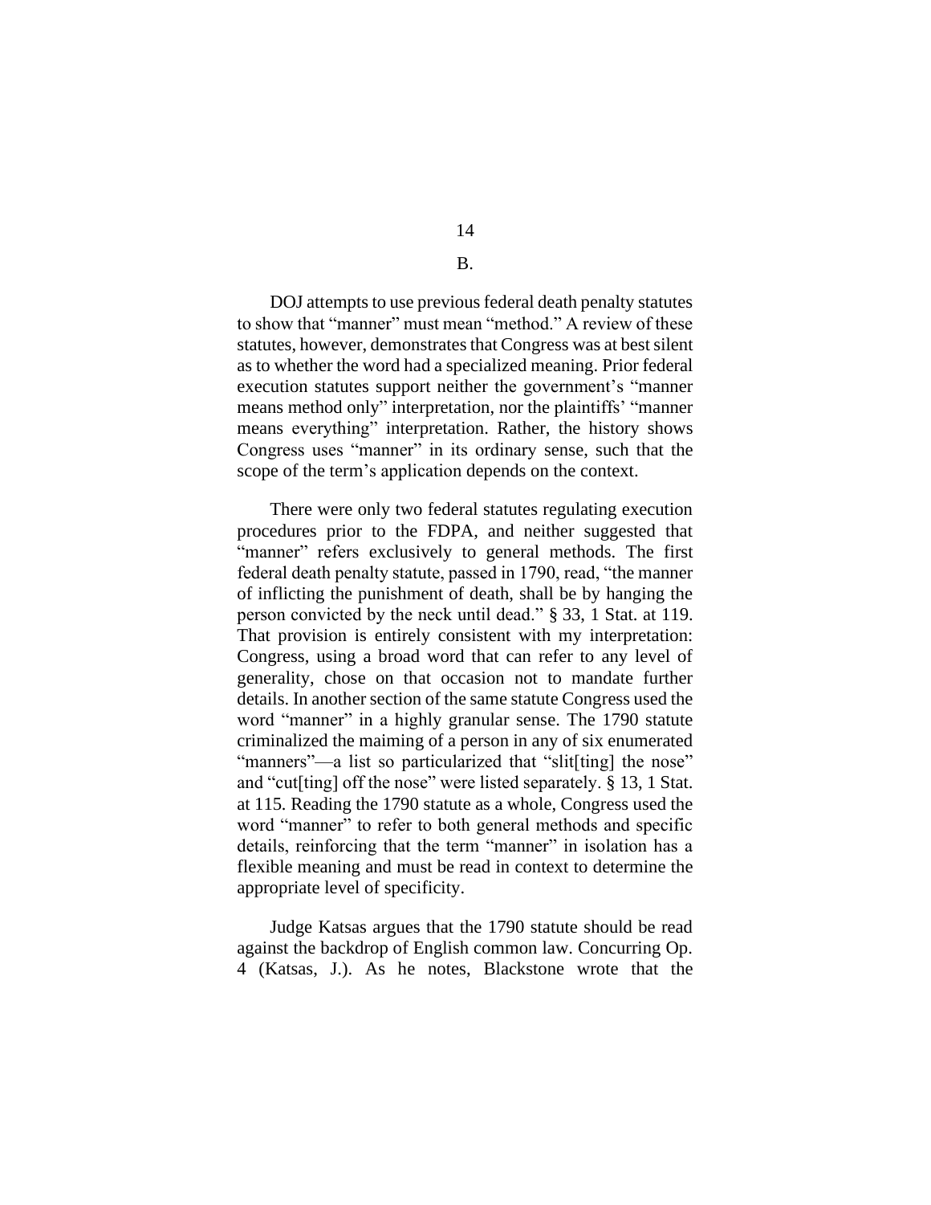B.

DOJ attempts to use previous federal death penalty statutes to show that "manner" must mean "method." A review of these statutes, however, demonstrates that Congress was at best silent as to whether the word had a specialized meaning. Prior federal execution statutes support neither the government's "manner means method only" interpretation, nor the plaintiffs' "manner means everything" interpretation. Rather, the history shows Congress uses "manner" in its ordinary sense, such that the scope of the term's application depends on the context.

There were only two federal statutes regulating execution procedures prior to the FDPA, and neither suggested that "manner" refers exclusively to general methods. The first federal death penalty statute, passed in 1790, read, "the manner of inflicting the punishment of death, shall be by hanging the person convicted by the neck until dead." § 33, 1 Stat. at 119. That provision is entirely consistent with my interpretation: Congress, using a broad word that can refer to any level of generality, chose on that occasion not to mandate further details. In another section of the same statute Congress used the word "manner" in a highly granular sense. The 1790 statute criminalized the maiming of a person in any of six enumerated "manners"—a list so particularized that "slit[ting] the nose" and "cut[ting] off the nose" were listed separately. § 13, 1 Stat. at 115. Reading the 1790 statute as a whole, Congress used the word "manner" to refer to both general methods and specific details, reinforcing that the term "manner" in isolation has a flexible meaning and must be read in context to determine the appropriate level of specificity.

Judge Katsas argues that the 1790 statute should be read against the backdrop of English common law. Concurring Op. 4 (Katsas, J.). As he notes, Blackstone wrote that the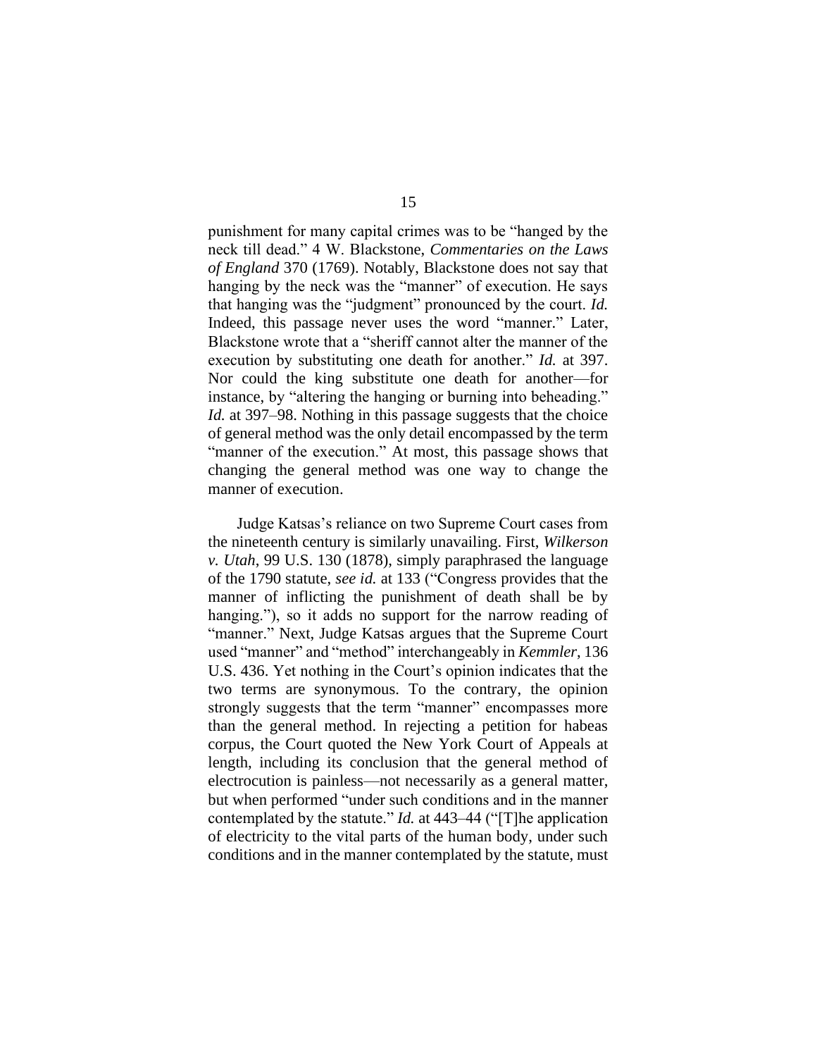punishment for many capital crimes was to be "hanged by the neck till dead." 4 W. Blackstone, *Commentaries on the Laws of England* 370 (1769). Notably, Blackstone does not say that hanging by the neck was the "manner" of execution. He says that hanging was the "judgment" pronounced by the court. *Id.* Indeed, this passage never uses the word "manner." Later, Blackstone wrote that a "sheriff cannot alter the manner of the execution by substituting one death for another." *Id.* at 397. Nor could the king substitute one death for another—for instance, by "altering the hanging or burning into beheading." *Id.* at 397–98. Nothing in this passage suggests that the choice of general method was the only detail encompassed by the term "manner of the execution." At most, this passage shows that changing the general method was one way to change the manner of execution.

Judge Katsas's reliance on two Supreme Court cases from the nineteenth century is similarly unavailing. First, *Wilkerson v. Utah*, 99 U.S. 130 (1878), simply paraphrased the language of the 1790 statute, *see id.* at 133 ("Congress provides that the manner of inflicting the punishment of death shall be by hanging."), so it adds no support for the narrow reading of "manner." Next, Judge Katsas argues that the Supreme Court used "manner" and "method" interchangeably in *Kemmler*, 136 U.S. 436. Yet nothing in the Court's opinion indicates that the two terms are synonymous. To the contrary, the opinion strongly suggests that the term "manner" encompasses more than the general method. In rejecting a petition for habeas corpus, the Court quoted the New York Court of Appeals at length, including its conclusion that the general method of electrocution is painless—not necessarily as a general matter, but when performed "under such conditions and in the manner contemplated by the statute." *Id.* at 443–44 ("[T]he application of electricity to the vital parts of the human body, under such conditions and in the manner contemplated by the statute, must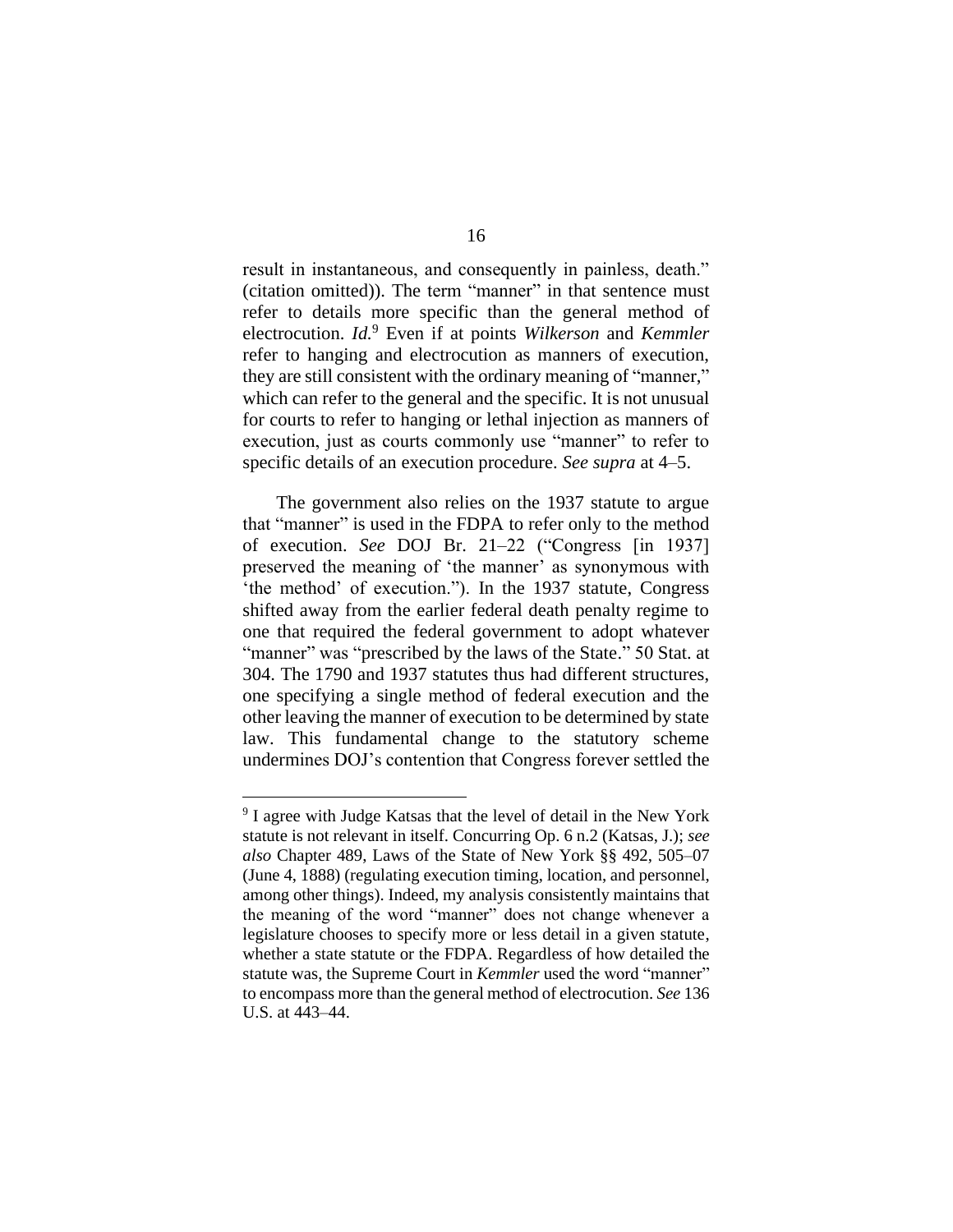result in instantaneous, and consequently in painless, death." (citation omitted)). The term "manner" in that sentence must refer to details more specific than the general method of electrocution. *Id.*[9] Even if at points *Wilkerson* and *Kemmler* refer to hanging and electrocution as manners of execution, they are still consistent with the ordinary meaning of "manner," which can refer to the general and the specific. It is not unusual for courts to refer to hanging or lethal injection as manners of execution, just as courts commonly use "manner" to refer to specific details of an execution procedure. *See supra* at 4–5.

The government also relies on the 1937 statute to argue that "manner" is used in the FDPA to refer only to the method of execution. *See* DOJ Br. 21–22 ("Congress [in 1937] preserved the meaning of 'the manner' as synonymous with 'the method' of execution."). In the 1937 statute, Congress shifted away from the earlier federal death penalty regime to one that required the federal government to adopt whatever "manner" was "prescribed by the laws of the State." 50 Stat. at 304. The 1790 and 1937 statutes thus had different structures, one specifying a single method of federal execution and the other leaving the manner of execution to be determined by state law. This fundamental change to the statutory scheme undermines DOJ's contention that Congress forever settled the

---

[9] I agree with Judge Katsas that the level of detail in the New York statute is not relevant in itself. Concurring Op. 6 n.2 (Katsas, J.); *see also* Chapter 489, Laws of the State of New York §§ 492, 505–07 (June 4, 1888) (regulating execution timing, location, and personnel, among other things). Indeed, my analysis consistently maintains that the meaning of the word "manner" does not change whenever a legislature chooses to specify more or less detail in a given statute, whether a state statute or the FDPA. Regardless of how detailed the statute was, the Supreme Court in *Kemmler* used the word "manner" to encompass more than the general method of electrocution. *See* 136 U.S. at 443–44.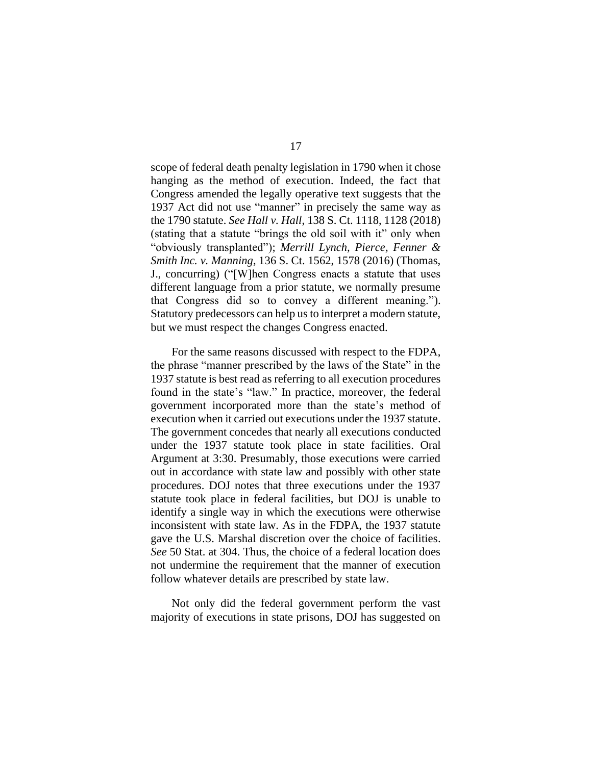scope of federal death penalty legislation in 1790 when it chose hanging as the method of execution. Indeed, the fact that Congress amended the legally operative text suggests that the 1937 Act did not use "manner" in precisely the same way as the 1790 statute. *See Hall v. Hall*, 138 S. Ct. 1118, 1128 (2018) (stating that a statute "brings the old soil with it" only when "obviously transplanted"); *Merrill Lynch, Pierce, Fenner & Smith Inc. v. Manning*, 136 S. Ct. 1562, 1578 (2016) (Thomas, J., concurring) ("[W]hen Congress enacts a statute that uses different language from a prior statute, we normally presume that Congress did so to convey a different meaning."). Statutory predecessors can help us to interpret a modern statute, but we must respect the changes Congress enacted.

For the same reasons discussed with respect to the FDPA, the phrase "manner prescribed by the laws of the State" in the 1937 statute is best read as referring to all execution procedures found in the state's "law." In practice, moreover, the federal government incorporated more than the state's method of execution when it carried out executions under the 1937 statute. The government concedes that nearly all executions conducted under the 1937 statute took place in state facilities. Oral Argument at 3:30. Presumably, those executions were carried out in accordance with state law and possibly with other state procedures. DOJ notes that three executions under the 1937 statute took place in federal facilities, but DOJ is unable to identify a single way in which the executions were otherwise inconsistent with state law. As in the FDPA, the 1937 statute gave the U.S. Marshal discretion over the choice of facilities. *See* 50 Stat. at 304. Thus, the choice of a federal location does not undermine the requirement that the manner of execution follow whatever details are prescribed by state law.

Not only did the federal government perform the vast majority of executions in state prisons, DOJ has suggested on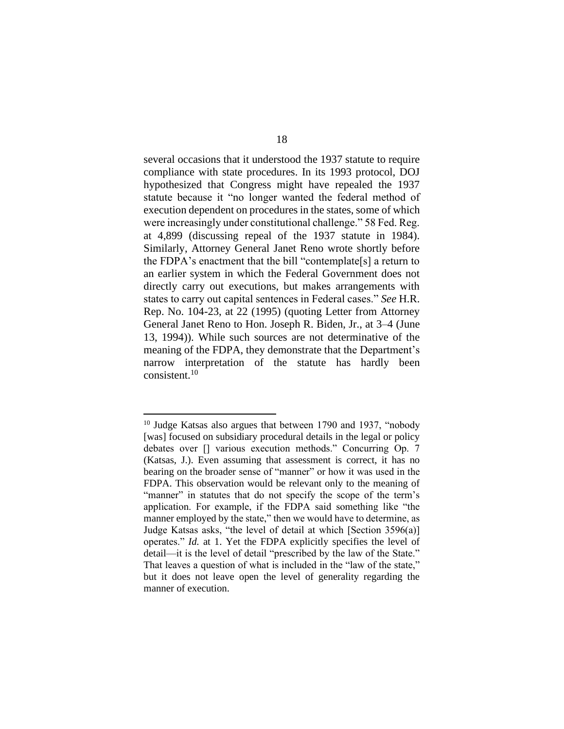several occasions that it understood the 1937 statute to require compliance with state procedures. In its 1993 protocol, DOJ hypothesized that Congress might have repealed the 1937 statute because it "no longer wanted the federal method of execution dependent on procedures in the states, some of which were increasingly under constitutional challenge." 58 Fed. Reg. at 4,899 (discussing repeal of the 1937 statute in 1984). Similarly, Attorney General Janet Reno wrote shortly before the FDPA's enactment that the bill "contemplate[s] a return to an earlier system in which the Federal Government does not directly carry out executions, but makes arrangements with states to carry out capital sentences in Federal cases." *See* H.R. Rep. No. 104-23, at 22 (1995) (quoting Letter from Attorney General Janet Reno to Hon. Joseph R. Biden, Jr., at 3–4 (June 13, 1994)). While such sources are not determinative of the meaning of the FDPA, they demonstrate that the Department's narrow interpretation of the statute has hardly been consistent.[10]

---

[10] Judge Katsas also argues that between 1790 and 1937, "nobody [was] focused on subsidiary procedural details in the legal or policy debates over [] various execution methods." Concurring Op. 7 (Katsas, J.). Even assuming that assessment is correct, it has no bearing on the broader sense of "manner" or how it was used in the FDPA. This observation would be relevant only to the meaning of "manner" in statutes that do not specify the scope of the term's application. For example, if the FDPA said something like "the manner employed by the state," then we would have to determine, as Judge Katsas asks, "the level of detail at which [Section 3596(a)] operates." *Id.* at 1. Yet the FDPA explicitly specifies the level of detail—it is the level of detail "prescribed by the law of the State." That leaves a question of what is included in the "law of the state," but it does not leave open the level of generality regarding the manner of execution.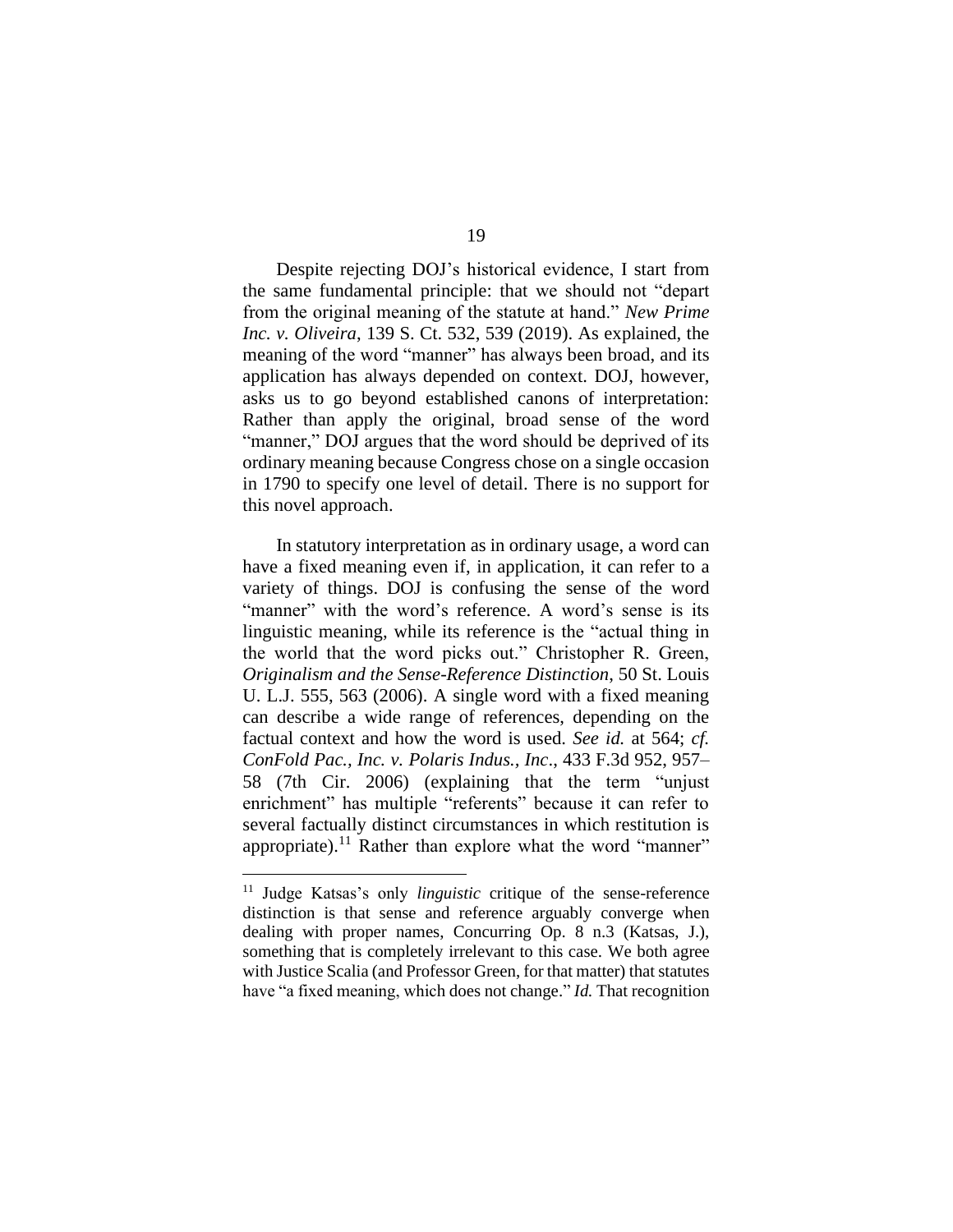Despite rejecting DOJ's historical evidence, I start from the same fundamental principle: that we should not "depart from the original meaning of the statute at hand." *New Prime Inc. v. Oliveira*, 139 S. Ct. 532, 539 (2019). As explained, the meaning of the word "manner" has always been broad, and its application has always depended on context. DOJ, however, asks us to go beyond established canons of interpretation: Rather than apply the original, broad sense of the word "manner," DOJ argues that the word should be deprived of its ordinary meaning because Congress chose on a single occasion in 1790 to specify one level of detail. There is no support for this novel approach.

In statutory interpretation as in ordinary usage, a word can have a fixed meaning even if, in application, it can refer to a variety of things. DOJ is confusing the sense of the word "manner" with the word's reference. A word's sense is its linguistic meaning, while its reference is the "actual thing in the world that the word picks out." Christopher R. Green, *Originalism and the Sense-Reference Distinction*, 50 St. Louis U. L.J. 555, 563 (2006). A single word with a fixed meaning can describe a wide range of references, depending on the factual context and how the word is used. *See id.* at 564; *cf. ConFold Pac., Inc. v. Polaris Indus., Inc*., 433 F.3d 952, 957–58 (7th Cir. 2006) (explaining that the term "unjust enrichment" has multiple "referents" because it can refer to several factually distinct circumstances in which restitution is appropriate).[11] Rather than explore what the word "manner"

[11] Judge Katsas's only *linguistic* critique of the sense-reference distinction is that sense and reference arguably converge when dealing with proper names, Concurring Op. 8 n.3 (Katsas, J.), something that is completely irrelevant to this case. We both agree with Justice Scalia (and Professor Green, for that matter) that statutes have "a fixed meaning, which does not change." *Id.* That recognition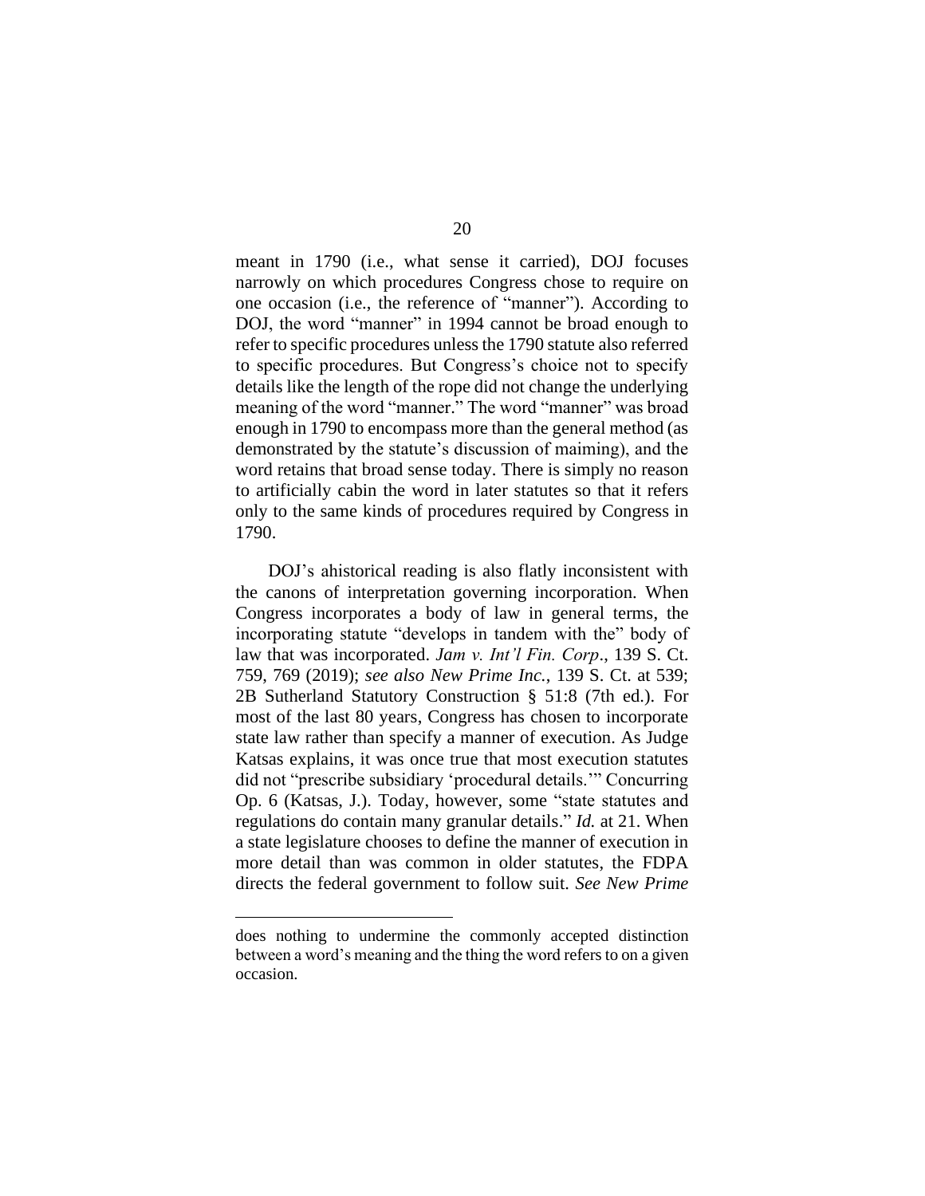meant in 1790 (i.e., what sense it carried), DOJ focuses narrowly on which procedures Congress chose to require on one occasion (i.e., the reference of "manner"). According to DOJ, the word "manner" in 1994 cannot be broad enough to refer to specific procedures unless the 1790 statute also referred to specific procedures. But Congress's choice not to specify details like the length of the rope did not change the underlying meaning of the word "manner." The word "manner" was broad enough in 1790 to encompass more than the general method (as demonstrated by the statute's discussion of maiming), and the word retains that broad sense today. There is simply no reason to artificially cabin the word in later statutes so that it refers only to the same kinds of procedures required by Congress in 1790.

DOJ's ahistorical reading is also flatly inconsistent with the canons of interpretation governing incorporation. When Congress incorporates a body of law in general terms, the incorporating statute "develops in tandem with the" body of law that was incorporated. *Jam v. Int'l Fin. Corp*., 139 S. Ct. 759, 769 (2019); *see also New Prime Inc.*, 139 S. Ct. at 539; 2B Sutherland Statutory Construction § 51:8 (7th ed.). For most of the last 80 years, Congress has chosen to incorporate state law rather than specify a manner of execution. As Judge Katsas explains, it was once true that most execution statutes did not "prescribe subsidiary 'procedural details.'" Concurring Op. 6 (Katsas, J.). Today, however, some "state statutes and regulations do contain many granular details." *Id.* at 21. When a state legislature chooses to define the manner of execution in more detail than was common in older statutes, the FDPA directs the federal government to follow suit. *See New Prime*

---

does nothing to undermine the commonly accepted distinction between a word's meaning and the thing the word refers to on a given occasion.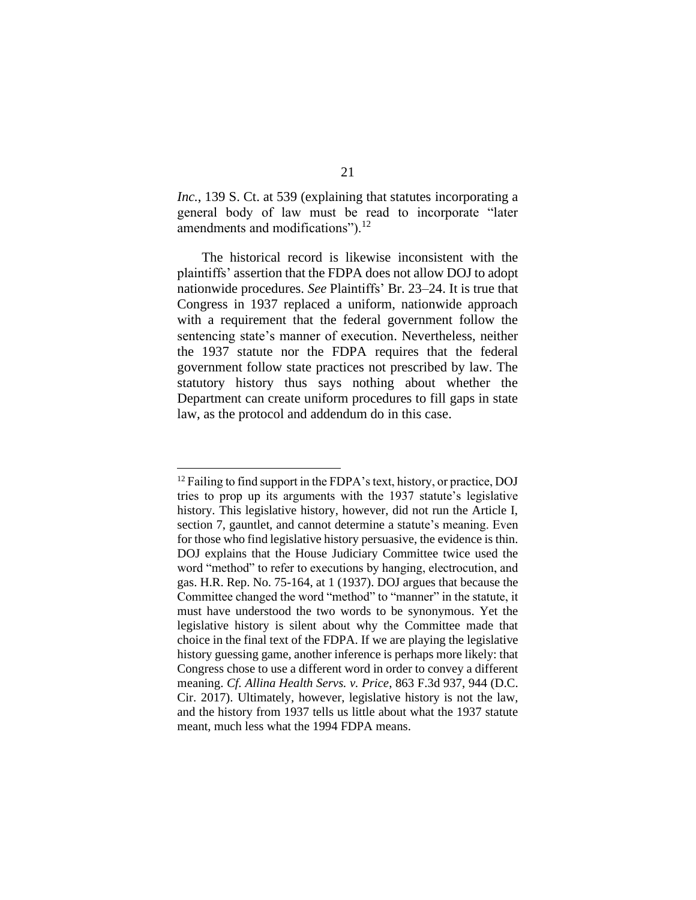*Inc.*, 139 S. Ct. at 539 (explaining that statutes incorporating a general body of law must be read to incorporate "later amendments and modifications").[12]

The historical record is likewise inconsistent with the plaintiffs' assertion that the FDPA does not allow DOJ to adopt nationwide procedures. *See* Plaintiffs' Br. 23–24. It is true that Congress in 1937 replaced a uniform, nationwide approach with a requirement that the federal government follow the sentencing state's manner of execution. Nevertheless, neither the 1937 statute nor the FDPA requires that the federal government follow state practices not prescribed by law. The statutory history thus says nothing about whether the Department can create uniform procedures to fill gaps in state law, as the protocol and addendum do in this case.

---

[12] Failing to find support in the FDPA's text, history, or practice, DOJ tries to prop up its arguments with the 1937 statute's legislative history. This legislative history, however, did not run the Article I, section 7, gauntlet, and cannot determine a statute's meaning. Even for those who find legislative history persuasive, the evidence is thin. DOJ explains that the House Judiciary Committee twice used the word "method" to refer to executions by hanging, electrocution, and gas. H.R. Rep. No. 75-164, at 1 (1937). DOJ argues that because the Committee changed the word "method" to "manner" in the statute, it must have understood the two words to be synonymous. Yet the legislative history is silent about why the Committee made that choice in the final text of the FDPA. If we are playing the legislative history guessing game, another inference is perhaps more likely: that Congress chose to use a different word in order to convey a different meaning. *Cf. Allina Health Servs. v. Price*, 863 F.3d 937, 944 (D.C. Cir. 2017). Ultimately, however, legislative history is not the law, and the history from 1937 tells us little about what the 1937 statute meant, much less what the 1994 FDPA means.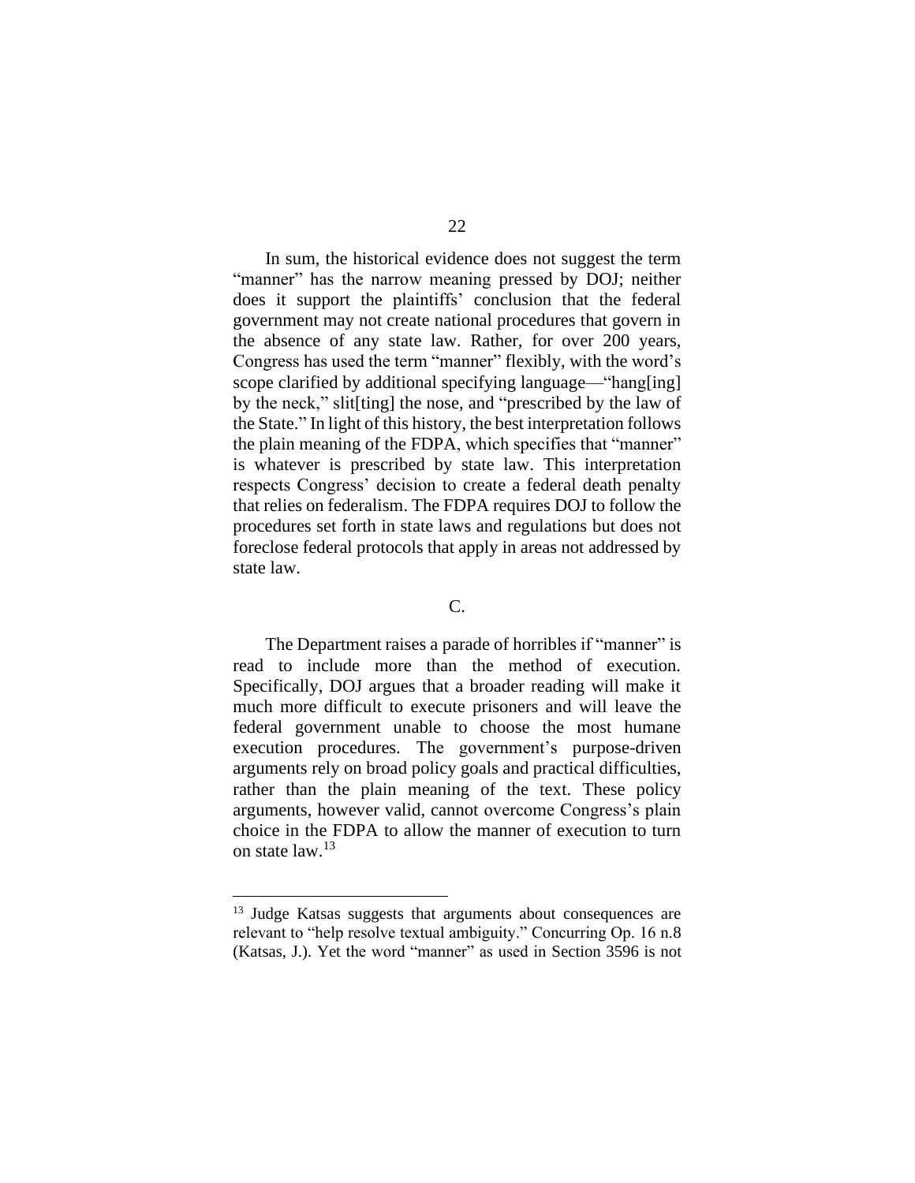In sum, the historical evidence does not suggest the term "manner" has the narrow meaning pressed by DOJ; neither does it support the plaintiffs' conclusion that the federal government may not create national procedures that govern in the absence of any state law. Rather, for over 200 years, Congress has used the term "manner" flexibly, with the word's scope clarified by additional specifying language—"hang[ing] by the neck," slit[ting] the nose, and "prescribed by the law of the State." In light of this history, the best interpretation follows the plain meaning of the FDPA, which specifies that "manner" is whatever is prescribed by state law. This interpretation respects Congress' decision to create a federal death penalty that relies on federalism. The FDPA requires DOJ to follow the procedures set forth in state laws and regulations but does not foreclose federal protocols that apply in areas not addressed by state law.

### C.

The Department raises a parade of horribles if "manner" is read to include more than the method of execution. Specifically, DOJ argues that a broader reading will make it much more difficult to execute prisoners and will leave the federal government unable to choose the most humane execution procedures. The government's purpose-driven arguments rely on broad policy goals and practical difficulties, rather than the plain meaning of the text. These policy arguments, however valid, cannot overcome Congress's plain choice in the FDPA to allow the manner of execution to turn on state law.[13]

---

[13] Judge Katsas suggests that arguments about consequences are relevant to "help resolve textual ambiguity." Concurring Op. 16 n.8 (Katsas, J.). Yet the word "manner" as used in Section 3596 is not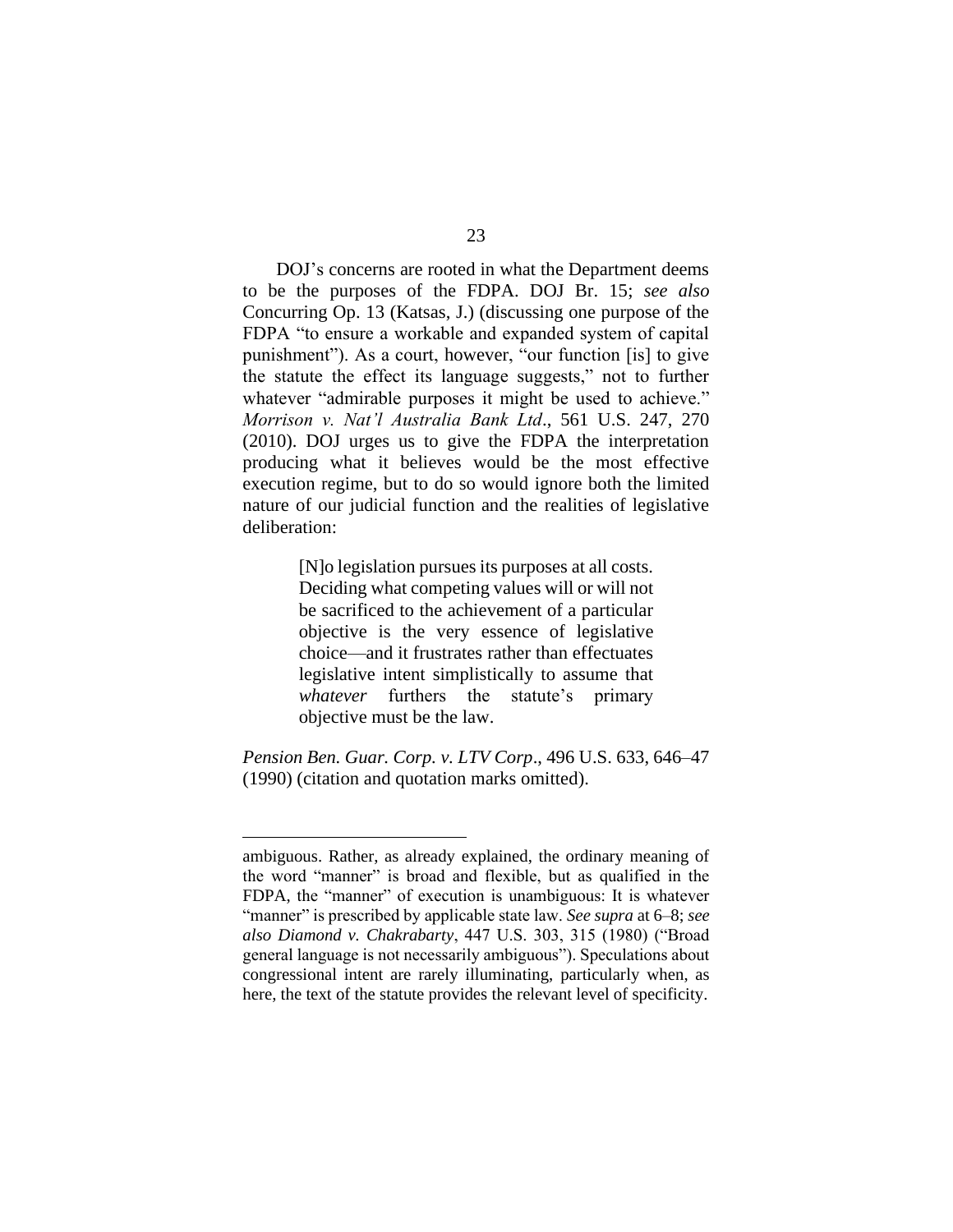DOJ's concerns are rooted in what the Department deems to be the purposes of the FDPA. DOJ Br. 15; *see also* Concurring Op. 13 (Katsas, J.) (discussing one purpose of the FDPA "to ensure a workable and expanded system of capital punishment"). As a court, however, "our function [is] to give the statute the effect its language suggests," not to further whatever "admirable purposes it might be used to achieve." *Morrison v. Nat'l Australia Bank Ltd*., 561 U.S. 247, 270 (2010). DOJ urges us to give the FDPA the interpretation producing what it believes would be the most effective execution regime, but to do so would ignore both the limited nature of our judicial function and the realities of legislative deliberation:

> [N]o legislation pursues its purposes at all costs. Deciding what competing values will or will not be sacrificed to the achievement of a particular objective is the very essence of legislative choice—and it frustrates rather than effectuates legislative intent simplistically to assume that *whatever* furthers the statute's primary objective must be the law.

*Pension Ben. Guar. Corp. v. LTV Corp*., 496 U.S. 633, 646–47 (1990) (citation and quotation marks omitted).

---

ambiguous. Rather, as already explained, the ordinary meaning of the word "manner" is broad and flexible, but as qualified in the FDPA, the "manner" of execution is unambiguous: It is whatever "manner" is prescribed by applicable state law. *See supra* at 6–8; *see also Diamond v. Chakrabarty*, 447 U.S. 303, 315 (1980) ("Broad general language is not necessarily ambiguous"). Speculations about congressional intent are rarely illuminating, particularly when, as here, the text of the statute provides the relevant level of specificity.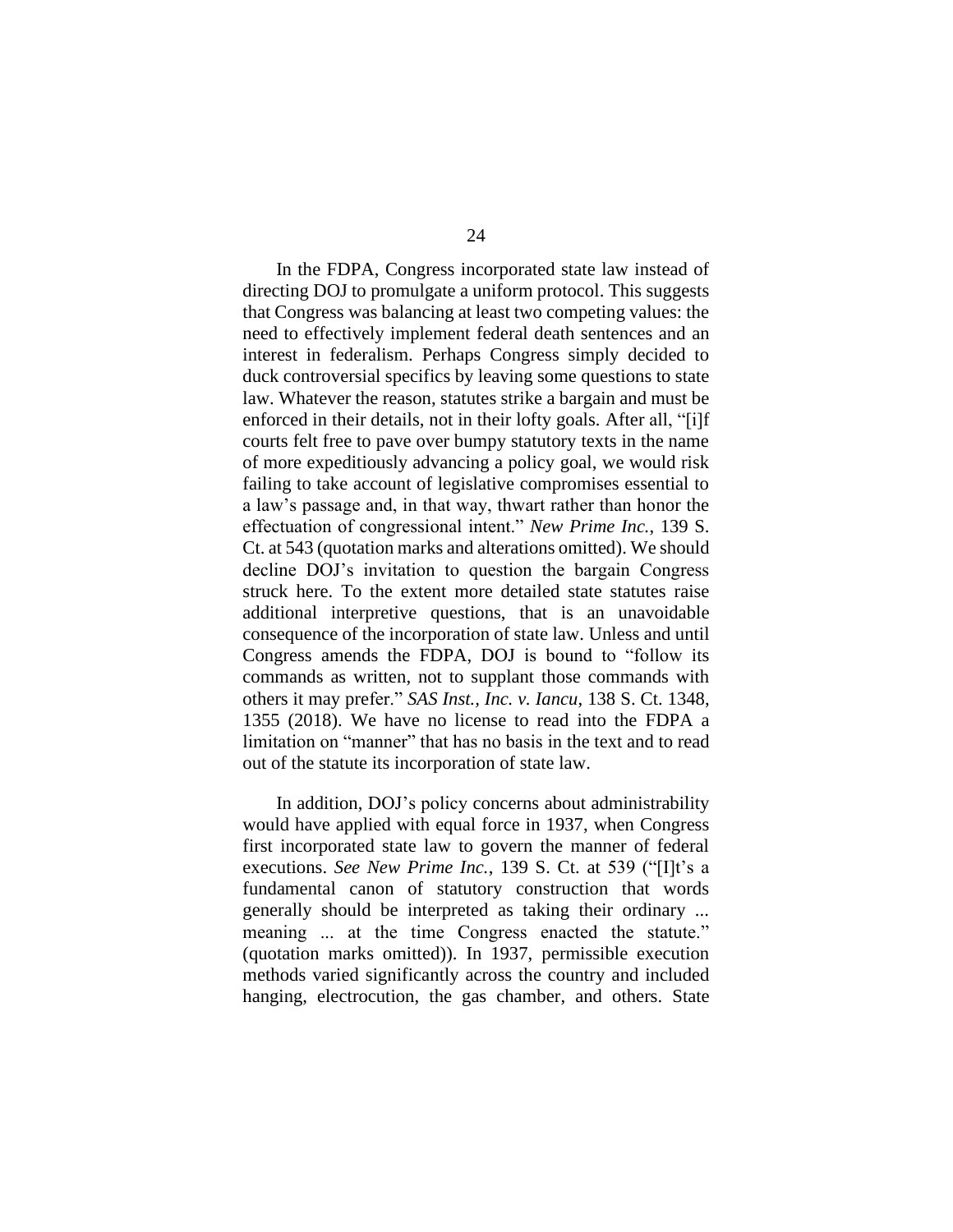In the FDPA, Congress incorporated state law instead of directing DOJ to promulgate a uniform protocol. This suggests that Congress was balancing at least two competing values: the need to effectively implement federal death sentences and an interest in federalism. Perhaps Congress simply decided to duck controversial specifics by leaving some questions to state law. Whatever the reason, statutes strike a bargain and must be enforced in their details, not in their lofty goals. After all, "[i]f courts felt free to pave over bumpy statutory texts in the name of more expeditiously advancing a policy goal, we would risk failing to take account of legislative compromises essential to a law's passage and, in that way, thwart rather than honor the effectuation of congressional intent." *New Prime Inc.*, 139 S. Ct. at 543 (quotation marks and alterations omitted). We should decline DOJ's invitation to question the bargain Congress struck here. To the extent more detailed state statutes raise additional interpretive questions, that is an unavoidable consequence of the incorporation of state law. Unless and until Congress amends the FDPA, DOJ is bound to "follow its commands as written, not to supplant those commands with others it may prefer." *SAS Inst., Inc. v. Iancu*, 138 S. Ct. 1348, 1355 (2018). We have no license to read into the FDPA a limitation on "manner" that has no basis in the text and to read out of the statute its incorporation of state law.

In addition, DOJ's policy concerns about administrability would have applied with equal force in 1937, when Congress first incorporated state law to govern the manner of federal executions. *See New Prime Inc.*, 139 S. Ct. at 539 ("[I]t's a fundamental canon of statutory construction that words generally should be interpreted as taking their ordinary ... meaning ... at the time Congress enacted the statute." (quotation marks omitted)). In 1937, permissible execution methods varied significantly across the country and included hanging, electrocution, the gas chamber, and others. State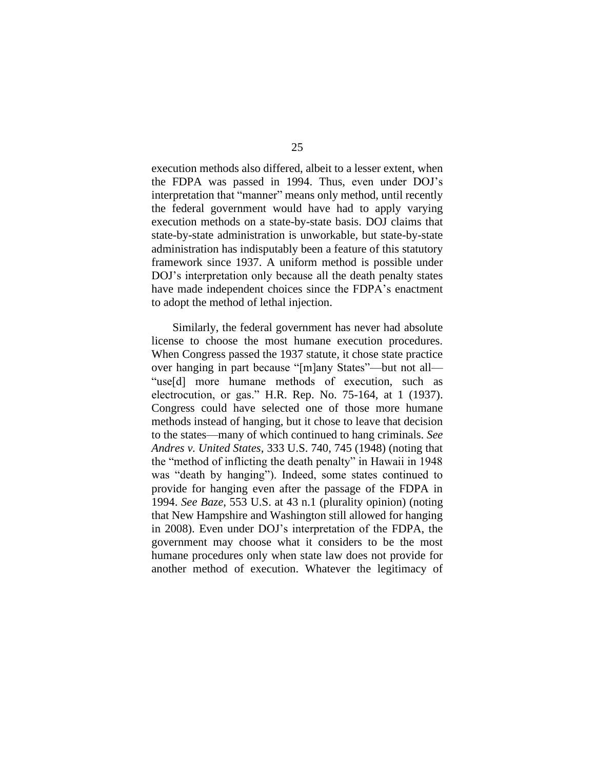execution methods also differed, albeit to a lesser extent, when the FDPA was passed in 1994. Thus, even under DOJ's interpretation that "manner" means only method, until recently the federal government would have had to apply varying execution methods on a state-by-state basis. DOJ claims that state-by-state administration is unworkable, but state-by-state administration has indisputably been a feature of this statutory framework since 1937. A uniform method is possible under DOJ's interpretation only because all the death penalty states have made independent choices since the FDPA's enactment to adopt the method of lethal injection.

Similarly, the federal government has never had absolute license to choose the most humane execution procedures. When Congress passed the 1937 statute, it chose state practice over hanging in part because "[m]any States"—but not all—"use[d] more humane methods of execution, such as electrocution, or gas." H.R. Rep. No. 75-164, at 1 (1937). Congress could have selected one of those more humane methods instead of hanging, but it chose to leave that decision to the states—many of which continued to hang criminals. *See Andres v. United States*, 333 U.S. 740, 745 (1948) (noting that the "method of inflicting the death penalty" in Hawaii in 1948 was "death by hanging"). Indeed, some states continued to provide for hanging even after the passage of the FDPA in 1994. *See Baze*, 553 U.S. at 43 n.1 (plurality opinion) (noting that New Hampshire and Washington still allowed for hanging in 2008). Even under DOJ's interpretation of the FDPA, the government may choose what it considers to be the most humane procedures only when state law does not provide for another method of execution. Whatever the legitimacy of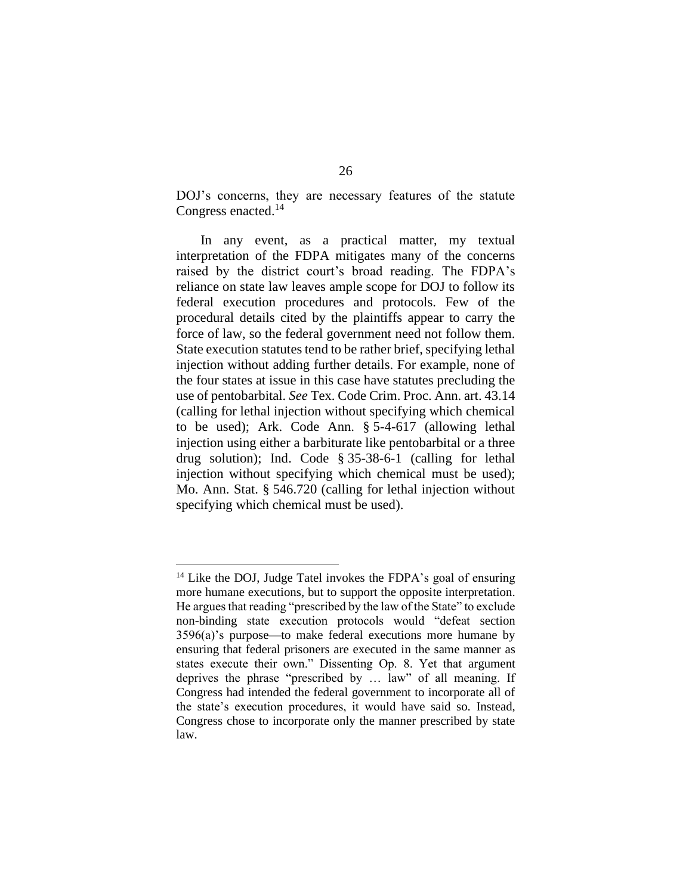DOJ's concerns, they are necessary features of the statute Congress enacted.[14]

In any event, as a practical matter, my textual interpretation of the FDPA mitigates many of the concerns raised by the district court's broad reading. The FDPA's reliance on state law leaves ample scope for DOJ to follow its federal execution procedures and protocols. Few of the procedural details cited by the plaintiffs appear to carry the force of law, so the federal government need not follow them. State execution statutes tend to be rather brief, specifying lethal injection without adding further details. For example, none of the four states at issue in this case have statutes precluding the use of pentobarbital. *See* Tex. Code Crim. Proc. Ann. art. 43.14 (calling for lethal injection without specifying which chemical to be used); Ark. Code Ann. § 5-4-617 (allowing lethal injection using either a barbiturate like pentobarbital or a three drug solution); Ind. Code § 35-38-6-1 (calling for lethal injection without specifying which chemical must be used); Mo. Ann. Stat. § 546.720 (calling for lethal injection without specifying which chemical must be used).

---

[14] Like the DOJ, Judge Tatel invokes the FDPA's goal of ensuring more humane executions, but to support the opposite interpretation. He argues that reading "prescribed by the law of the State" to exclude non-binding state execution protocols would "defeat section 3596(a)'s purpose—to make federal executions more humane by ensuring that federal prisoners are executed in the same manner as states execute their own." Dissenting Op. 8. Yet that argument deprives the phrase "prescribed by … law" of all meaning. If Congress had intended the federal government to incorporate all of the state's execution procedures, it would have said so. Instead, Congress chose to incorporate only the manner prescribed by state law.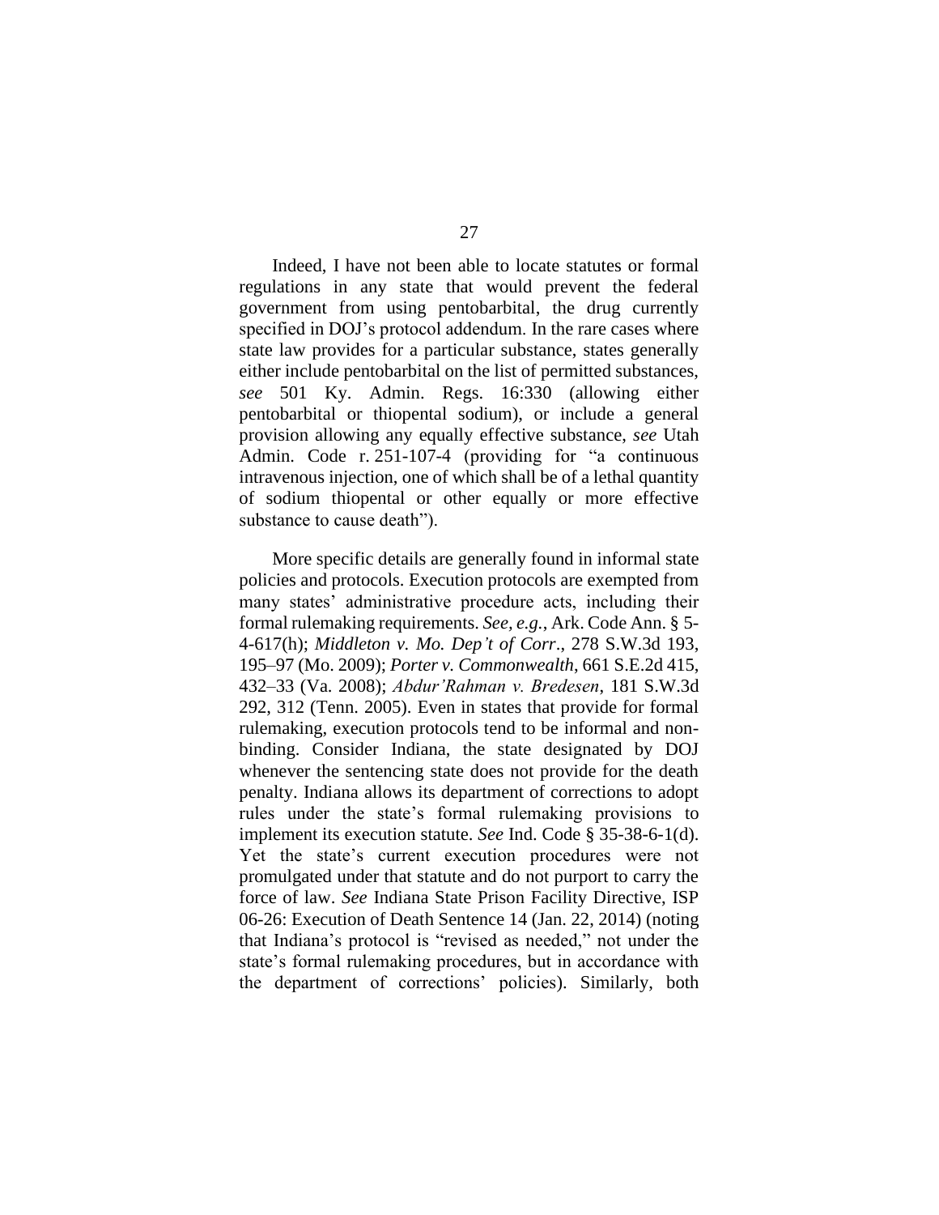Indeed, I have not been able to locate statutes or formal regulations in any state that would prevent the federal government from using pentobarbital, the drug currently specified in DOJ's protocol addendum. In the rare cases where state law provides for a particular substance, states generally either include pentobarbital on the list of permitted substances, *see* 501 Ky. Admin. Regs. 16:330 (allowing either pentobarbital or thiopental sodium), or include a general provision allowing any equally effective substance, *see* Utah Admin. Code r. 251-107-4 (providing for "a continuous intravenous injection, one of which shall be of a lethal quantity of sodium thiopental or other equally or more effective substance to cause death").

More specific details are generally found in informal state policies and protocols. Execution protocols are exempted from many states' administrative procedure acts, including their formal rulemaking requirements. *See, e.g.*, Ark. Code Ann. § 5-4-617(h); *Middleton v. Mo. Dep't of Corr*., 278 S.W.3d 193, 195–97 (Mo. 2009); *Porter v. Commonwealth*, 661 S.E.2d 415, 432–33 (Va. 2008); *Abdur'Rahman v. Bredesen*, 181 S.W.3d 292, 312 (Tenn. 2005). Even in states that provide for formal rulemaking, execution protocols tend to be informal and non-binding. Consider Indiana, the state designated by DOJ whenever the sentencing state does not provide for the death penalty. Indiana allows its department of corrections to adopt rules under the state's formal rulemaking provisions to implement its execution statute. *See* Ind. Code § 35-38-6-1(d). Yet the state's current execution procedures were not promulgated under that statute and do not purport to carry the force of law. *See* Indiana State Prison Facility Directive, ISP 06-26: Execution of Death Sentence 14 (Jan. 22, 2014) (noting that Indiana's protocol is "revised as needed," not under the state's formal rulemaking procedures, but in accordance with the department of corrections' policies). Similarly, both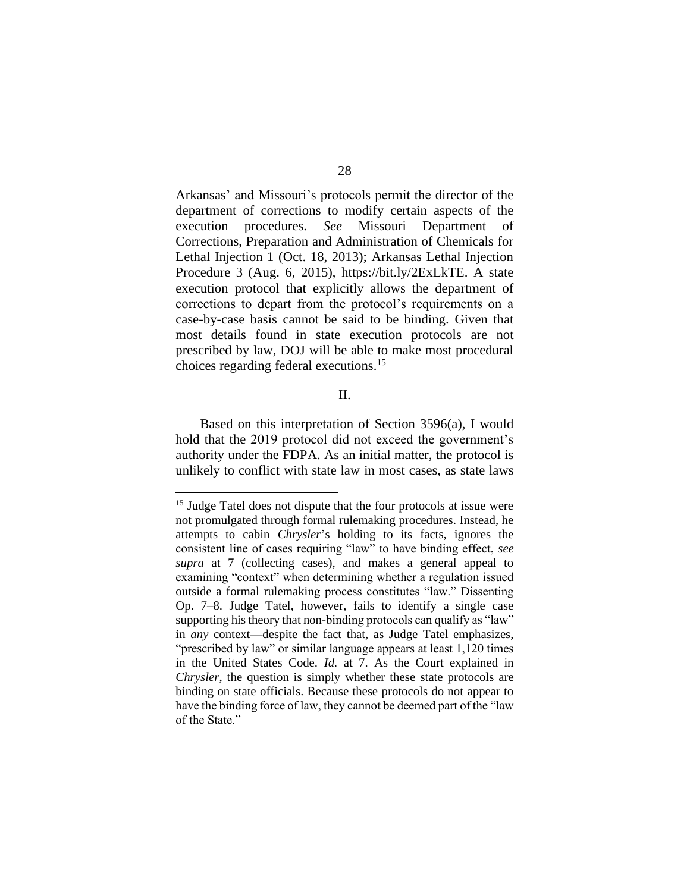Arkansas' and Missouri's protocols permit the director of the department of corrections to modify certain aspects of the execution procedures. *See* Missouri Department of Corrections, Preparation and Administration of Chemicals for Lethal Injection 1 (Oct. 18, 2013); Arkansas Lethal Injection Procedure 3 (Aug. 6, 2015), https://bit.ly/2ExLkTE. A state execution protocol that explicitly allows the department of corrections to depart from the protocol's requirements on a case-by-case basis cannot be said to be binding. Given that most details found in state execution protocols are not prescribed by law, DOJ will be able to make most procedural choices regarding federal executions.[15]

II.

Based on this interpretation of Section 3596(a), I would hold that the 2019 protocol did not exceed the government's authority under the FDPA. As an initial matter, the protocol is unlikely to conflict with state law in most cases, as state laws

---

[15] Judge Tatel does not dispute that the four protocols at issue were not promulgated through formal rulemaking procedures. Instead, he attempts to cabin *Chrysler*'s holding to its facts, ignores the consistent line of cases requiring "law" to have binding effect, *see supra* at 7 (collecting cases), and makes a general appeal to examining "context" when determining whether a regulation issued outside a formal rulemaking process constitutes "law." Dissenting Op. 7–8. Judge Tatel, however, fails to identify a single case supporting his theory that non-binding protocols can qualify as "law" in *any* context—despite the fact that, as Judge Tatel emphasizes, "prescribed by law" or similar language appears at least 1,120 times in the United States Code. *Id.* at 7. As the Court explained in *Chrysler*, the question is simply whether these state protocols are binding on state officials. Because these protocols do not appear to have the binding force of law, they cannot be deemed part of the "law of the State."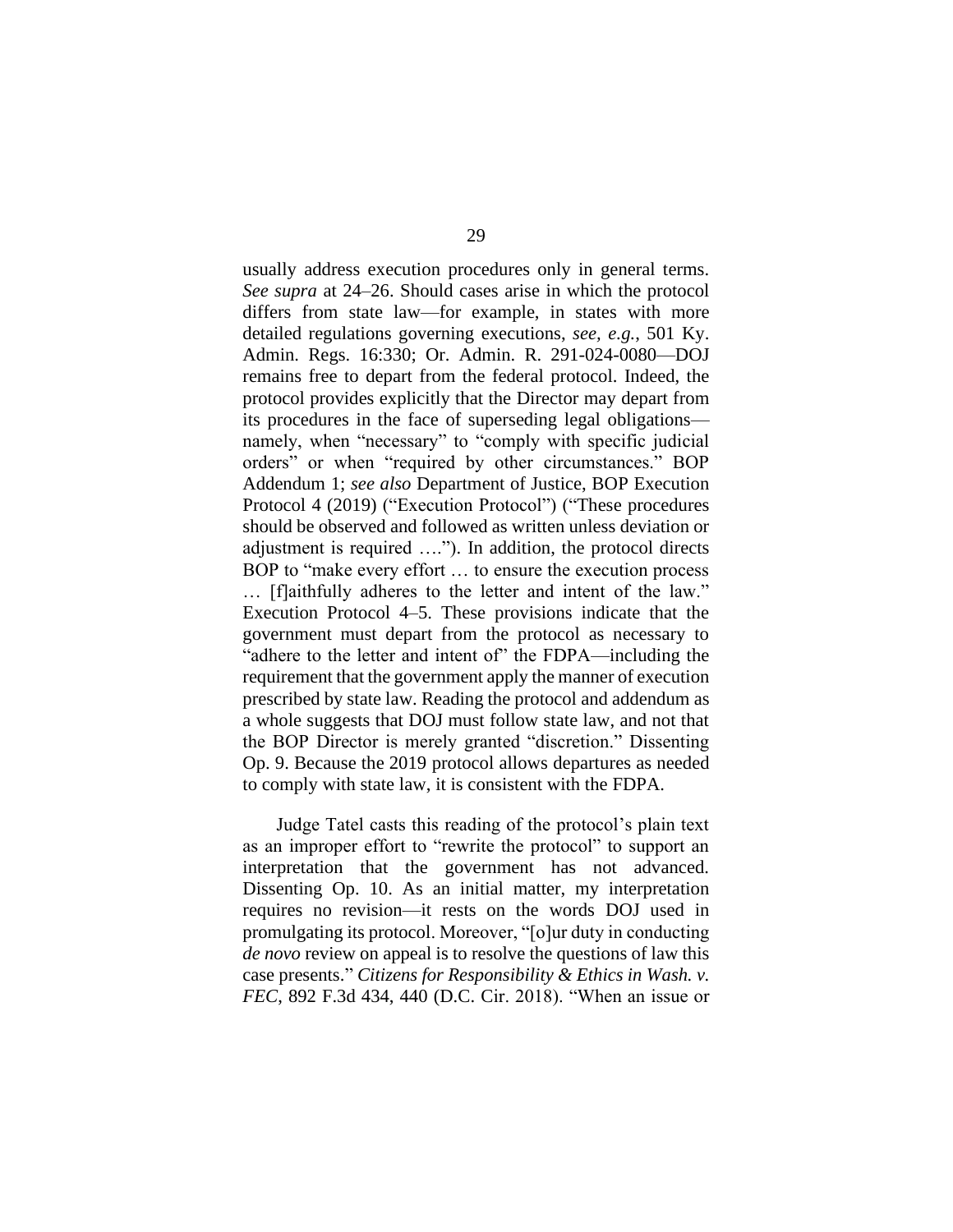usually address execution procedures only in general terms. *See supra* at 24–26. Should cases arise in which the protocol differs from state law—for example, in states with more detailed regulations governing executions, *see, e.g.*, 501 Ky. Admin. Regs. 16:330; Or. Admin. R. 291-024-0080—DOJ remains free to depart from the federal protocol. Indeed, the protocol provides explicitly that the Director may depart from its procedures in the face of superseding legal obligations—namely, when "necessary" to "comply with specific judicial orders" or when "required by other circumstances." BOP Addendum 1; *see also* Department of Justice, BOP Execution Protocol 4 (2019) ("Execution Protocol") ("These procedures should be observed and followed as written unless deviation or adjustment is required …."). In addition, the protocol directs BOP to "make every effort … to ensure the execution process … [f]aithfully adheres to the letter and intent of the law." Execution Protocol 4–5. These provisions indicate that the government must depart from the protocol as necessary to "adhere to the letter and intent of" the FDPA—including the requirement that the government apply the manner of execution prescribed by state law. Reading the protocol and addendum as a whole suggests that DOJ must follow state law, and not that the BOP Director is merely granted "discretion." Dissenting Op. 9. Because the 2019 protocol allows departures as needed to comply with state law, it is consistent with the FDPA.

Judge Tatel casts this reading of the protocol's plain text as an improper effort to "rewrite the protocol" to support an interpretation that the government has not advanced. Dissenting Op. 10. As an initial matter, my interpretation requires no revision—it rests on the words DOJ used in promulgating its protocol. Moreover, "[o]ur duty in conducting *de novo* review on appeal is to resolve the questions of law this case presents." *Citizens for Responsibility & Ethics in Wash. v. FEC*, 892 F.3d 434, 440 (D.C. Cir. 2018). "When an issue or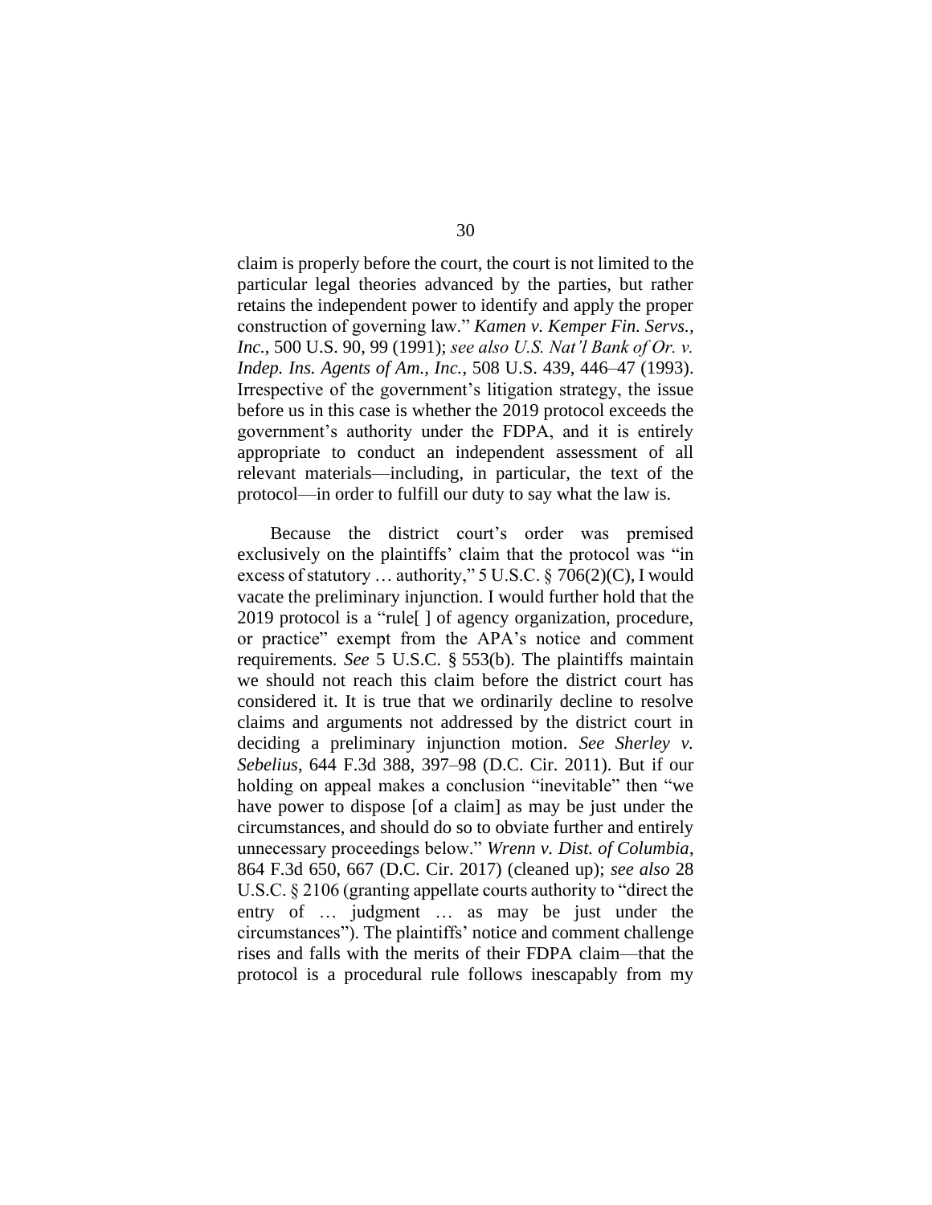claim is properly before the court, the court is not limited to the particular legal theories advanced by the parties, but rather retains the independent power to identify and apply the proper construction of governing law." *Kamen v. Kemper Fin. Servs., Inc.*, 500 U.S. 90, 99 (1991); *see also U.S. Nat'l Bank of Or. v. Indep. Ins. Agents of Am., Inc.*, 508 U.S. 439, 446–47 (1993). Irrespective of the government's litigation strategy, the issue before us in this case is whether the 2019 protocol exceeds the government's authority under the FDPA, and it is entirely appropriate to conduct an independent assessment of all relevant materials—including, in particular, the text of the protocol—in order to fulfill our duty to say what the law is.

Because the district court's order was premised exclusively on the plaintiffs' claim that the protocol was "in excess of statutory … authority," 5 U.S.C. § 706(2)(C), I would vacate the preliminary injunction. I would further hold that the 2019 protocol is a "rule[ ] of agency organization, procedure, or practice" exempt from the APA's notice and comment requirements. *See* 5 U.S.C. § 553(b). The plaintiffs maintain we should not reach this claim before the district court has considered it. It is true that we ordinarily decline to resolve claims and arguments not addressed by the district court in deciding a preliminary injunction motion. *See Sherley v. Sebelius*, 644 F.3d 388, 397–98 (D.C. Cir. 2011). But if our holding on appeal makes a conclusion "inevitable" then "we have power to dispose [of a claim] as may be just under the circumstances, and should do so to obviate further and entirely unnecessary proceedings below." *Wrenn v. Dist. of Columbia*, 864 F.3d 650, 667 (D.C. Cir. 2017) (cleaned up); *see also* 28 U.S.C. § 2106 (granting appellate courts authority to "direct the entry of … judgment … as may be just under the circumstances"). The plaintiffs' notice and comment challenge rises and falls with the merits of their FDPA claim—that the protocol is a procedural rule follows inescapably from my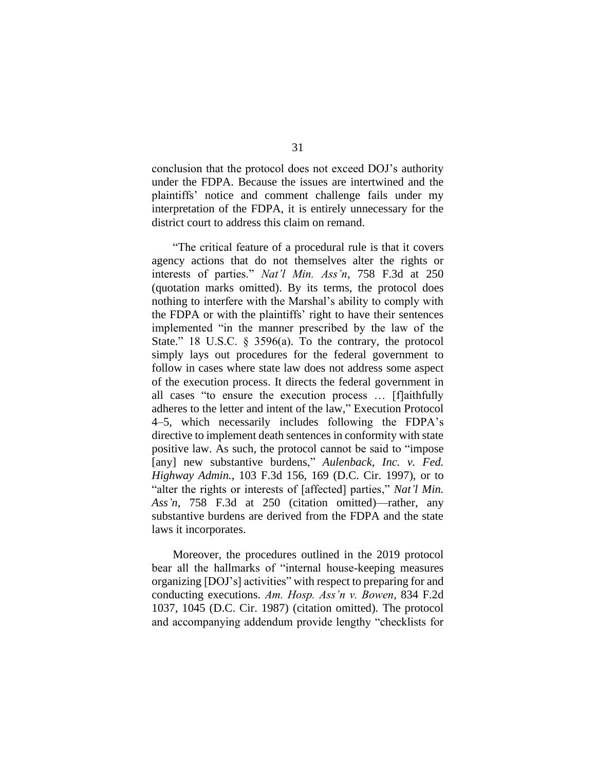conclusion that the protocol does not exceed DOJ's authority under the FDPA. Because the issues are intertwined and the plaintiffs' notice and comment challenge fails under my interpretation of the FDPA, it is entirely unnecessary for the district court to address this claim on remand.

"The critical feature of a procedural rule is that it covers agency actions that do not themselves alter the rights or interests of parties." *Nat'l Min. Ass'n*, 758 F.3d at 250 (quotation marks omitted). By its terms, the protocol does nothing to interfere with the Marshal's ability to comply with the FDPA or with the plaintiffs' right to have their sentences implemented "in the manner prescribed by the law of the State." 18 U.S.C. § 3596(a). To the contrary, the protocol simply lays out procedures for the federal government to follow in cases where state law does not address some aspect of the execution process. It directs the federal government in all cases "to ensure the execution process … [f]aithfully adheres to the letter and intent of the law," Execution Protocol 4–5, which necessarily includes following the FDPA's directive to implement death sentences in conformity with state positive law. As such, the protocol cannot be said to "impose [any] new substantive burdens," *Aulenback, Inc. v. Fed. Highway Admin.*, 103 F.3d 156, 169 (D.C. Cir. 1997), or to "alter the rights or interests of [affected] parties," *Nat'l Min. Ass'n*, 758 F.3d at 250 (citation omitted)—rather, any substantive burdens are derived from the FDPA and the state laws it incorporates.

Moreover, the procedures outlined in the 2019 protocol bear all the hallmarks of "internal house-keeping measures organizing [DOJ's] activities" with respect to preparing for and conducting executions. *Am. Hosp. Ass'n v. Bowen*, 834 F.2d 1037, 1045 (D.C. Cir. 1987) (citation omitted). The protocol and accompanying addendum provide lengthy "checklists for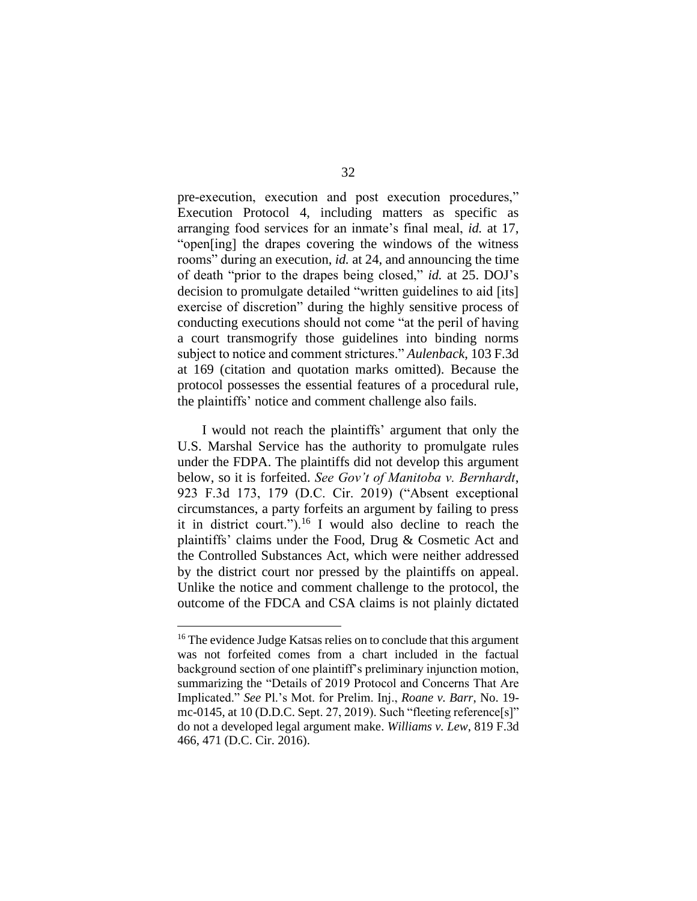pre-execution, execution and post execution procedures," Execution Protocol 4, including matters as specific as arranging food services for an inmate's final meal, *id.* at 17, "open[ing] the drapes covering the windows of the witness rooms" during an execution, *id.* at 24, and announcing the time of death "prior to the drapes being closed," *id.* at 25. DOJ's decision to promulgate detailed "written guidelines to aid [its] exercise of discretion" during the highly sensitive process of conducting executions should not come "at the peril of having a court transmogrify those guidelines into binding norms subject to notice and comment strictures." *Aulenback*, 103 F.3d at 169 (citation and quotation marks omitted). Because the protocol possesses the essential features of a procedural rule, the plaintiffs' notice and comment challenge also fails.

I would not reach the plaintiffs' argument that only the U.S. Marshal Service has the authority to promulgate rules under the FDPA. The plaintiffs did not develop this argument below, so it is forfeited. *See Gov't of Manitoba v. Bernhardt*, 923 F.3d 173, 179 (D.C. Cir. 2019) ("Absent exceptional circumstances, a party forfeits an argument by failing to press it in district court.").[16] I would also decline to reach the plaintiffs' claims under the Food, Drug & Cosmetic Act and the Controlled Substances Act, which were neither addressed by the district court nor pressed by the plaintiffs on appeal. Unlike the notice and comment challenge to the protocol, the outcome of the FDCA and CSA claims is not plainly dictated

---

[16] The evidence Judge Katsas relies on to conclude that this argument was not forfeited comes from a chart included in the factual background section of one plaintiff's preliminary injunction motion, summarizing the "Details of 2019 Protocol and Concerns That Are Implicated." *See* Pl.'s Mot. for Prelim. Inj., *Roane v. Barr*, No. 19-mc-0145, at 10 (D.D.C. Sept. 27, 2019). Such "fleeting reference[s]" do not a developed legal argument make. *Williams v. Lew*, 819 F.3d 466, 471 (D.C. Cir. 2016).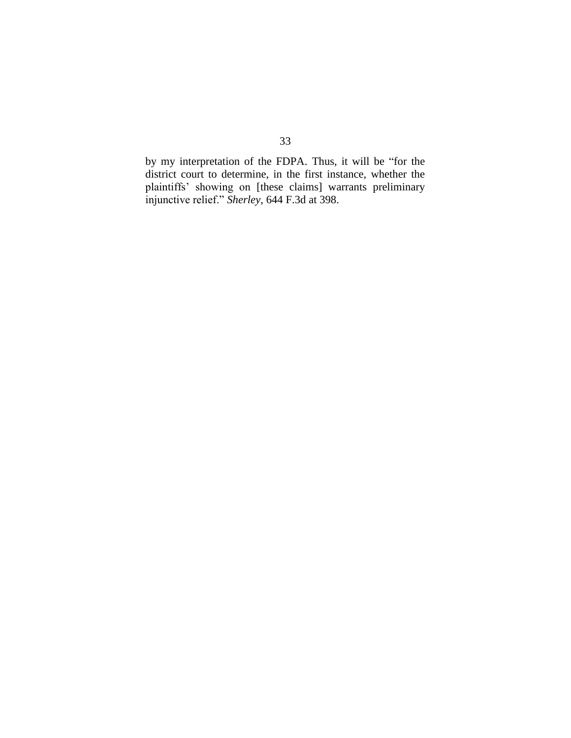by my interpretation of the FDPA. Thus, it will be "for the district court to determine, in the first instance, whether the plaintiffs' showing on [these claims] warrants preliminary injunctive relief." *Sherley*, 644 F.3d at 398.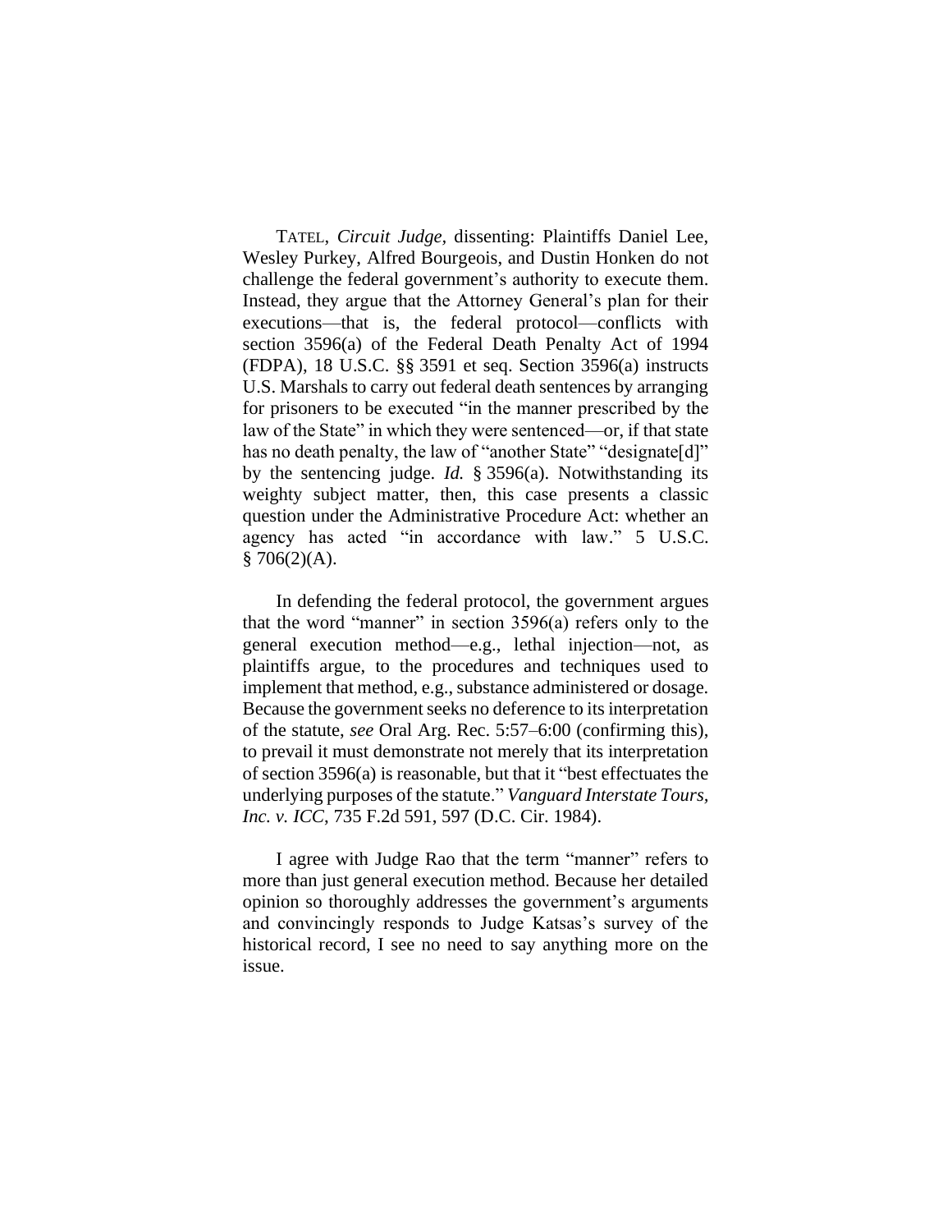TATEL, *Circuit Judge*, dissenting: Plaintiffs Daniel Lee, Wesley Purkey, Alfred Bourgeois, and Dustin Honken do not challenge the federal government's authority to execute them. Instead, they argue that the Attorney General's plan for their executions—that is, the federal protocol—conflicts with section 3596(a) of the Federal Death Penalty Act of 1994 (FDPA), 18 U.S.C. §§ 3591 et seq. Section 3596(a) instructs U.S. Marshals to carry out federal death sentences by arranging for prisoners to be executed "in the manner prescribed by the law of the State" in which they were sentenced—or, if that state has no death penalty, the law of "another State" "designate[d]" by the sentencing judge. *Id.* § 3596(a). Notwithstanding its weighty subject matter, then, this case presents a classic question under the Administrative Procedure Act: whether an agency has acted "in accordance with law." 5 U.S.C. § 706(2)(A).

In defending the federal protocol, the government argues that the word "manner" in section 3596(a) refers only to the general execution method—e.g., lethal injection—not, as plaintiffs argue, to the procedures and techniques used to implement that method, e.g., substance administered or dosage. Because the government seeks no deference to its interpretation of the statute, *see* Oral Arg. Rec. 5:57–6:00 (confirming this), to prevail it must demonstrate not merely that its interpretation of section 3596(a) is reasonable, but that it "best effectuates the underlying purposes of the statute." *Vanguard Interstate Tours, Inc. v. ICC*, 735 F.2d 591, 597 (D.C. Cir. 1984).

I agree with Judge Rao that the term "manner" refers to more than just general execution method. Because her detailed opinion so thoroughly addresses the government's arguments and convincingly responds to Judge Katsas's survey of the historical record, I see no need to say anything more on the issue.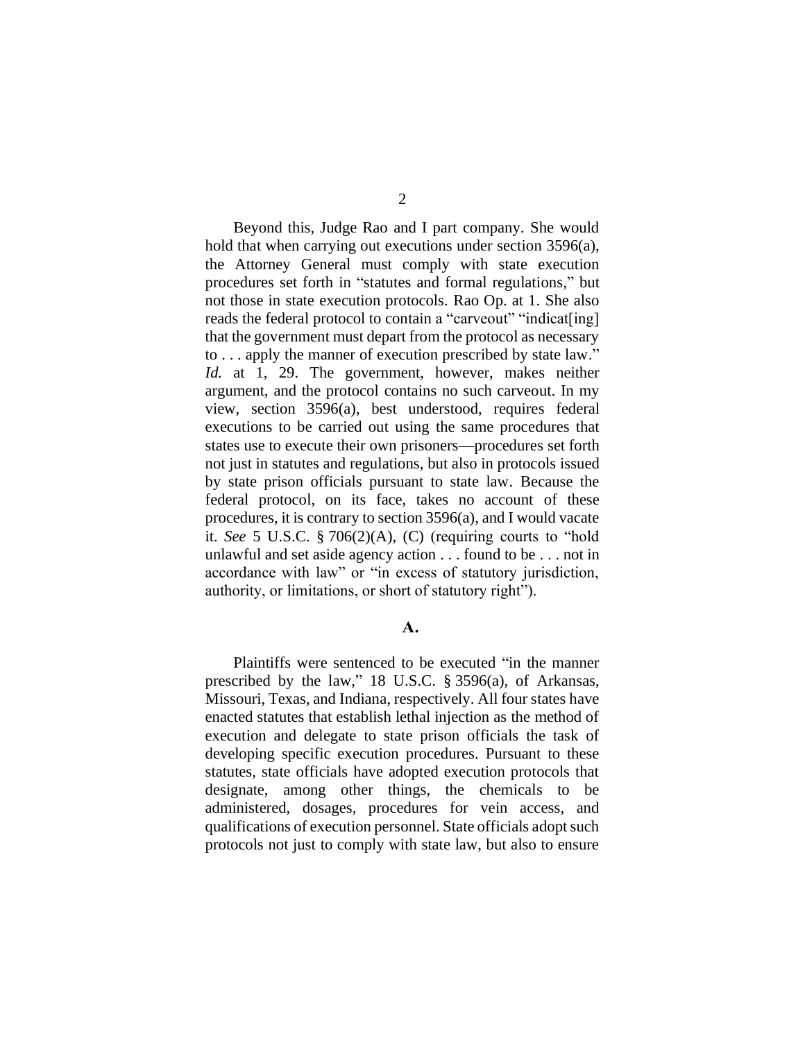Beyond this, Judge Rao and I part company. She would hold that when carrying out executions under section 3596(a), the Attorney General must comply with state execution procedures set forth in "statutes and formal regulations," but not those in state execution protocols. Rao Op. at 1. She also reads the federal protocol to contain a "carveout" "indicat[ing] that the government must depart from the protocol as necessary to . . . apply the manner of execution prescribed by state law." *Id.* at 1, 29. The government, however, makes neither argument, and the protocol contains no such carveout. In my view, section 3596(a), best understood, requires federal executions to be carried out using the same procedures that states use to execute their own prisoners—procedures set forth not just in statutes and regulations, but also in protocols issued by state prison officials pursuant to state law. Because the federal protocol, on its face, takes no account of these procedures, it is contrary to section 3596(a), and I would vacate it. *See* 5 U.S.C. § 706(2)(A), (C) (requiring courts to "hold unlawful and set aside agency action . . . found to be . . . not in accordance with law" or "in excess of statutory jurisdiction, authority, or limitations, or short of statutory right").

### A.

Plaintiffs were sentenced to be executed "in the manner prescribed by the law," 18 U.S.C. § 3596(a), of Arkansas, Missouri, Texas, and Indiana, respectively. All four states have enacted statutes that establish lethal injection as the method of execution and delegate to state prison officials the task of developing specific execution procedures. Pursuant to these statutes, state officials have adopted execution protocols that designate, among other things, the chemicals to be administered, dosages, procedures for vein access, and qualifications of execution personnel. State officials adopt such protocols not just to comply with state law, but also to ensure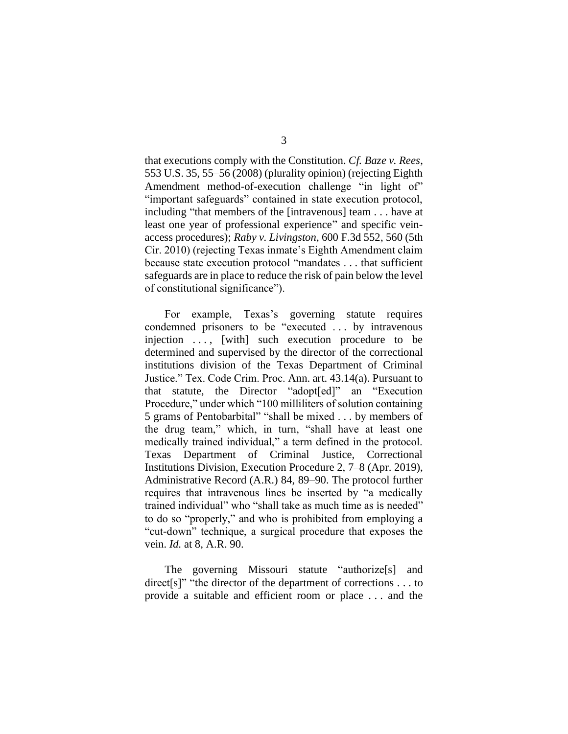that executions comply with the Constitution. *Cf. Baze v. Rees*, 553 U.S. 35, 55–56 (2008) (plurality opinion) (rejecting Eighth Amendment method-of-execution challenge "in light of" "important safeguards" contained in state execution protocol, including "that members of the [intravenous] team . . . have at least one year of professional experience" and specific vein-access procedures); *Raby v. Livingston*, 600 F.3d 552, 560 (5th Cir. 2010) (rejecting Texas inmate's Eighth Amendment claim because state execution protocol "mandates . . . that sufficient safeguards are in place to reduce the risk of pain below the level of constitutional significance").

For example, Texas's governing statute requires condemned prisoners to be "executed . . . by intravenous injection . . . , [with] such execution procedure to be determined and supervised by the director of the correctional institutions division of the Texas Department of Criminal Justice." Tex. Code Crim. Proc. Ann. art. 43.14(a). Pursuant to that statute, the Director "adopt[ed]" an "Execution Procedure," under which "100 milliliters of solution containing 5 grams of Pentobarbital" "shall be mixed . . . by members of the drug team," which, in turn, "shall have at least one medically trained individual," a term defined in the protocol. Texas Department of Criminal Justice, Correctional Institutions Division, Execution Procedure 2, 7–8 (Apr. 2019), Administrative Record (A.R.) 84, 89–90. The protocol further requires that intravenous lines be inserted by "a medically trained individual" who "shall take as much time as is needed" to do so "properly," and who is prohibited from employing a "cut-down" technique, a surgical procedure that exposes the vein. *Id.* at 8, A.R. 90.

The governing Missouri statute "authorize[s] and direct[s]" "the director of the department of corrections . . . to provide a suitable and efficient room or place . . . and the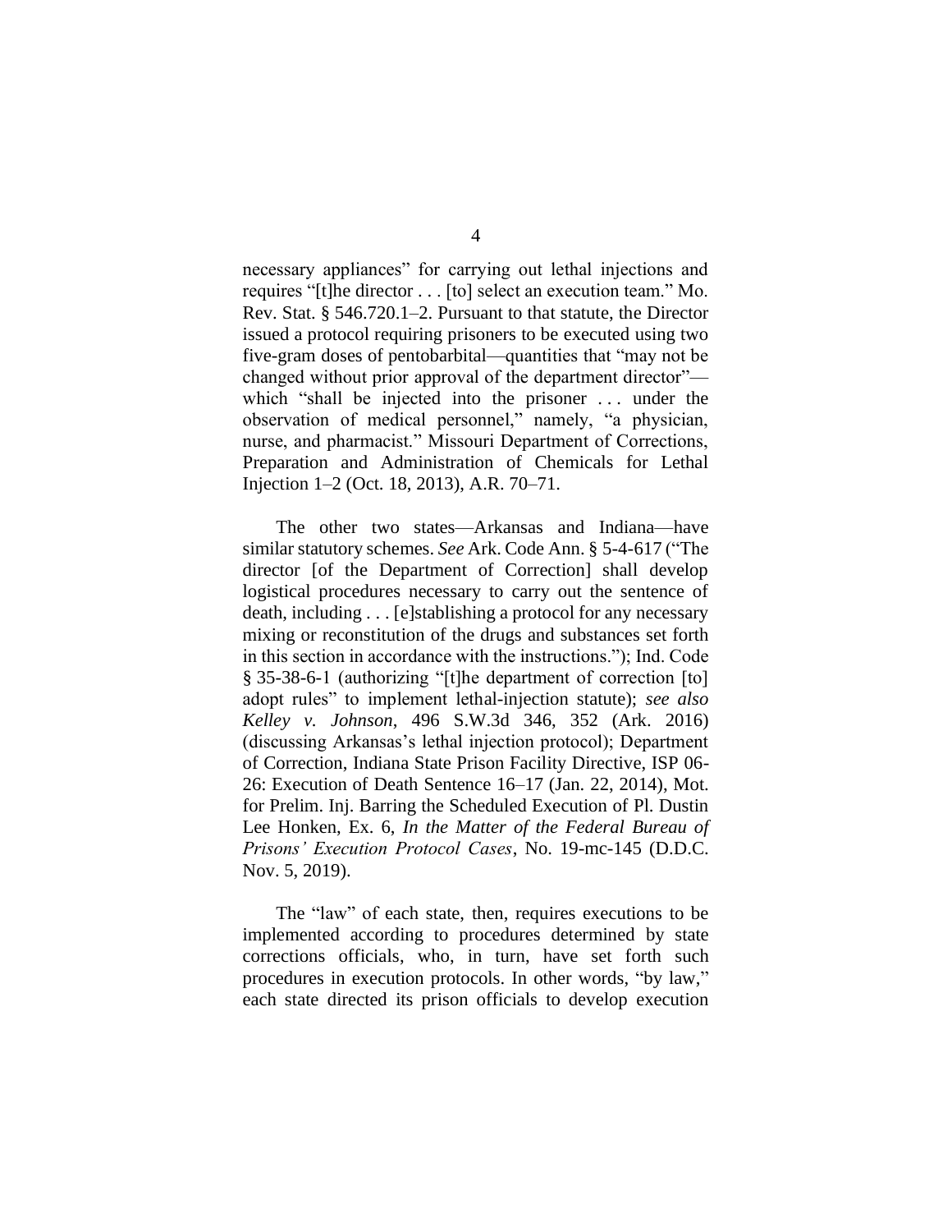necessary appliances" for carrying out lethal injections and requires "[t]he director . . . [to] select an execution team." Mo. Rev. Stat. § 546.720.1–2. Pursuant to that statute, the Director issued a protocol requiring prisoners to be executed using two five-gram doses of pentobarbital—quantities that "may not be changed without prior approval of the department director"—which "shall be injected into the prisoner . . . under the observation of medical personnel," namely, "a physician, nurse, and pharmacist." Missouri Department of Corrections, Preparation and Administration of Chemicals for Lethal Injection 1–2 (Oct. 18, 2013), A.R. 70–71.

The other two states—Arkansas and Indiana—have similar statutory schemes. *See* Ark. Code Ann. § 5-4-617 ("The director [of the Department of Correction] shall develop logistical procedures necessary to carry out the sentence of death, including . . . [e]stablishing a protocol for any necessary mixing or reconstitution of the drugs and substances set forth in this section in accordance with the instructions."); Ind. Code § 35-38-6-1 (authorizing "[t]he department of correction [to] adopt rules" to implement lethal-injection statute); *see also Kelley v. Johnson*, 496 S.W.3d 346, 352 (Ark. 2016) (discussing Arkansas's lethal injection protocol); Department of Correction, Indiana State Prison Facility Directive, ISP 06-26: Execution of Death Sentence 16–17 (Jan. 22, 2014), Mot. for Prelim. Inj. Barring the Scheduled Execution of Pl. Dustin Lee Honken, Ex. 6, *In the Matter of the Federal Bureau of Prisons' Execution Protocol Cases*, No. 19-mc-145 (D.D.C. Nov. 5, 2019).

The "law" of each state, then, requires executions to be implemented according to procedures determined by state corrections officials, who, in turn, have set forth such procedures in execution protocols. In other words, "by law," each state directed its prison officials to develop execution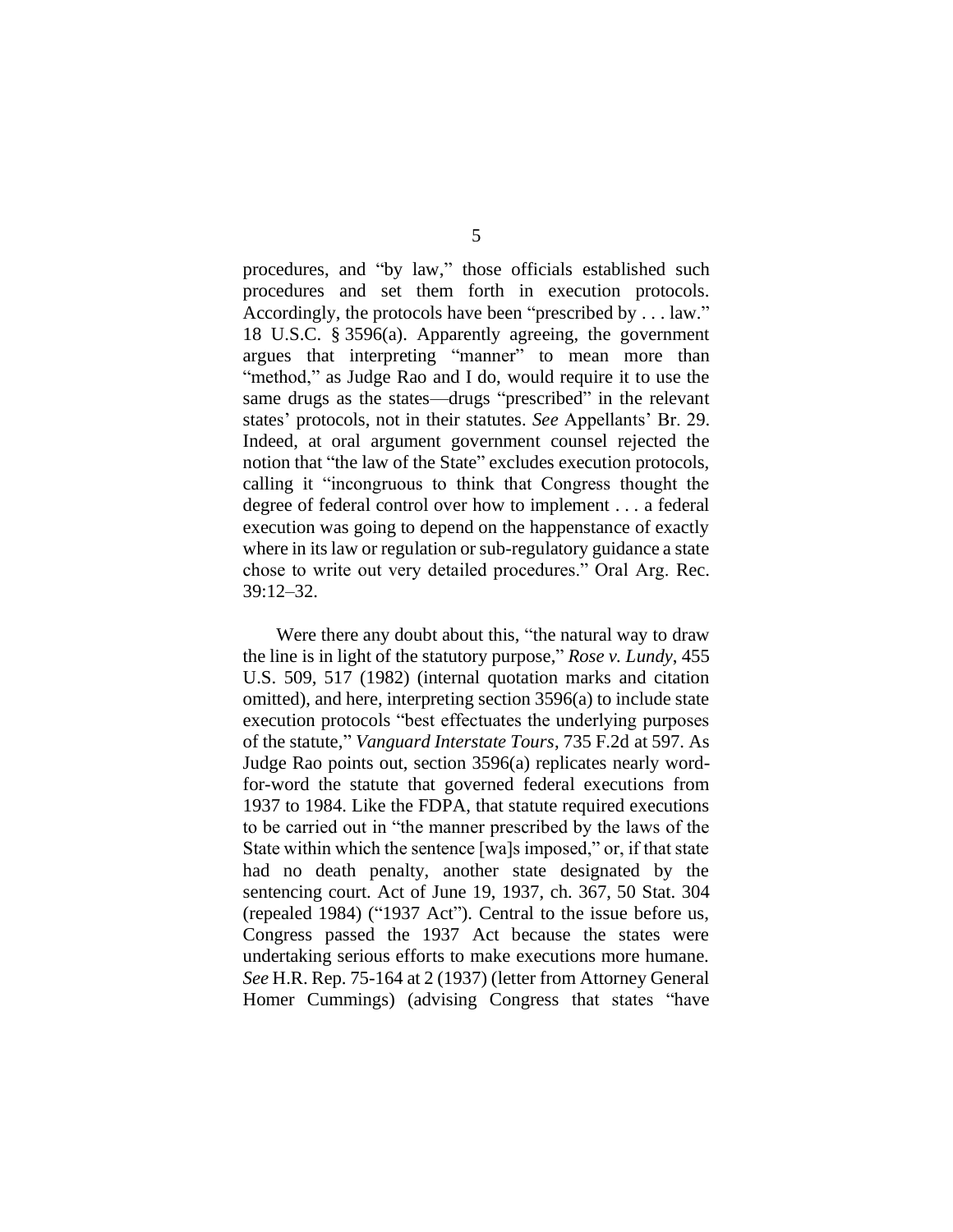procedures, and "by law," those officials established such procedures and set them forth in execution protocols. Accordingly, the protocols have been "prescribed by . . . law." 18 U.S.C. § 3596(a). Apparently agreeing, the government argues that interpreting "manner" to mean more than "method," as Judge Rao and I do, would require it to use the same drugs as the states—drugs "prescribed" in the relevant states' protocols, not in their statutes. *See* Appellants' Br. 29. Indeed, at oral argument government counsel rejected the notion that "the law of the State" excludes execution protocols, calling it "incongruous to think that Congress thought the degree of federal control over how to implement . . . a federal execution was going to depend on the happenstance of exactly where in its law or regulation or sub-regulatory guidance a state chose to write out very detailed procedures." Oral Arg. Rec. 39:12–32.

Were there any doubt about this, "the natural way to draw the line is in light of the statutory purpose," *Rose v. Lundy*, 455 U.S. 509, 517 (1982) (internal quotation marks and citation omitted), and here, interpreting section 3596(a) to include state execution protocols "best effectuates the underlying purposes of the statute," *Vanguard Interstate Tours*, 735 F.2d at 597. As Judge Rao points out, section 3596(a) replicates nearly word-for-word the statute that governed federal executions from 1937 to 1984. Like the FDPA, that statute required executions to be carried out in "the manner prescribed by the laws of the State within which the sentence [wa]s imposed," or, if that state had no death penalty, another state designated by the sentencing court. Act of June 19, 1937, ch. 367, 50 Stat. 304 (repealed 1984) ("1937 Act"). Central to the issue before us, Congress passed the 1937 Act because the states were undertaking serious efforts to make executions more humane. *See* H.R. Rep. 75-164 at 2 (1937) (letter from Attorney General Homer Cummings) (advising Congress that states "have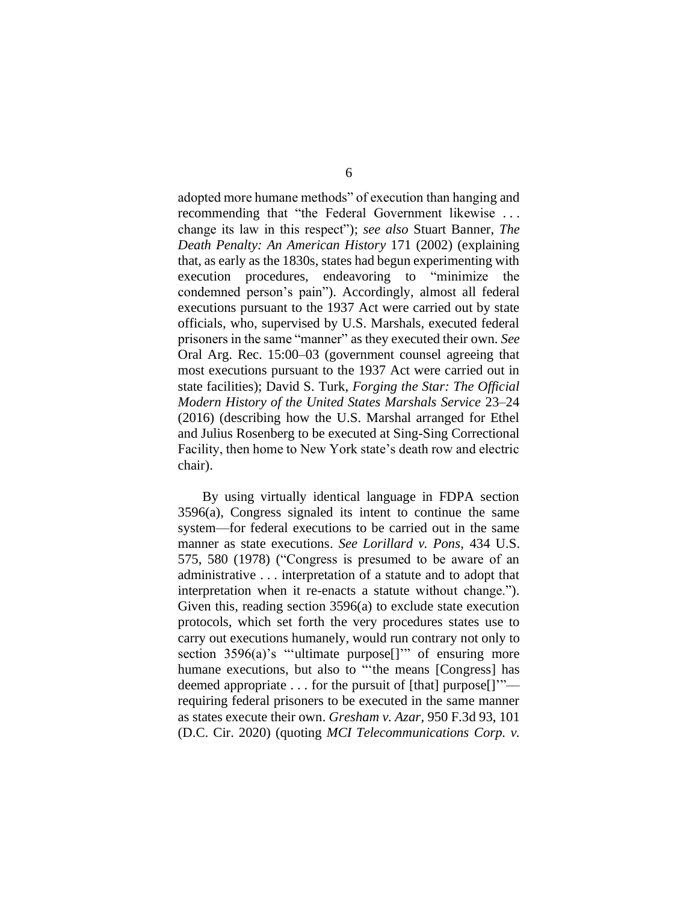adopted more humane methods" of execution than hanging and recommending that "the Federal Government likewise . . . change its law in this respect"); *see also* Stuart Banner, *The Death Penalty: An American History* 171 (2002) (explaining that, as early as the 1830s, states had begun experimenting with execution procedures, endeavoring to "minimize the condemned person's pain"). Accordingly, almost all federal executions pursuant to the 1937 Act were carried out by state officials, who, supervised by U.S. Marshals, executed federal prisoners in the same "manner" as they executed their own. *See* Oral Arg. Rec. 15:00–03 (government counsel agreeing that most executions pursuant to the 1937 Act were carried out in state facilities); David S. Turk, *Forging the Star: The Official Modern History of the United States Marshals Service* 23–24 (2016) (describing how the U.S. Marshal arranged for Ethel and Julius Rosenberg to be executed at Sing-Sing Correctional Facility, then home to New York state's death row and electric chair).

By using virtually identical language in FDPA section 3596(a), Congress signaled its intent to continue the same system—for federal executions to be carried out in the same manner as state executions. *See Lorillard v. Pons*, 434 U.S. 575, 580 (1978) ("Congress is presumed to be aware of an administrative . . . interpretation of a statute and to adopt that interpretation when it re-enacts a statute without change."). Given this, reading section 3596(a) to exclude state execution protocols, which set forth the very procedures states use to carry out executions humanely, would run contrary not only to section 3596(a)'s "'ultimate purpose[]'" of ensuring more humane executions, but also to "'the means [Congress] has deemed appropriate . . . for the pursuit of [that] purpose[]'"—requiring federal prisoners to be executed in the same manner as states execute their own. *Gresham v. Azar*, 950 F.3d 93, 101 (D.C. Cir. 2020) (quoting *MCI Telecommunications Corp. v.*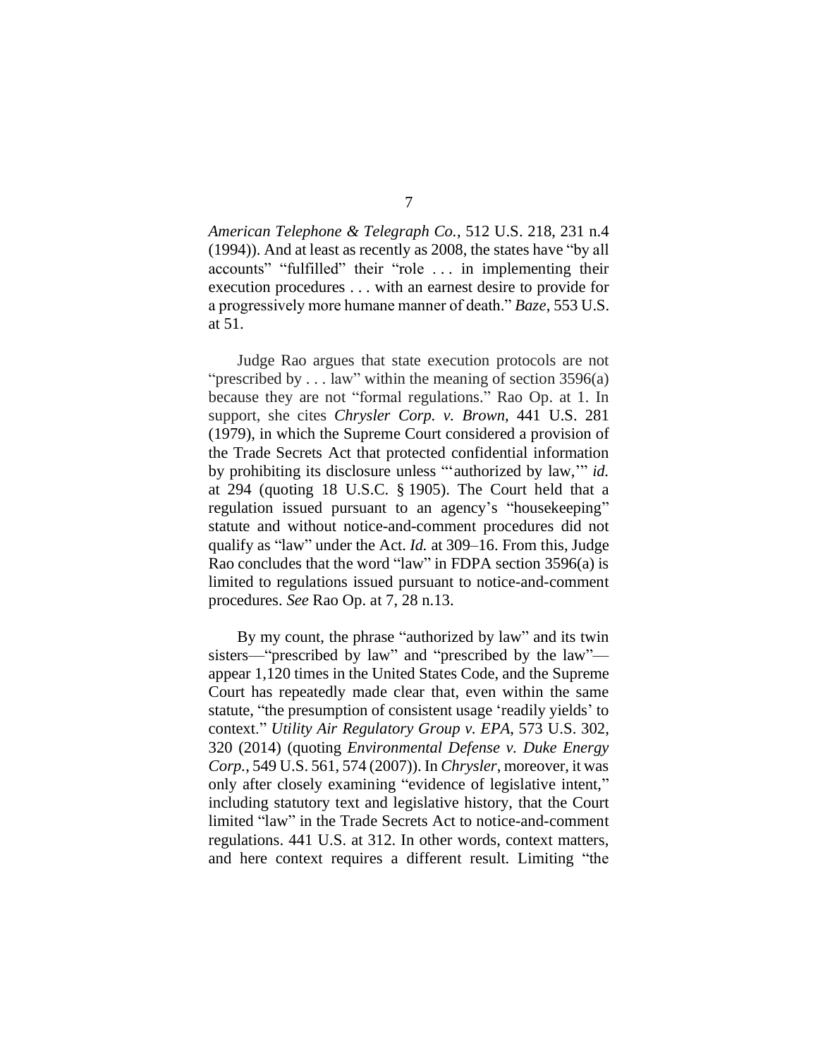*American Telephone & Telegraph Co.*, 512 U.S. 218, 231 n.4 (1994)). And at least as recently as 2008, the states have "by all accounts" "fulfilled" their "role . . . in implementing their execution procedures . . . with an earnest desire to provide for a progressively more humane manner of death." *Baze*, 553 U.S. at 51.

Judge Rao argues that state execution protocols are not "prescribed by . . . law" within the meaning of section 3596(a) because they are not "formal regulations." Rao Op. at 1. In support, she cites *Chrysler Corp. v. Brown*, 441 U.S. 281 (1979), in which the Supreme Court considered a provision of the Trade Secrets Act that protected confidential information by prohibiting its disclosure unless "'authorized by law,'" *id.* at 294 (quoting 18 U.S.C. § 1905). The Court held that a regulation issued pursuant to an agency's "housekeeping" statute and without notice-and-comment procedures did not qualify as "law" under the Act. *Id.* at 309–16. From this, Judge Rao concludes that the word "law" in FDPA section 3596(a) is limited to regulations issued pursuant to notice-and-comment procedures. *See* Rao Op. at 7, 28 n.13.

By my count, the phrase "authorized by law" and its twin sisters—"prescribed by law" and "prescribed by the law"—appear 1,120 times in the United States Code, and the Supreme Court has repeatedly made clear that, even within the same statute, "the presumption of consistent usage 'readily yields' to context." *Utility Air Regulatory Group v. EPA*, 573 U.S. 302, 320 (2014) (quoting *Environmental Defense v. Duke Energy Corp.*, 549 U.S. 561, 574 (2007)). In *Chrysler*, moreover, it was only after closely examining "evidence of legislative intent," including statutory text and legislative history, that the Court limited "law" in the Trade Secrets Act to notice-and-comment regulations. 441 U.S. at 312. In other words, context matters, and here context requires a different result. Limiting "the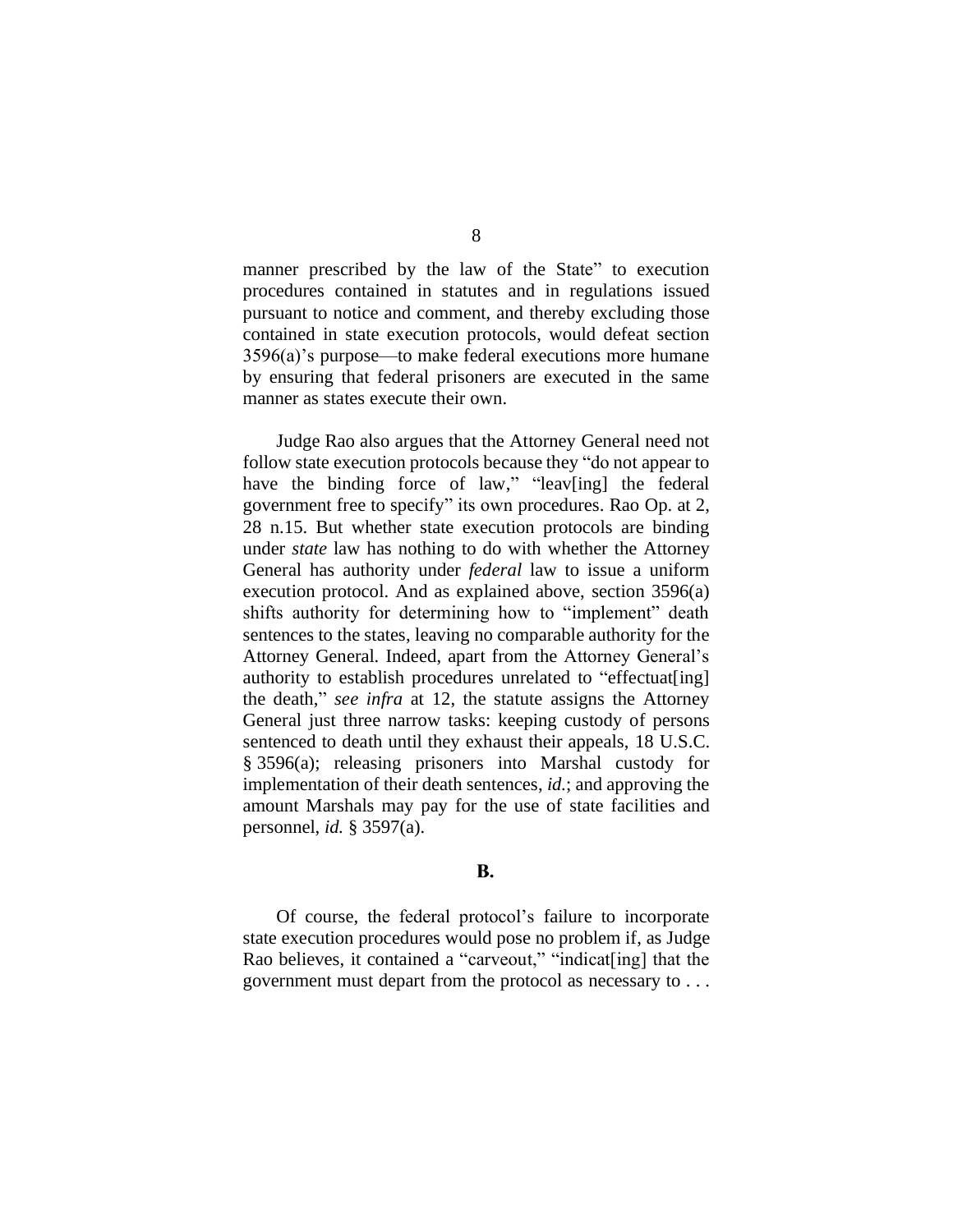manner prescribed by the law of the State" to execution procedures contained in statutes and in regulations issued pursuant to notice and comment, and thereby excluding those contained in state execution protocols, would defeat section 3596(a)'s purpose—to make federal executions more humane by ensuring that federal prisoners are executed in the same manner as states execute their own.

Judge Rao also argues that the Attorney General need not follow state execution protocols because they "do not appear to have the binding force of law," "leav[ing] the federal government free to specify" its own procedures. Rao Op. at 2, 28 n.15. But whether state execution protocols are binding under *state* law has nothing to do with whether the Attorney General has authority under *federal* law to issue a uniform execution protocol. And as explained above, section 3596(a) shifts authority for determining how to "implement" death sentences to the states, leaving no comparable authority for the Attorney General. Indeed, apart from the Attorney General's authority to establish procedures unrelated to "effectuat[ing] the death," *see infra* at 12, the statute assigns the Attorney General just three narrow tasks: keeping custody of persons sentenced to death until they exhaust their appeals, 18 U.S.C. § 3596(a); releasing prisoners into Marshal custody for implementation of their death sentences, *id.*; and approving the amount Marshals may pay for the use of state facilities and personnel, *id.* § 3597(a).

## B.

Of course, the federal protocol's failure to incorporate state execution procedures would pose no problem if, as Judge Rao believes, it contained a "carveout," "indicat[ing] that the government must depart from the protocol as necessary to . . .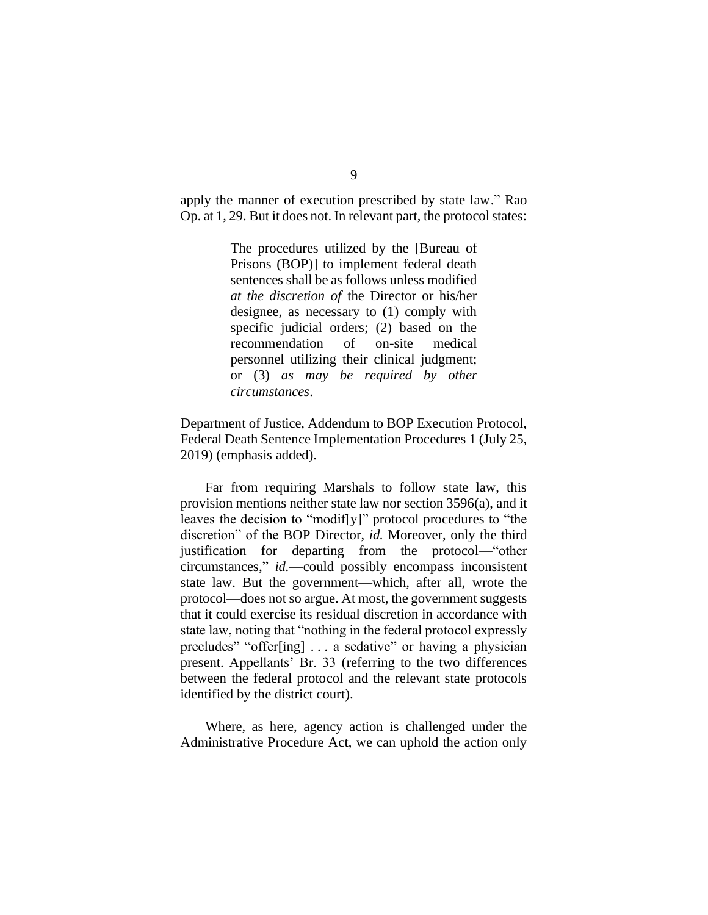apply the manner of execution prescribed by state law." Rao Op. at 1, 29. But it does not. In relevant part, the protocol states:

> The procedures utilized by the [Bureau of Prisons (BOP)] to implement federal death sentences shall be as follows unless modified *at the discretion of* the Director or his/her designee, as necessary to (1) comply with specific judicial orders; (2) based on the recommendation of on-site medical personnel utilizing their clinical judgment; or (3) *as may be required by other circumstances*.

Department of Justice, Addendum to BOP Execution Protocol, Federal Death Sentence Implementation Procedures 1 (July 25, 2019) (emphasis added).

Far from requiring Marshals to follow state law, this provision mentions neither state law nor section 3596(a), and it leaves the decision to "modif[y]" protocol procedures to "the discretion" of the BOP Director, *id.* Moreover, only the third justification for departing from the protocol—"other circumstances," *id.*—could possibly encompass inconsistent state law. But the government—which, after all, wrote the protocol—does not so argue. At most, the government suggests that it could exercise its residual discretion in accordance with state law, noting that "nothing in the federal protocol expressly precludes" "offer[ing] . . . a sedative" or having a physician present. Appellants' Br. 33 (referring to the two differences between the federal protocol and the relevant state protocols identified by the district court).

Where, as here, agency action is challenged under the Administrative Procedure Act, we can uphold the action only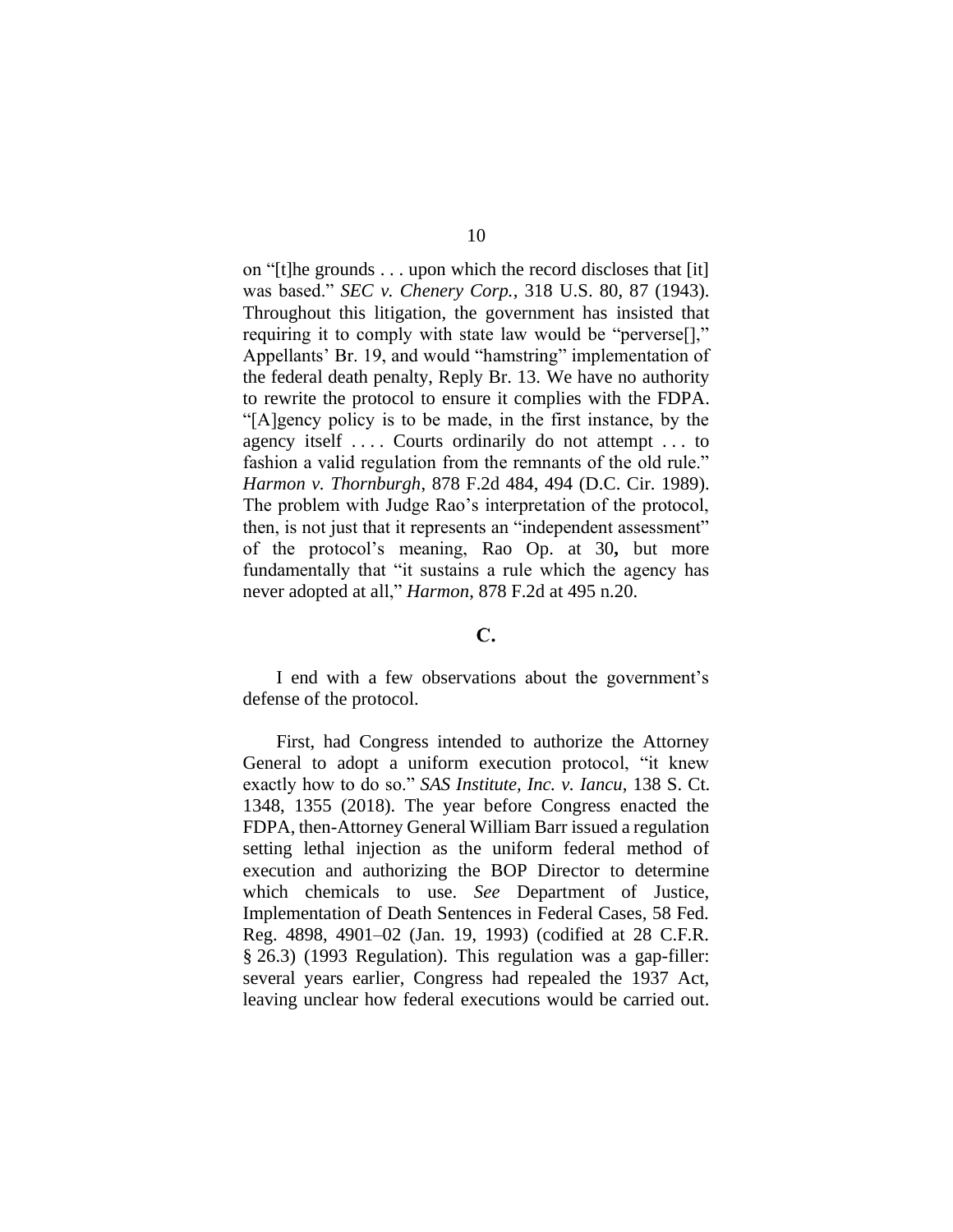on "[t]he grounds . . . upon which the record discloses that [it] was based." *SEC v. Chenery Corp.*, 318 U.S. 80, 87 (1943). Throughout this litigation, the government has insisted that requiring it to comply with state law would be "perverse[]," Appellants' Br. 19, and would "hamstring" implementation of the federal death penalty, Reply Br. 13. We have no authority to rewrite the protocol to ensure it complies with the FDPA. "[A]gency policy is to be made, in the first instance, by the agency itself . . . . Courts ordinarily do not attempt . . . to fashion a valid regulation from the remnants of the old rule." *Harmon v. Thornburgh*, 878 F.2d 484, 494 (D.C. Cir. 1989). The problem with Judge Rao's interpretation of the protocol, then, is not just that it represents an "independent assessment" of the protocol's meaning, Rao Op. at 30**,** but more fundamentally that "it sustains a rule which the agency has never adopted at all," *Harmon*, 878 F.2d at 495 n.20.

**C.**

I end with a few observations about the government's defense of the protocol.

First, had Congress intended to authorize the Attorney General to adopt a uniform execution protocol, "it knew exactly how to do so." *SAS Institute, Inc. v. Iancu*, 138 S. Ct. 1348, 1355 (2018). The year before Congress enacted the FDPA, then-Attorney General William Barr issued a regulation setting lethal injection as the uniform federal method of execution and authorizing the BOP Director to determine which chemicals to use. *See* Department of Justice, Implementation of Death Sentences in Federal Cases, 58 Fed. Reg. 4898, 4901–02 (Jan. 19, 1993) (codified at 28 C.F.R. § 26.3) (1993 Regulation). This regulation was a gap-filler: several years earlier, Congress had repealed the 1937 Act, leaving unclear how federal executions would be carried out.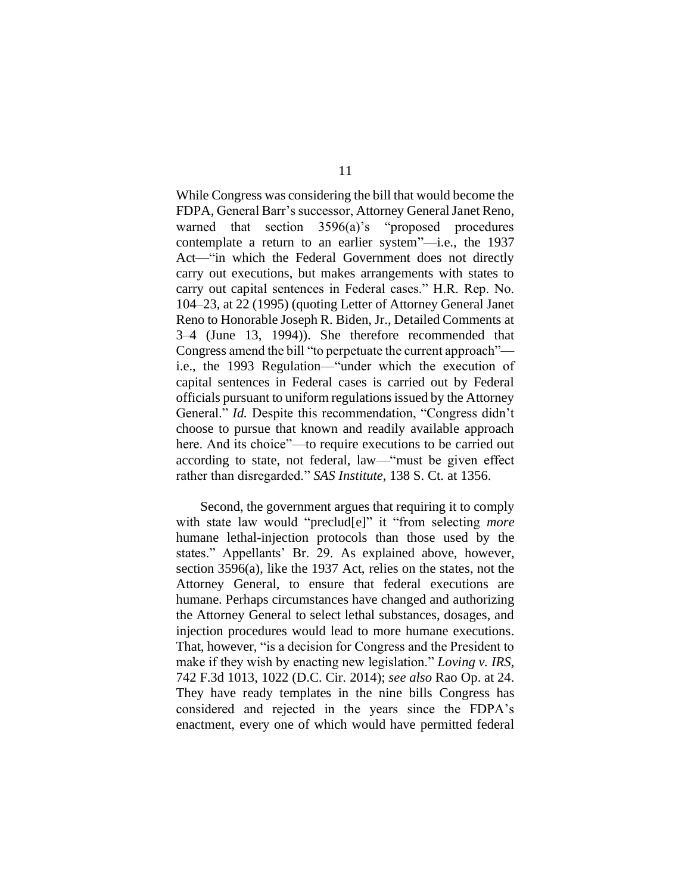While Congress was considering the bill that would become the FDPA, General Barr's successor, Attorney General Janet Reno, warned that section 3596(a)'s "proposed procedures contemplate a return to an earlier system"—i.e., the 1937 Act—"in which the Federal Government does not directly carry out executions, but makes arrangements with states to carry out capital sentences in Federal cases." H.R. Rep. No. 104–23, at 22 (1995) (quoting Letter of Attorney General Janet Reno to Honorable Joseph R. Biden, Jr., Detailed Comments at 3–4 (June 13, 1994)). She therefore recommended that Congress amend the bill "to perpetuate the current approach"—i.e., the 1993 Regulation—"under which the execution of capital sentences in Federal cases is carried out by Federal officials pursuant to uniform regulations issued by the Attorney General." *Id.* Despite this recommendation, "Congress didn't choose to pursue that known and readily available approach here. And its choice"—to require executions to be carried out according to state, not federal, law—"must be given effect rather than disregarded." *SAS Institute*, 138 S. Ct. at 1356.

Second, the government argues that requiring it to comply with state law would "preclud[e]" it "from selecting *more* humane lethal-injection protocols than those used by the states." Appellants' Br. 29. As explained above, however, section 3596(a), like the 1937 Act, relies on the states, not the Attorney General, to ensure that federal executions are humane. Perhaps circumstances have changed and authorizing the Attorney General to select lethal substances, dosages, and injection procedures would lead to more humane executions. That, however, "is a decision for Congress and the President to make if they wish by enacting new legislation." *Loving v. IRS*, 742 F.3d 1013, 1022 (D.C. Cir. 2014); *see also* Rao Op. at 24. They have ready templates in the nine bills Congress has considered and rejected in the years since the FDPA's enactment, every one of which would have permitted federal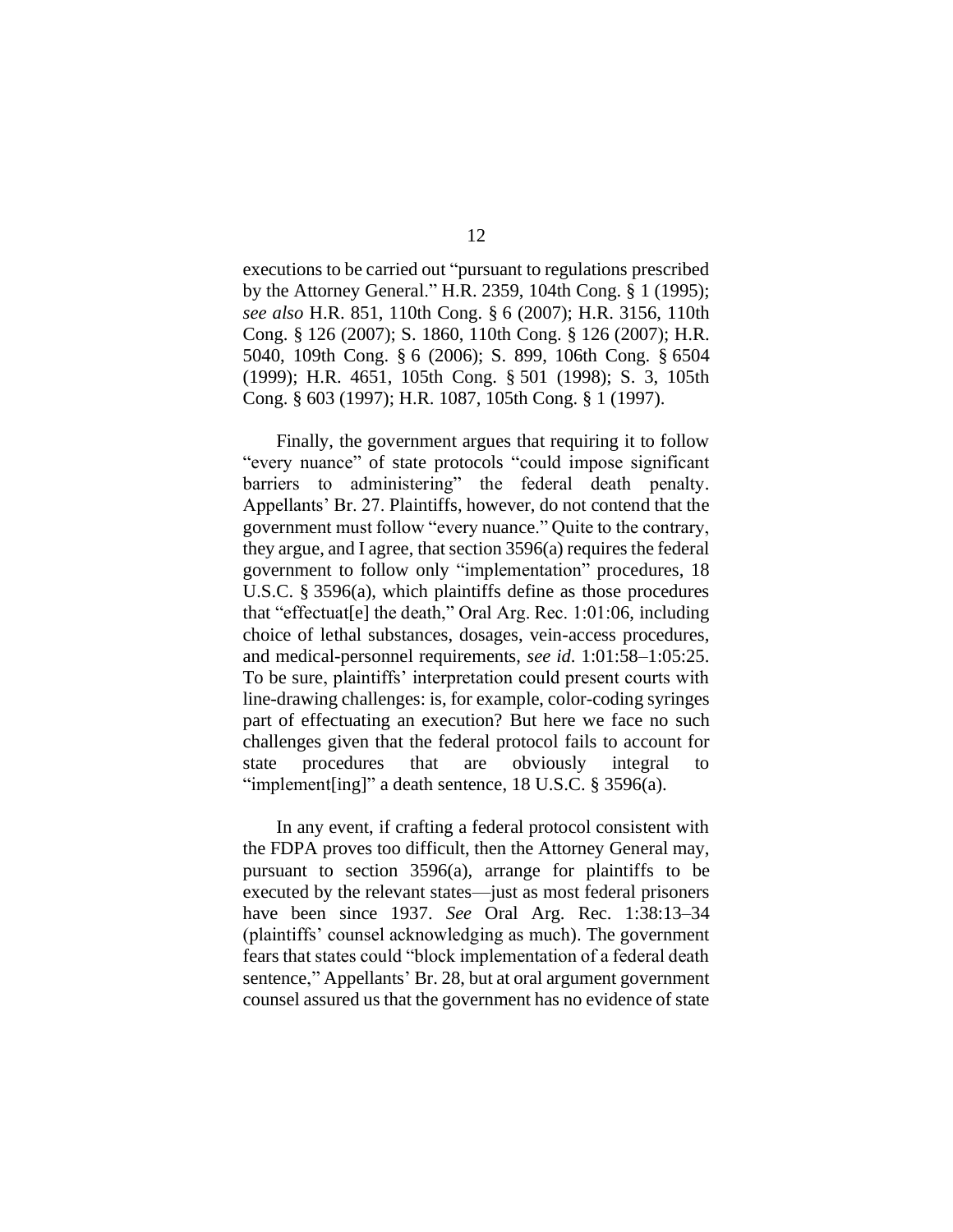executions to be carried out "pursuant to regulations prescribed by the Attorney General." H.R. 2359, 104th Cong. § 1 (1995); *see also* H.R. 851, 110th Cong. § 6 (2007); H.R. 3156, 110th Cong. § 126 (2007); S. 1860, 110th Cong. § 126 (2007); H.R. 5040, 109th Cong. § 6 (2006); S. 899, 106th Cong. § 6504 (1999); H.R. 4651, 105th Cong. § 501 (1998); S. 3, 105th Cong. § 603 (1997); H.R. 1087, 105th Cong. § 1 (1997).

Finally, the government argues that requiring it to follow "every nuance" of state protocols "could impose significant barriers to administering" the federal death penalty. Appellants' Br. 27. Plaintiffs, however, do not contend that the government must follow "every nuance." Quite to the contrary, they argue, and I agree, that section 3596(a) requires the federal government to follow only "implementation" procedures, 18 U.S.C. § 3596(a), which plaintiffs define as those procedures that "effectuat[e] the death," Oral Arg. Rec. 1:01:06, including choice of lethal substances, dosages, vein-access procedures, and medical-personnel requirements, *see id.* 1:01:58–1:05:25. To be sure, plaintiffs' interpretation could present courts with line-drawing challenges: is, for example, color-coding syringes part of effectuating an execution? But here we face no such challenges given that the federal protocol fails to account for state procedures that are obviously integral to "implement[ing]" a death sentence, 18 U.S.C. § 3596(a).

In any event, if crafting a federal protocol consistent with the FDPA proves too difficult, then the Attorney General may, pursuant to section 3596(a), arrange for plaintiffs to be executed by the relevant states—just as most federal prisoners have been since 1937. *See* Oral Arg. Rec. 1:38:13–34 (plaintiffs' counsel acknowledging as much). The government fears that states could "block implementation of a federal death sentence," Appellants' Br. 28, but at oral argument government counsel assured us that the government has no evidence of state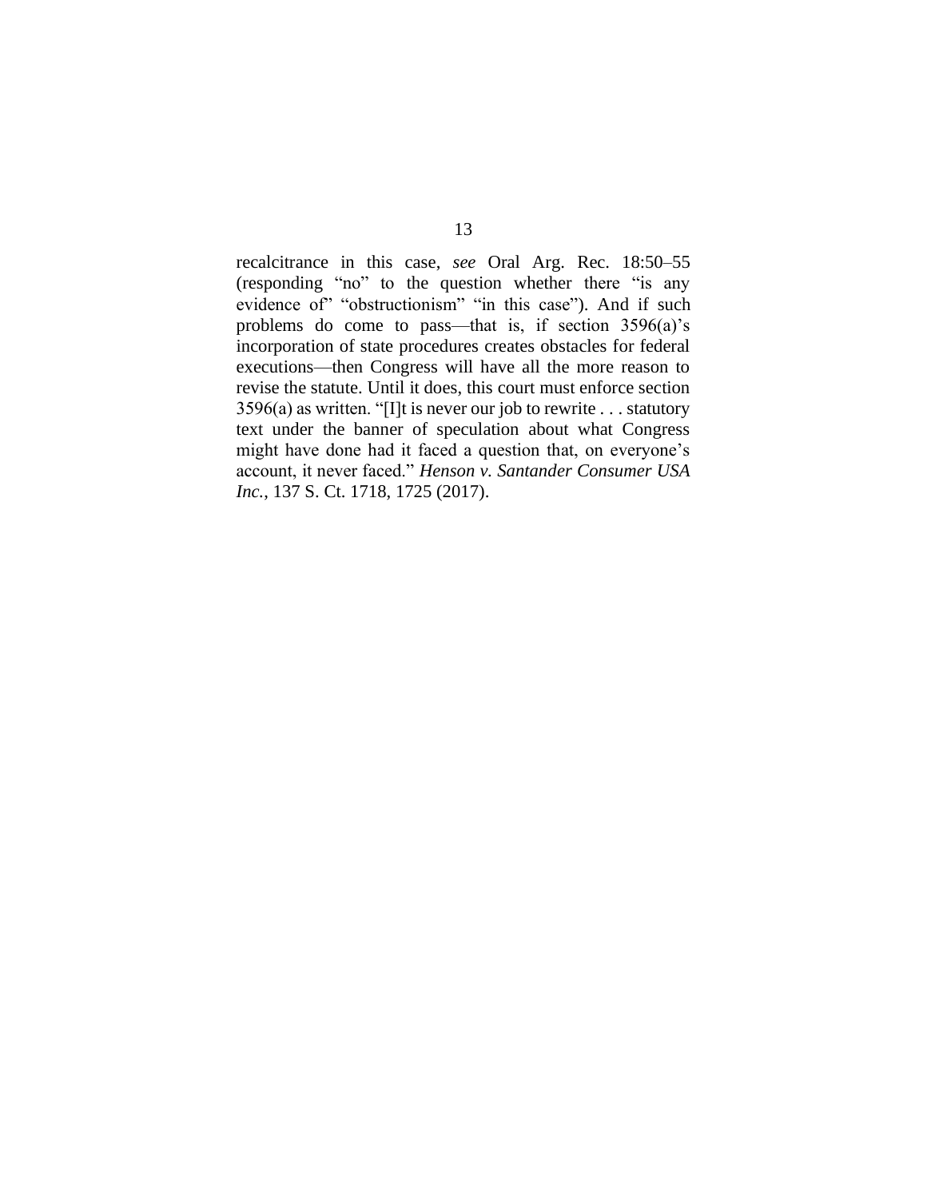recalcitrance in this case, *see* Oral Arg. Rec. 18:50–55 (responding "no" to the question whether there "is any evidence of" "obstructionism" "in this case"). And if such problems do come to pass—that is, if section 3596(a)'s incorporation of state procedures creates obstacles for federal executions—then Congress will have all the more reason to revise the statute. Until it does, this court must enforce section 3596(a) as written. "[I]t is never our job to rewrite . . . statutory text under the banner of speculation about what Congress might have done had it faced a question that, on everyone's account, it never faced." *Henson v. Santander Consumer USA Inc.*, 137 S. Ct. 1718, 1725 (2017).